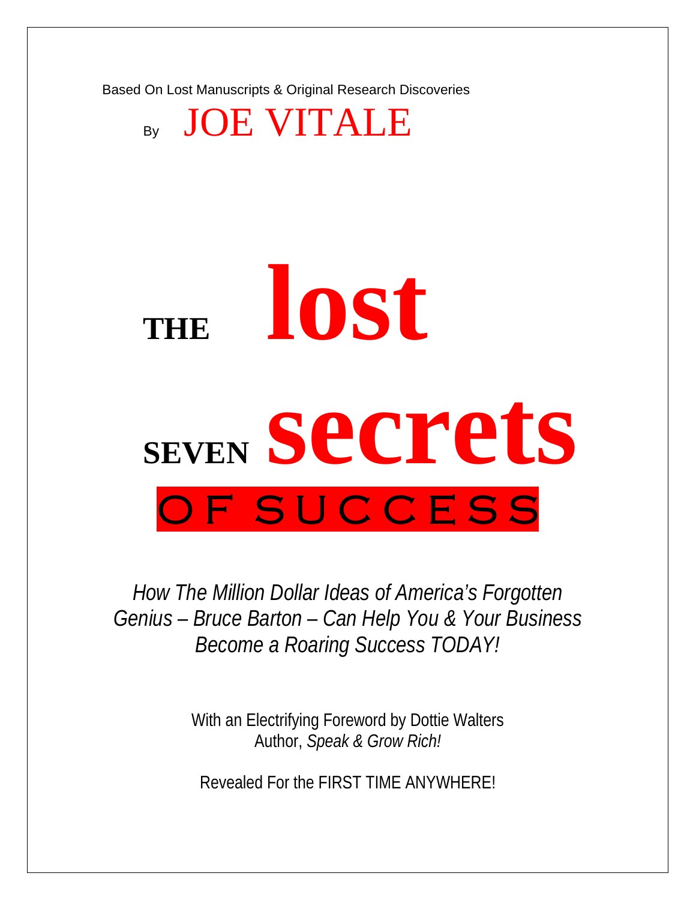Based On Lost Manuscripts & Original Research Discoveries

By JOE VITALE

# THE lost SEVEN secrets OF SUCCESS

*How The Million Dollar Ideas of America's Forgotten Genius – Bruce Barton – Can Help You & Your Business Become a Roaring Success TODAY!*

With an Electrifying Foreword by Dottie Walters
Author, *Speak & Grow Rich!*

Revealed For the FIRST TIME ANYWHERE!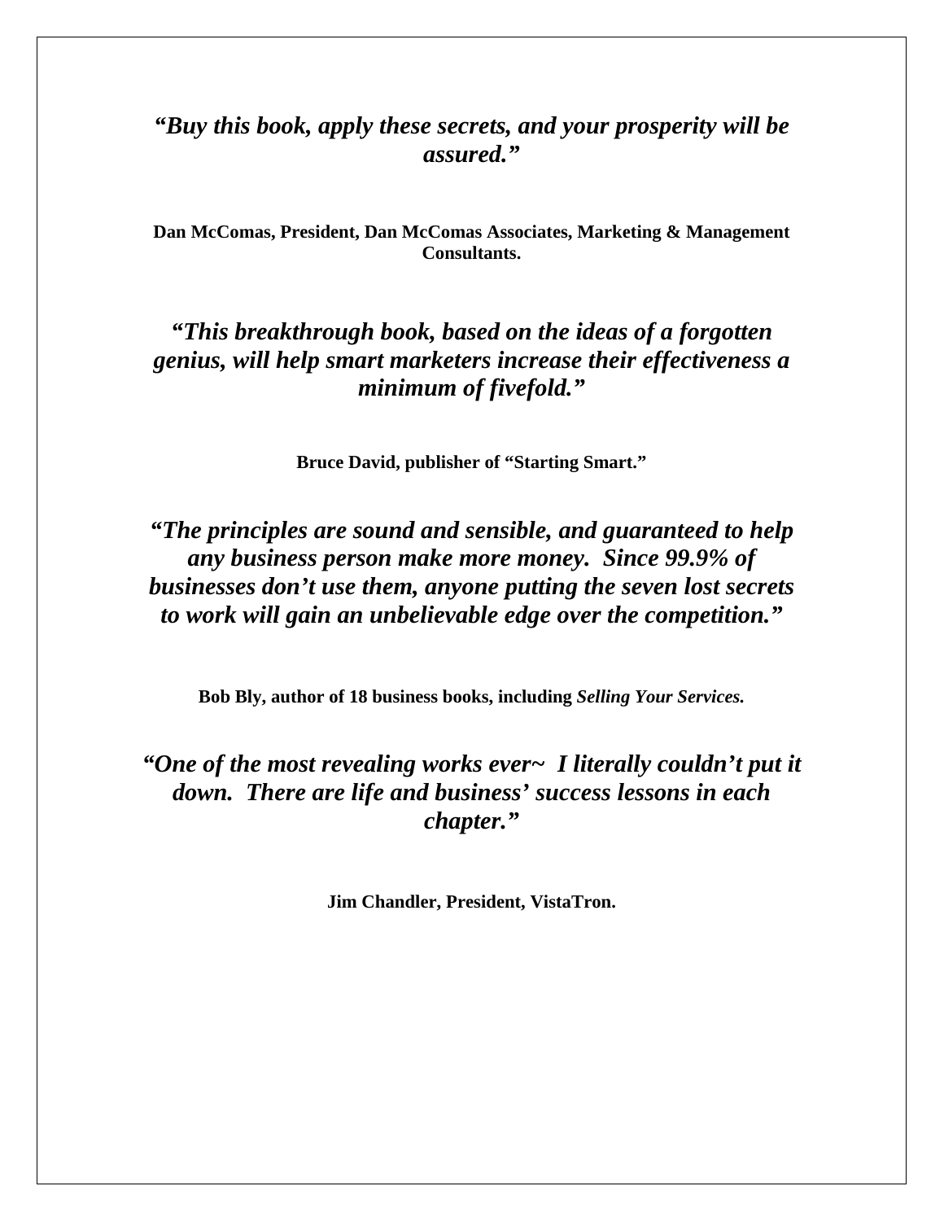***"Buy this book, apply these secrets, and your prosperity will be assured."***

**Dan McComas, President, Dan McComas Associates, Marketing & Management Consultants.**

***"This breakthrough book, based on the ideas of a forgotten genius, will help smart marketers increase their effectiveness a minimum of fivefold."***

**Bruce David, publisher of "Starting Smart."**

***"The principles are sound and sensible, and guaranteed to help any business person make more money. Since 99.9% of businesses don't use them, anyone putting the seven lost secrets to work will gain an unbelievable edge over the competition."***

**Bob Bly, author of 18 business books, including *Selling Your Services.***

***"One of the most revealing works ever~ I literally couldn't put it down. There are life and business' success lessons in each chapter."***

**Jim Chandler, President, VistaTron.**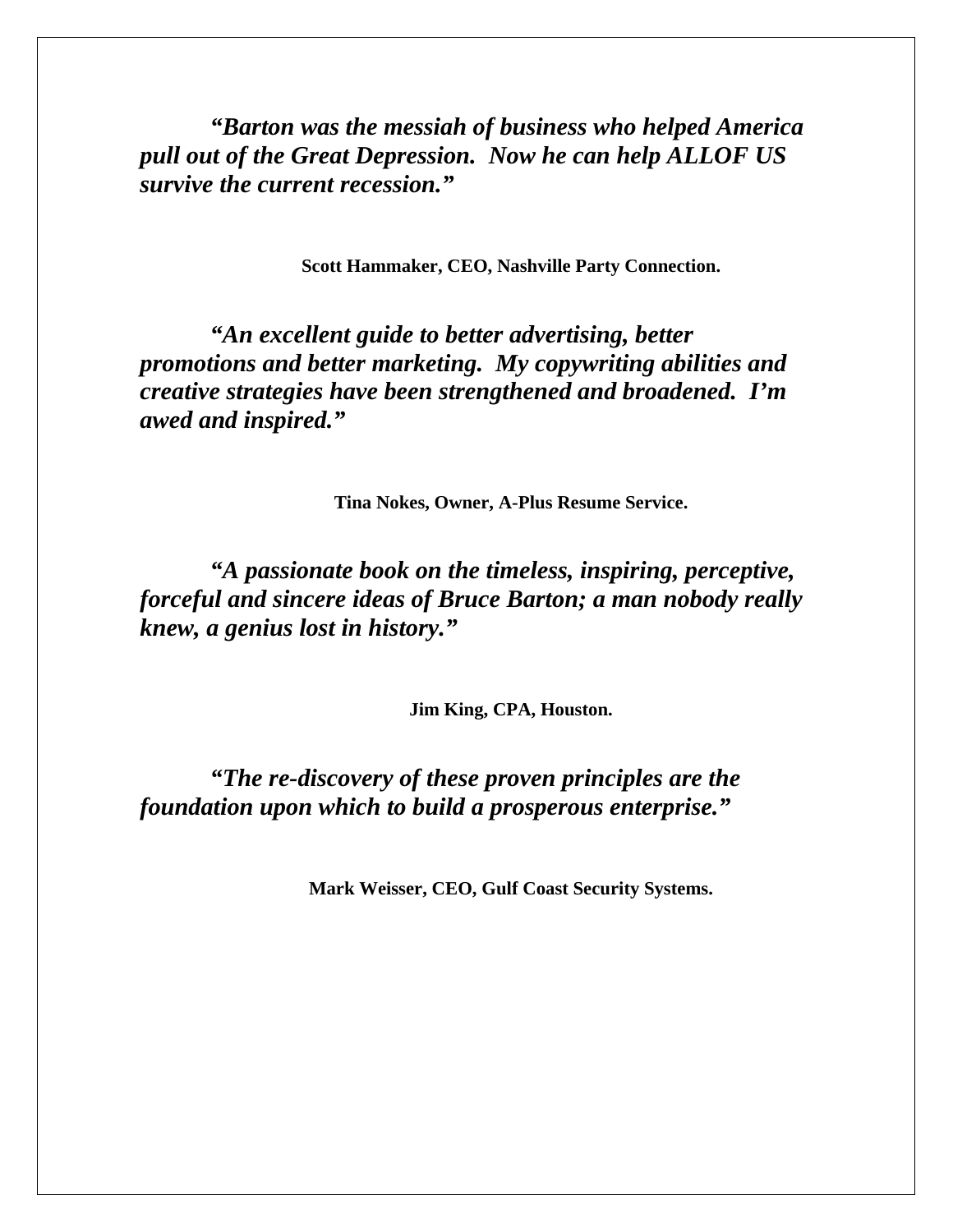***"Barton was the messiah of business who helped America pull out of the Great Depression. Now he can help ALLOF US survive the current recession."***

**Scott Hammaker, CEO, Nashville Party Connection.**

***"An excellent guide to better advertising, better promotions and better marketing. My copywriting abilities and creative strategies have been strengthened and broadened. I'm awed and inspired."***

**Tina Nokes, Owner, A-Plus Resume Service.**

***"A passionate book on the timeless, inspiring, perceptive, forceful and sincere ideas of Bruce Barton; a man nobody really knew, a genius lost in history."***

**Jim King, CPA, Houston.**

***"The re-discovery of these proven principles are the foundation upon which to build a prosperous enterprise."***

**Mark Weisser, CEO, Gulf Coast Security Systems.**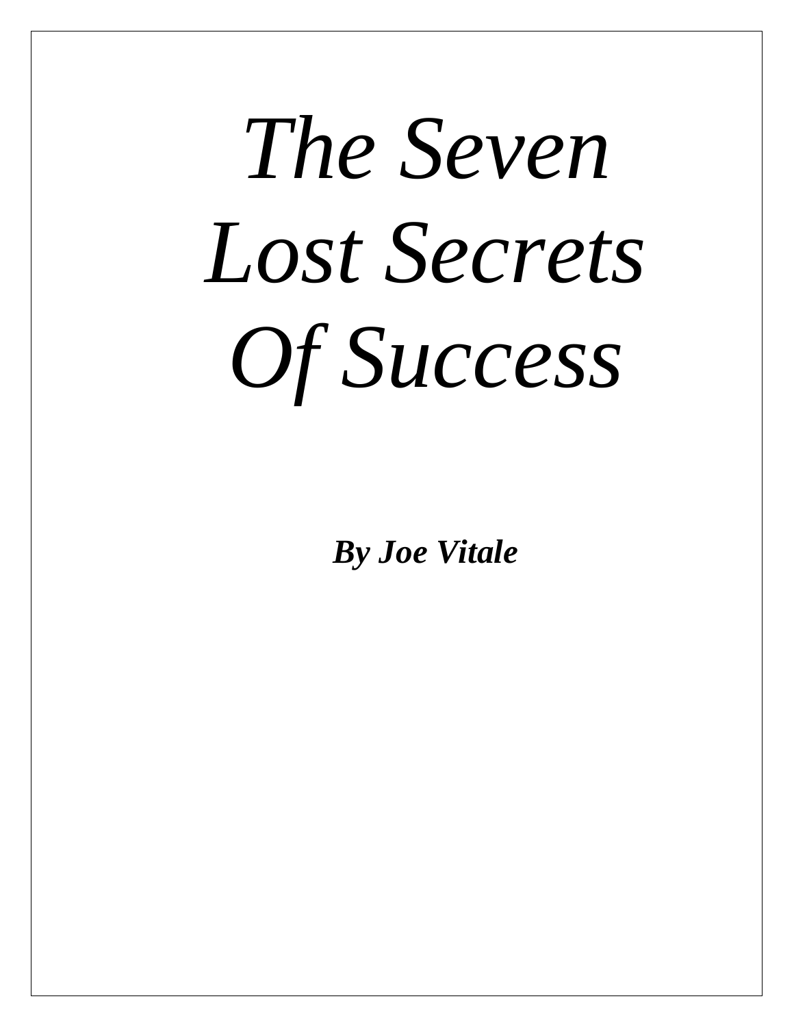# *The Seven Lost Secrets Of Success*

***By Joe Vitale***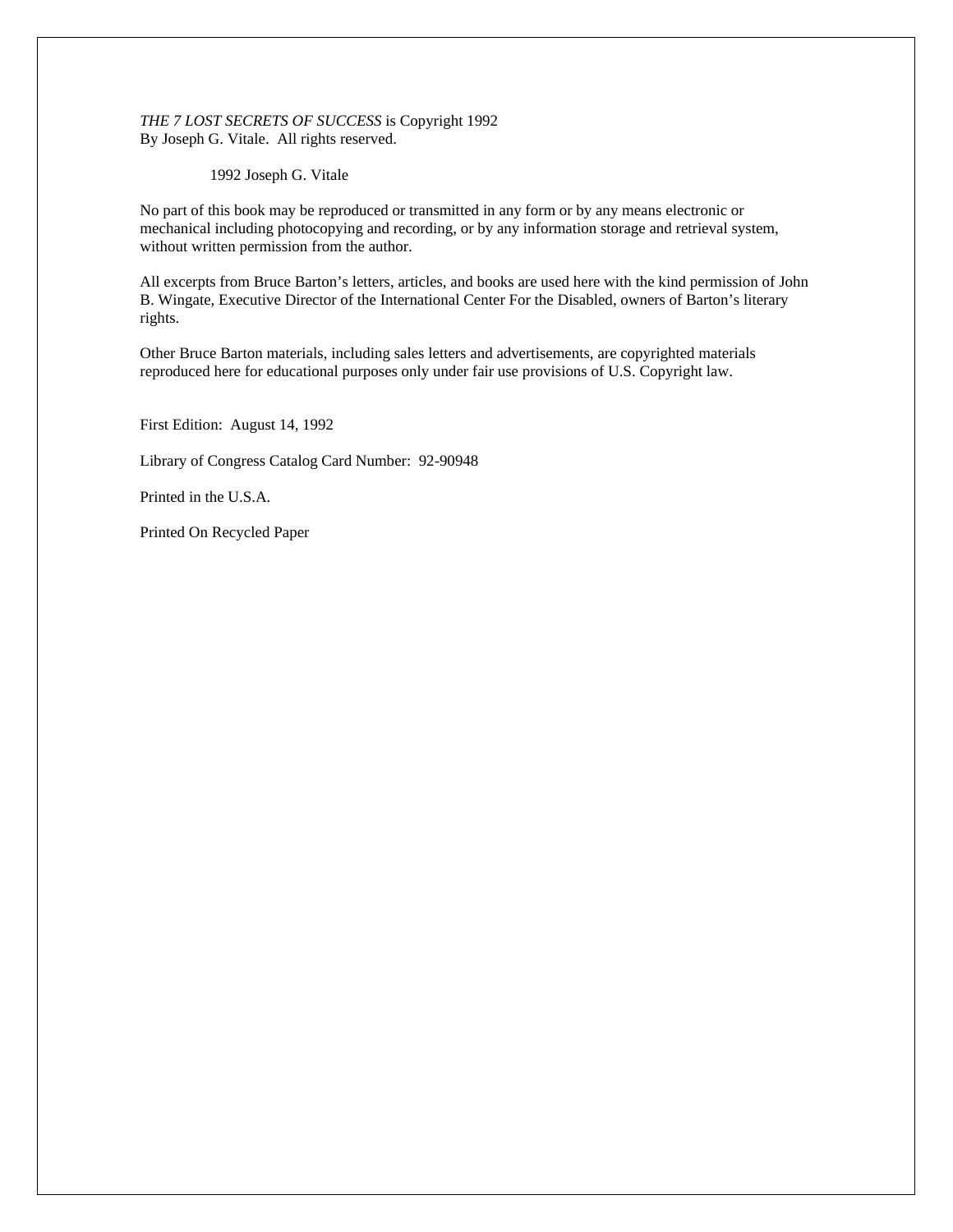*THE 7 LOST SECRETS OF SUCCESS* is Copyright 1992
By Joseph G. Vitale. All rights reserved.

1992 Joseph G. Vitale

No part of this book may be reproduced or transmitted in any form or by any means electronic or mechanical including photocopying and recording, or by any information storage and retrieval system, without written permission from the author.

All excerpts from Bruce Barton's letters, articles, and books are used here with the kind permission of John B. Wingate, Executive Director of the International Center For the Disabled, owners of Barton's literary rights.

Other Bruce Barton materials, including sales letters and advertisements, are copyrighted materials reproduced here for educational purposes only under fair use provisions of U.S. Copyright law.

First Edition: August 14, 1992

Library of Congress Catalog Card Number: 92-90948

Printed in the U.S.A.

Printed On Recycled Paper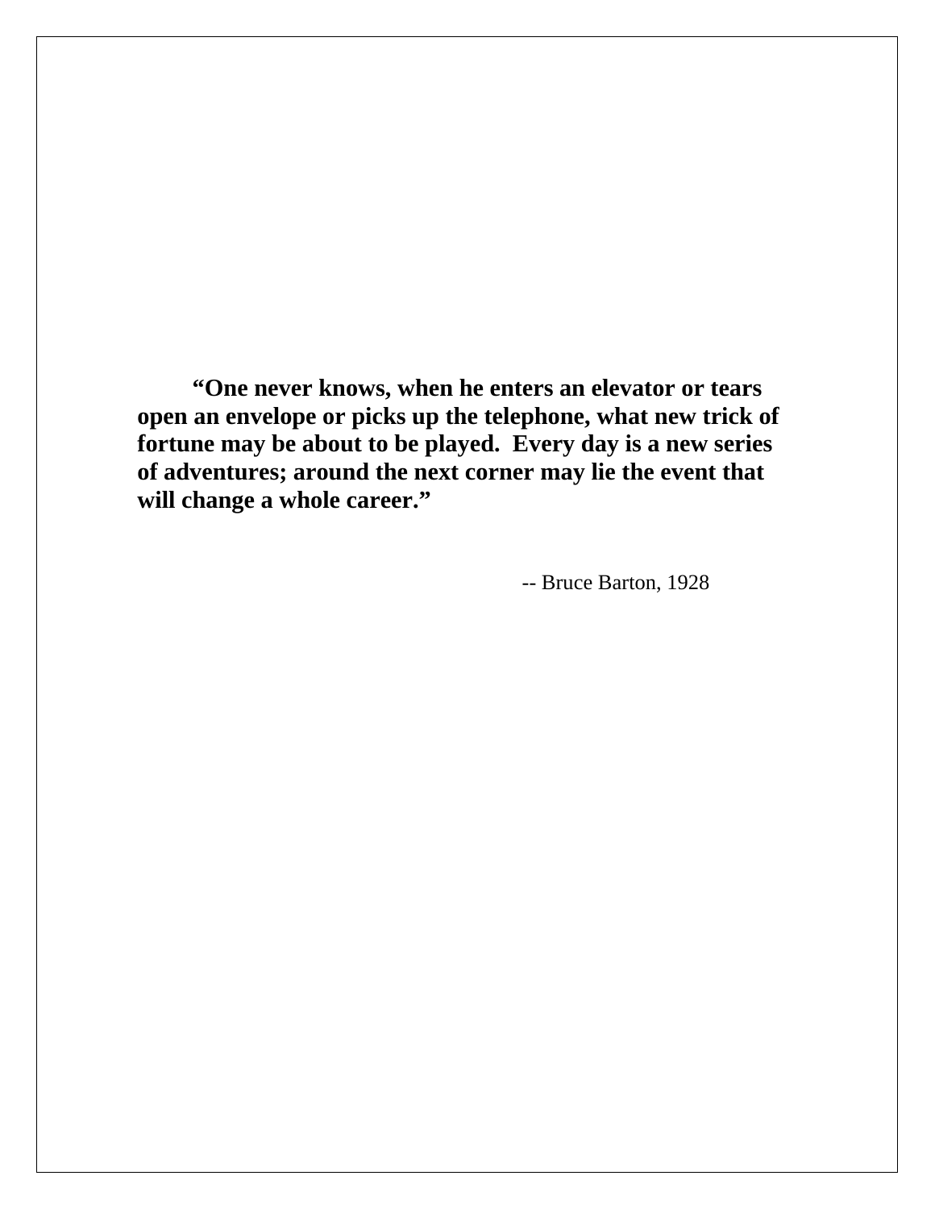**"One never knows, when he enters an elevator or tears open an envelope or picks up the telephone, what new trick of fortune may be about to be played.  Every day is a new series of adventures; around the next corner may lie the event that will change a whole career."**

-- Bruce Barton, 1928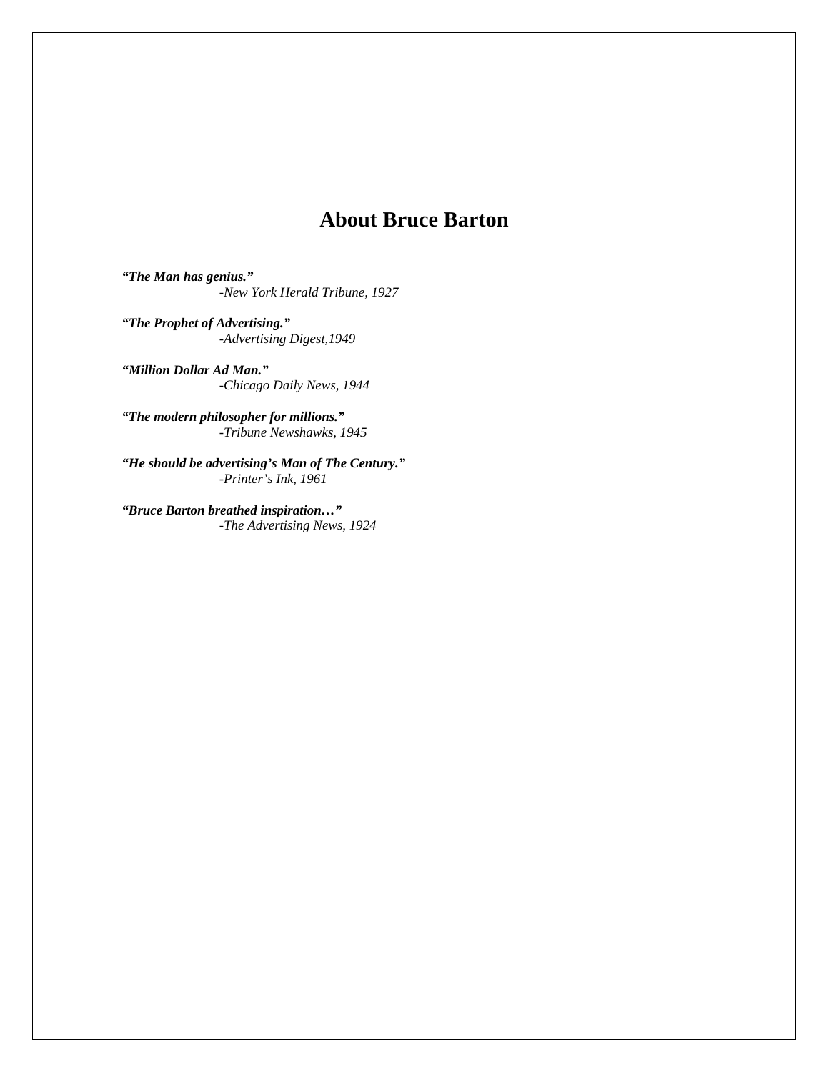# About Bruce Barton

***"The Man has genius."***
*-New York Herald Tribune, 1927*

***"The Prophet of Advertising."***
*-Advertising Digest,1949*

***"Million Dollar Ad Man."***
*-Chicago Daily News, 1944*

***"The modern philosopher for millions."***
*-Tribune Newshawks, 1945*

***"He should be advertising's Man of The Century."***
*-Printer's Ink, 1961*

***"Bruce Barton breathed inspiration…"***
*-The Advertising News, 1924*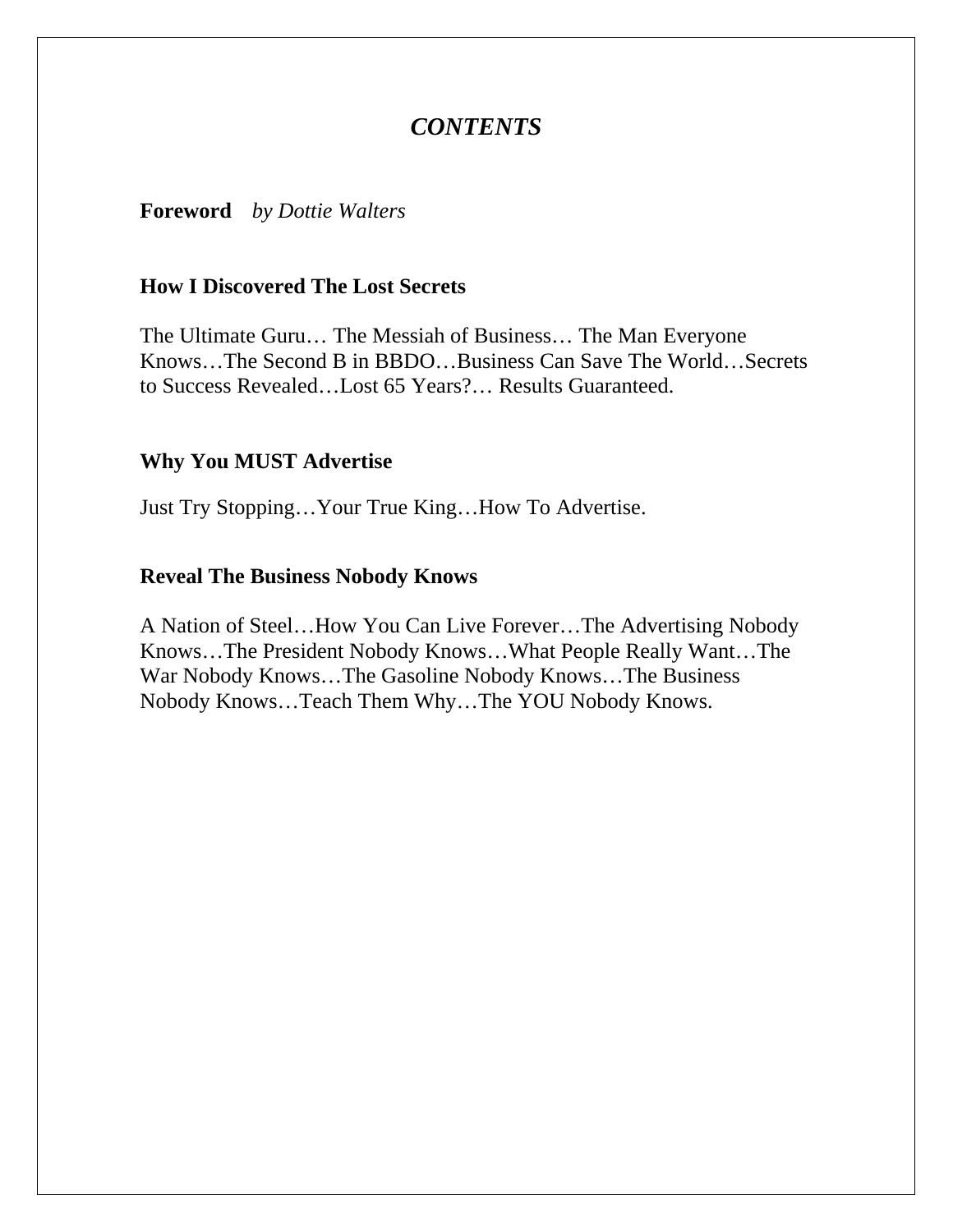# *CONTENTS*

**Foreword** *by Dottie Walters*

**How I Discovered The Lost Secrets**

The Ultimate Guru… The Messiah of Business… The Man Everyone Knows…The Second B in BBDO…Business Can Save The World…Secrets to Success Revealed…Lost 65 Years?… Results Guaranteed.

**Why You MUST Advertise**

Just Try Stopping…Your True King…How To Advertise.

**Reveal The Business Nobody Knows**

A Nation of Steel…How You Can Live Forever…The Advertising Nobody Knows…The President Nobody Knows…What People Really Want…The War Nobody Knows…The Gasoline Nobody Knows…The Business Nobody Knows…Teach Them Why…The YOU Nobody Knows.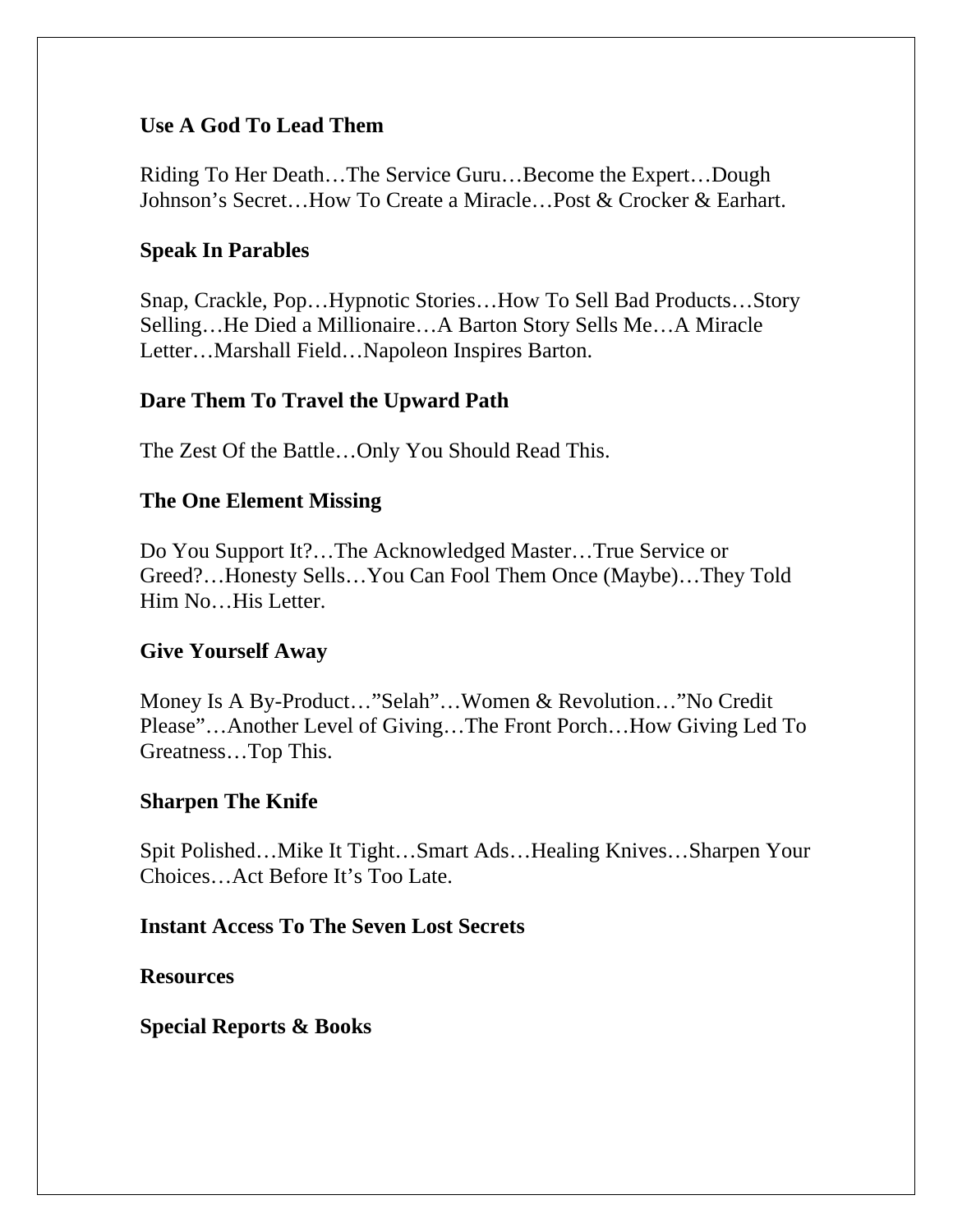**Use A God To Lead Them**

Riding To Her Death…The Service Guru…Become the Expert…Dough Johnson's Secret…How To Create a Miracle…Post & Crocker & Earhart.

**Speak In Parables**

Snap, Crackle, Pop…Hypnotic Stories…How To Sell Bad Products…Story Selling…He Died a Millionaire…A Barton Story Sells Me…A Miracle Letter…Marshall Field…Napoleon Inspires Barton.

**Dare Them To Travel the Upward Path**

The Zest Of the Battle…Only You Should Read This.

**The One Element Missing**

Do You Support It?…The Acknowledged Master…True Service or Greed?…Honesty Sells…You Can Fool Them Once (Maybe)…They Told Him No…His Letter.

**Give Yourself Away**

Money Is A By-Product…"Selah"…Women & Revolution…"No Credit Please"…Another Level of Giving…The Front Porch…How Giving Led To Greatness…Top This.

**Sharpen The Knife**

Spit Polished…Mike It Tight…Smart Ads…Healing Knives…Sharpen Your Choices…Act Before It's Too Late.

**Instant Access To The Seven Lost Secrets**

**Resources**

**Special Reports & Books**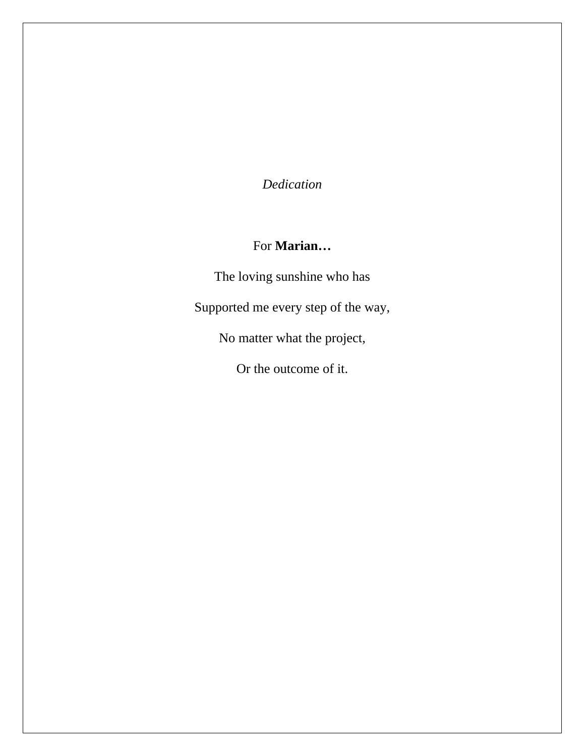*Dedication*

For **Marian…**

The loving sunshine who has

Supported me every step of the way,

No matter what the project,

Or the outcome of it.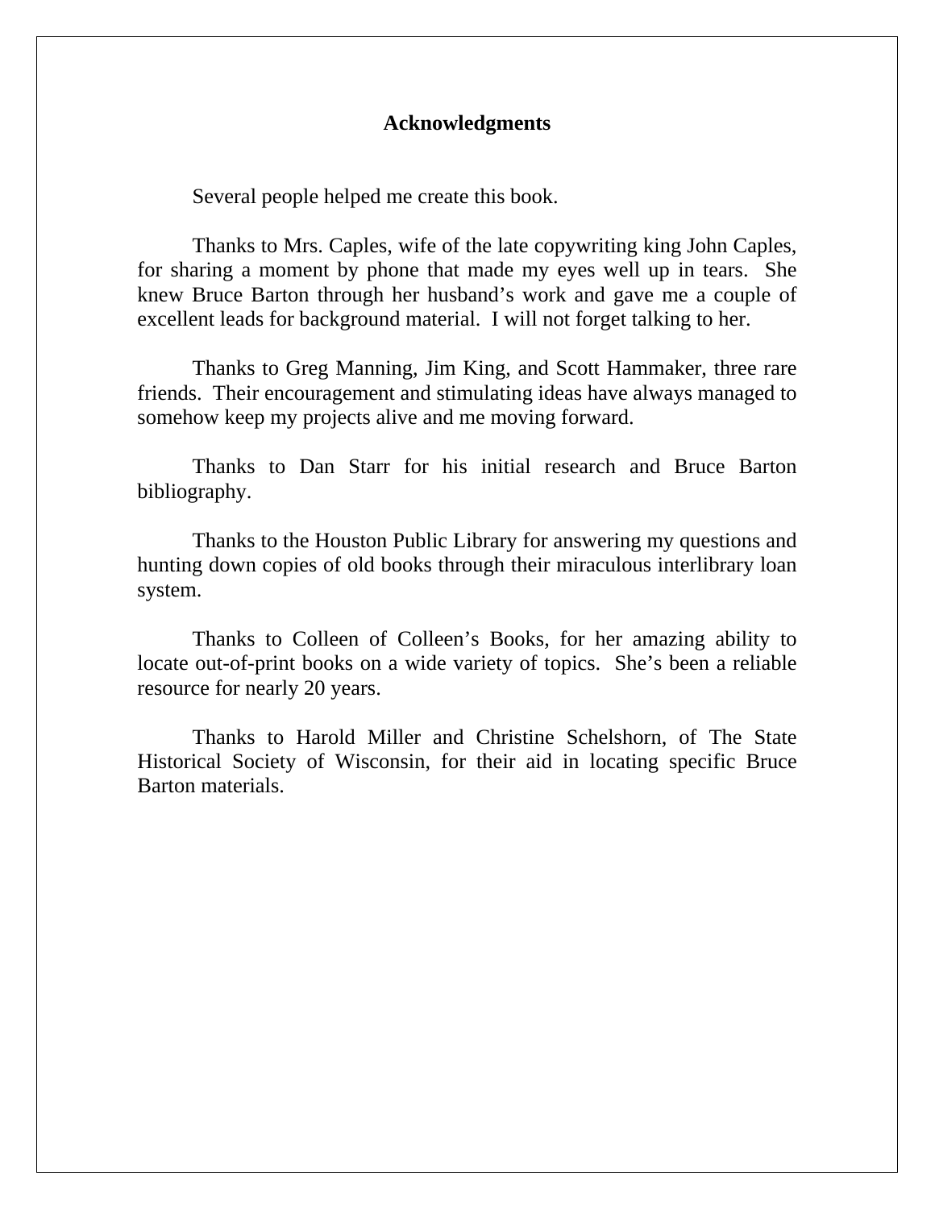# Acknowledgments

Several people helped me create this book.

Thanks to Mrs. Caples, wife of the late copywriting king John Caples, for sharing a moment by phone that made my eyes well up in tears. She knew Bruce Barton through her husband's work and gave me a couple of excellent leads for background material. I will not forget talking to her.

Thanks to Greg Manning, Jim King, and Scott Hammaker, three rare friends. Their encouragement and stimulating ideas have always managed to somehow keep my projects alive and me moving forward.

Thanks to Dan Starr for his initial research and Bruce Barton bibliography.

Thanks to the Houston Public Library for answering my questions and hunting down copies of old books through their miraculous interlibrary loan system.

Thanks to Colleen of Colleen's Books, for her amazing ability to locate out-of-print books on a wide variety of topics. She's been a reliable resource for nearly 20 years.

Thanks to Harold Miller and Christine Schelshorn, of The State Historical Society of Wisconsin, for their aid in locating specific Bruce Barton materials.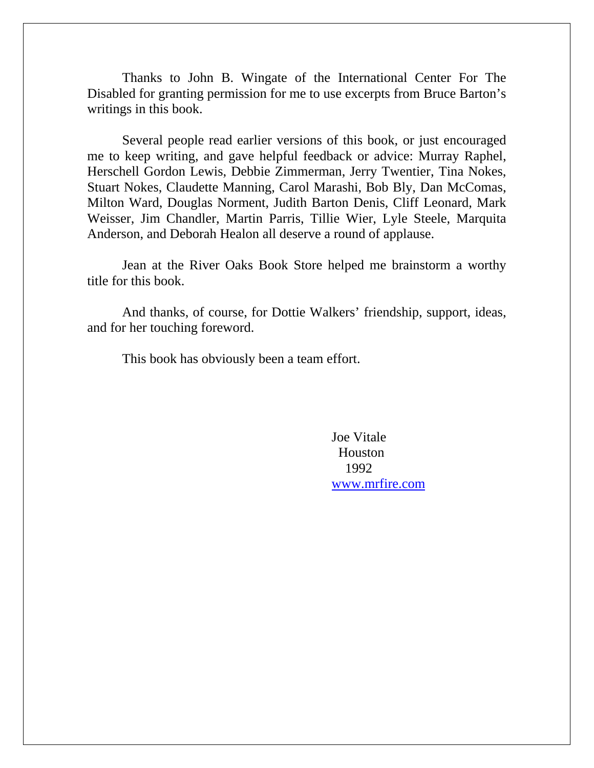Thanks to John B. Wingate of the International Center For The Disabled for granting permission for me to use excerpts from Bruce Barton's writings in this book.

Several people read earlier versions of this book, or just encouraged me to keep writing, and gave helpful feedback or advice: Murray Raphel, Herschell Gordon Lewis, Debbie Zimmerman, Jerry Twentier, Tina Nokes, Stuart Nokes, Claudette Manning, Carol Marashi, Bob Bly, Dan McComas, Milton Ward, Douglas Norment, Judith Barton Denis, Cliff Leonard, Mark Weisser, Jim Chandler, Martin Parris, Tillie Wier, Lyle Steele, Marquita Anderson, and Deborah Healon all deserve a round of applause.

Jean at the River Oaks Book Store helped me brainstorm a worthy title for this book.

And thanks, of course, for Dottie Walkers' friendship, support, ideas, and for her touching foreword.

This book has obviously been a team effort.

Joe Vitale
Houston
1992
www.mrfire.com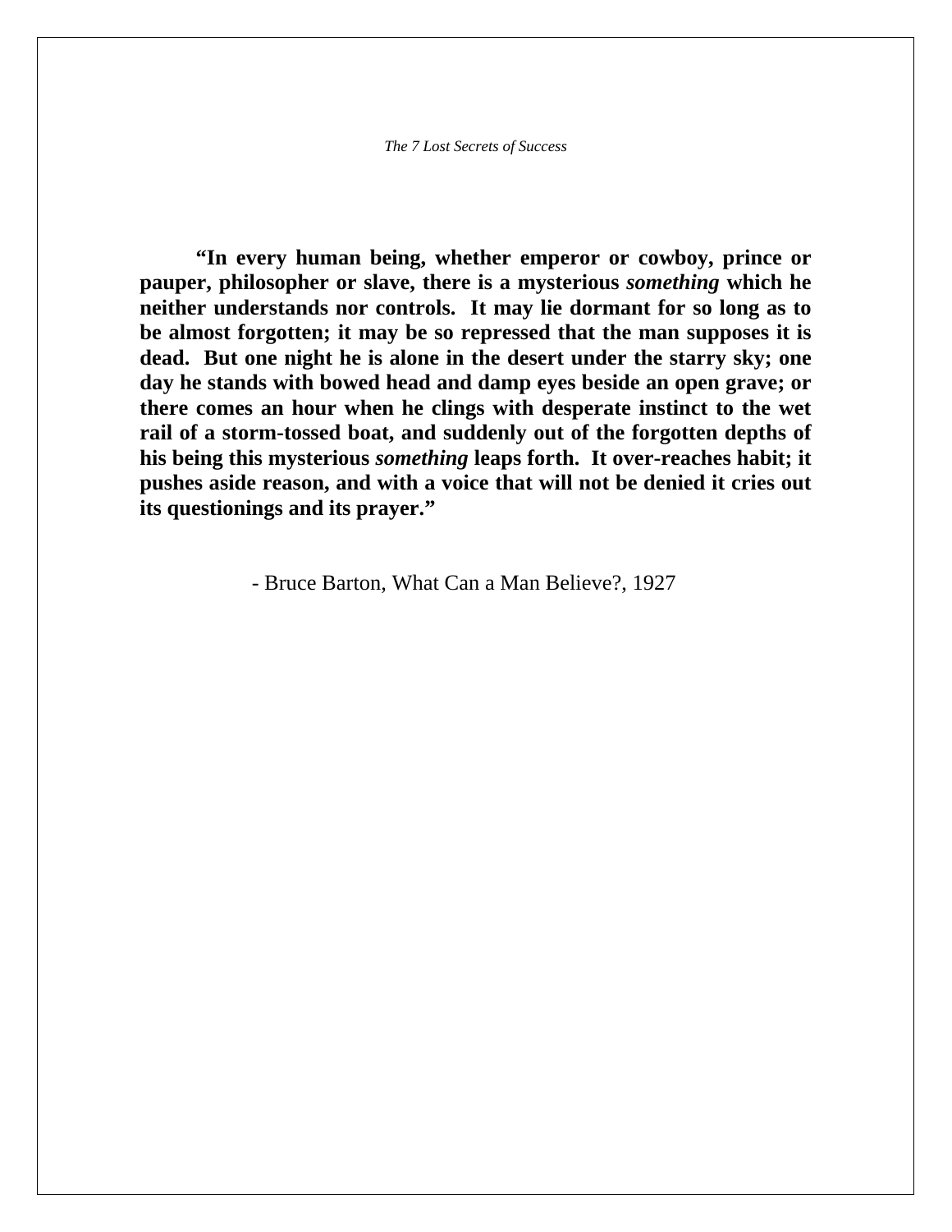**“In every human being, whether emperor or cowboy, prince or pauper, philosopher or slave, there is a mysterious *something* which he neither understands nor controls. It may lie dormant for so long as to be almost forgotten; it may be so repressed that the man supposes it is dead. But one night he is alone in the desert under the starry sky; one day he stands with bowed head and damp eyes beside an open grave; or there comes an hour when he clings with desperate instinct to the wet rail of a storm-tossed boat, and suddenly out of the forgotten depths of his being this mysterious *something* leaps forth. It over-reaches habit; it pushes aside reason, and with a voice that will not be denied it cries out its questionings and its prayer.”**

- Bruce Barton, What Can a Man Believe?, 1927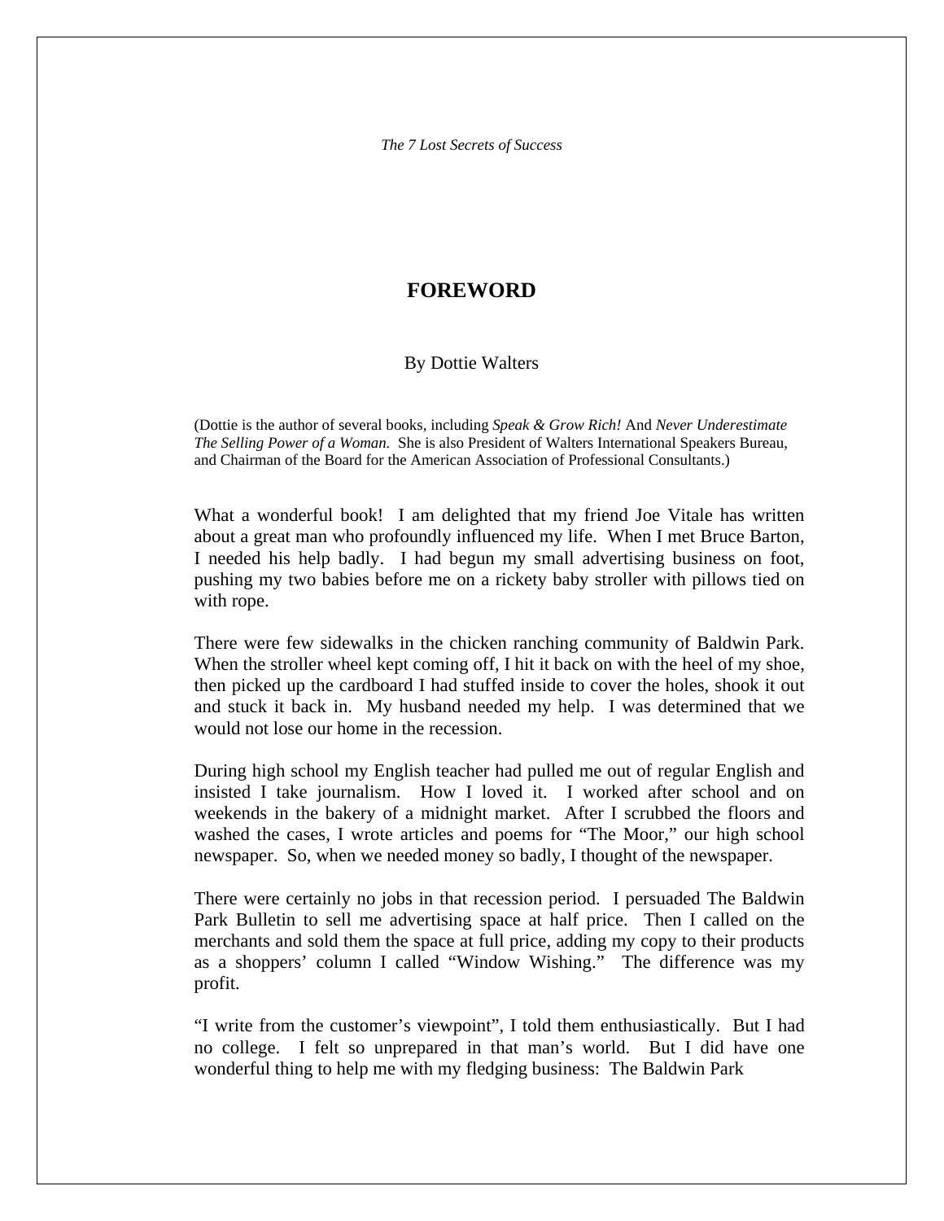# FOREWORD

By Dottie Walters

(Dottie is the author of several books, including *Speak & Grow Rich!* And *Never Underestimate The Selling Power of a Woman.* She is also President of Walters International Speakers Bureau, and Chairman of the Board for the American Association of Professional Consultants.)

What a wonderful book! I am delighted that my friend Joe Vitale has written about a great man who profoundly influenced my life. When I met Bruce Barton, I needed his help badly. I had begun my small advertising business on foot, pushing my two babies before me on a rickety baby stroller with pillows tied on with rope.

There were few sidewalks in the chicken ranching community of Baldwin Park. When the stroller wheel kept coming off, I hit it back on with the heel of my shoe, then picked up the cardboard I had stuffed inside to cover the holes, shook it out and stuck it back in. My husband needed my help. I was determined that we would not lose our home in the recession.

During high school my English teacher had pulled me out of regular English and insisted I take journalism. How I loved it. I worked after school and on weekends in the bakery of a midnight market. After I scrubbed the floors and washed the cases, I wrote articles and poems for "The Moor," our high school newspaper. So, when we needed money so badly, I thought of the newspaper.

There were certainly no jobs in that recession period. I persuaded The Baldwin Park Bulletin to sell me advertising space at half price. Then I called on the merchants and sold them the space at full price, adding my copy to their products as a shoppers' column I called "Window Wishing." The difference was my profit.

"I write from the customer's viewpoint", I told them enthusiastically. But I had no college. I felt so unprepared in that man's world. But I did have one wonderful thing to help me with my fledging business: The Baldwin Park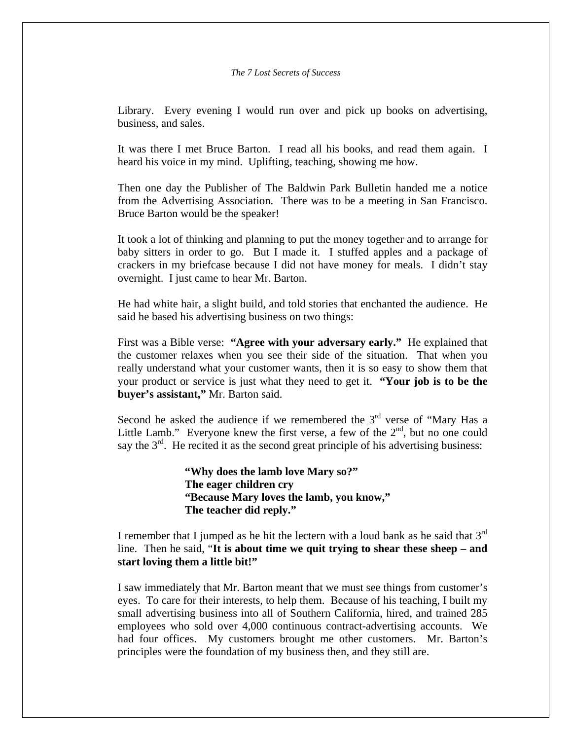Library. Every evening I would run over and pick up books on advertising, business, and sales.

It was there I met Bruce Barton. I read all his books, and read them again. I heard his voice in my mind. Uplifting, teaching, showing me how.

Then one day the Publisher of The Baldwin Park Bulletin handed me a notice from the Advertising Association. There was to be a meeting in San Francisco. Bruce Barton would be the speaker!

It took a lot of thinking and planning to put the money together and to arrange for baby sitters in order to go. But I made it. I stuffed apples and a package of crackers in my briefcase because I did not have money for meals. I didn't stay overnight. I just came to hear Mr. Barton.

He had white hair, a slight build, and told stories that enchanted the audience. He said he based his advertising business on two things:

First was a Bible verse: **"Agree with your adversary early."** He explained that the customer relaxes when you see their side of the situation. That when you really understand what your customer wants, then it is so easy to show them that your product or service is just what they need to get it. **"Your job is to be the buyer's assistant,"** Mr. Barton said.

Second he asked the audience if we remembered the 3rd verse of "Mary Has a Little Lamb." Everyone knew the first verse, a few of the 2nd, but no one could say the 3rd. He recited it as the second great principle of his advertising business:

> **"Why does the lamb love Mary so?"**
> **The eager children cry**
> **"Because Mary loves the lamb, you know,"**
> **The teacher did reply."**

I remember that I jumped as he hit the lectern with a loud bank as he said that 3rd line. Then he said, "**It is about time we quit trying to shear these sheep – and start loving them a little bit!"**

I saw immediately that Mr. Barton meant that we must see things from customer's eyes. To care for their interests, to help them. Because of his teaching, I built my small advertising business into all of Southern California, hired, and trained 285 employees who sold over 4,000 continuous contract-advertising accounts. We had four offices. My customers brought me other customers. Mr. Barton's principles were the foundation of my business then, and they still are.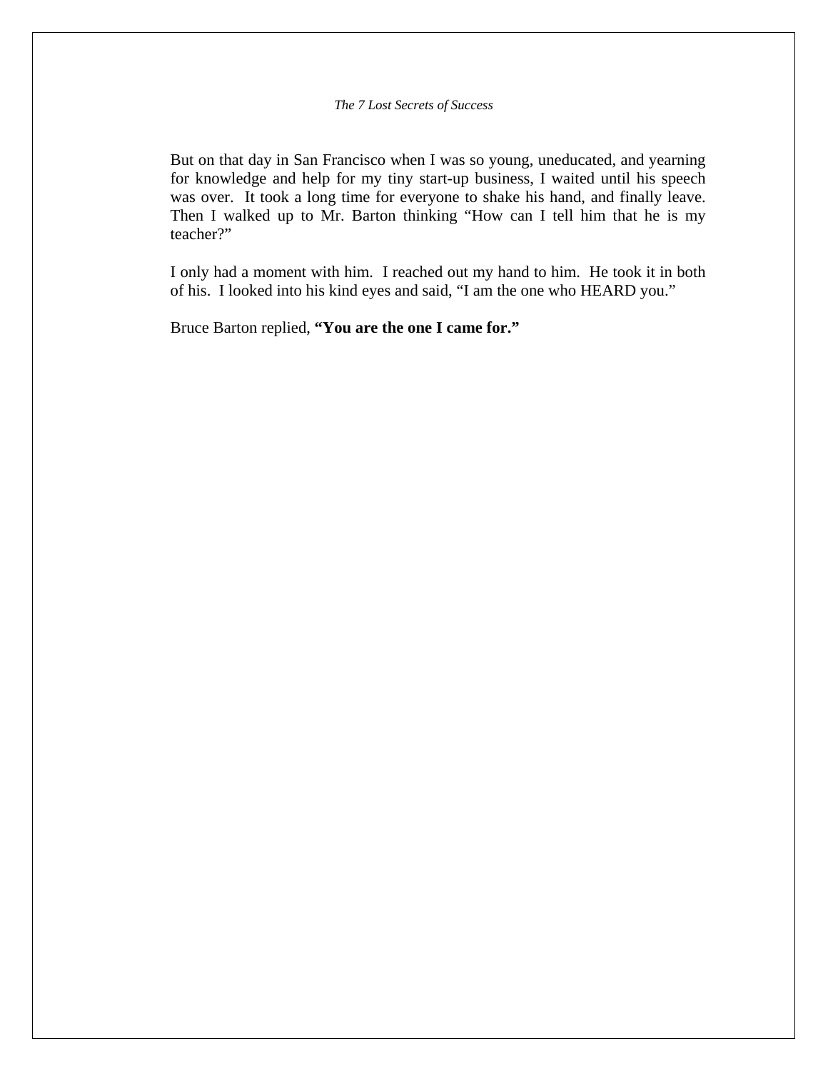But on that day in San Francisco when I was so young, uneducated, and yearning for knowledge and help for my tiny start-up business, I waited until his speech was over. It took a long time for everyone to shake his hand, and finally leave. Then I walked up to Mr. Barton thinking "How can I tell him that he is my teacher?"

I only had a moment with him. I reached out my hand to him. He took it in both of his. I looked into his kind eyes and said, "I am the one who HEARD you."

Bruce Barton replied, **"You are the one I came for."**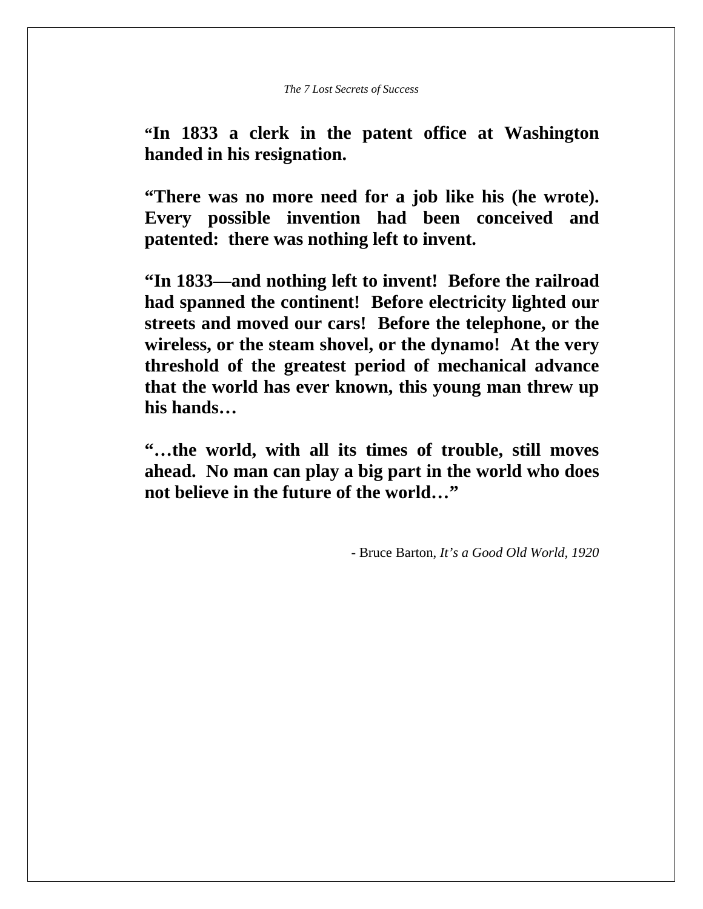**"In 1833 a clerk in the patent office at Washington handed in his resignation.**

**"There was no more need for a job like his (he wrote). Every possible invention had been conceived and patented: there was nothing left to invent.**

**"In 1833—and nothing left to invent! Before the railroad had spanned the continent! Before electricity lighted our streets and moved our cars! Before the telephone, or the wireless, or the steam shovel, or the dynamo! At the very threshold of the greatest period of mechanical advance that the world has ever known, this young man threw up his hands…**

**"…the world, with all its times of trouble, still moves ahead. No man can play a big part in the world who does not believe in the future of the world…"**

- Bruce Barton, *It's a Good Old World, 1920*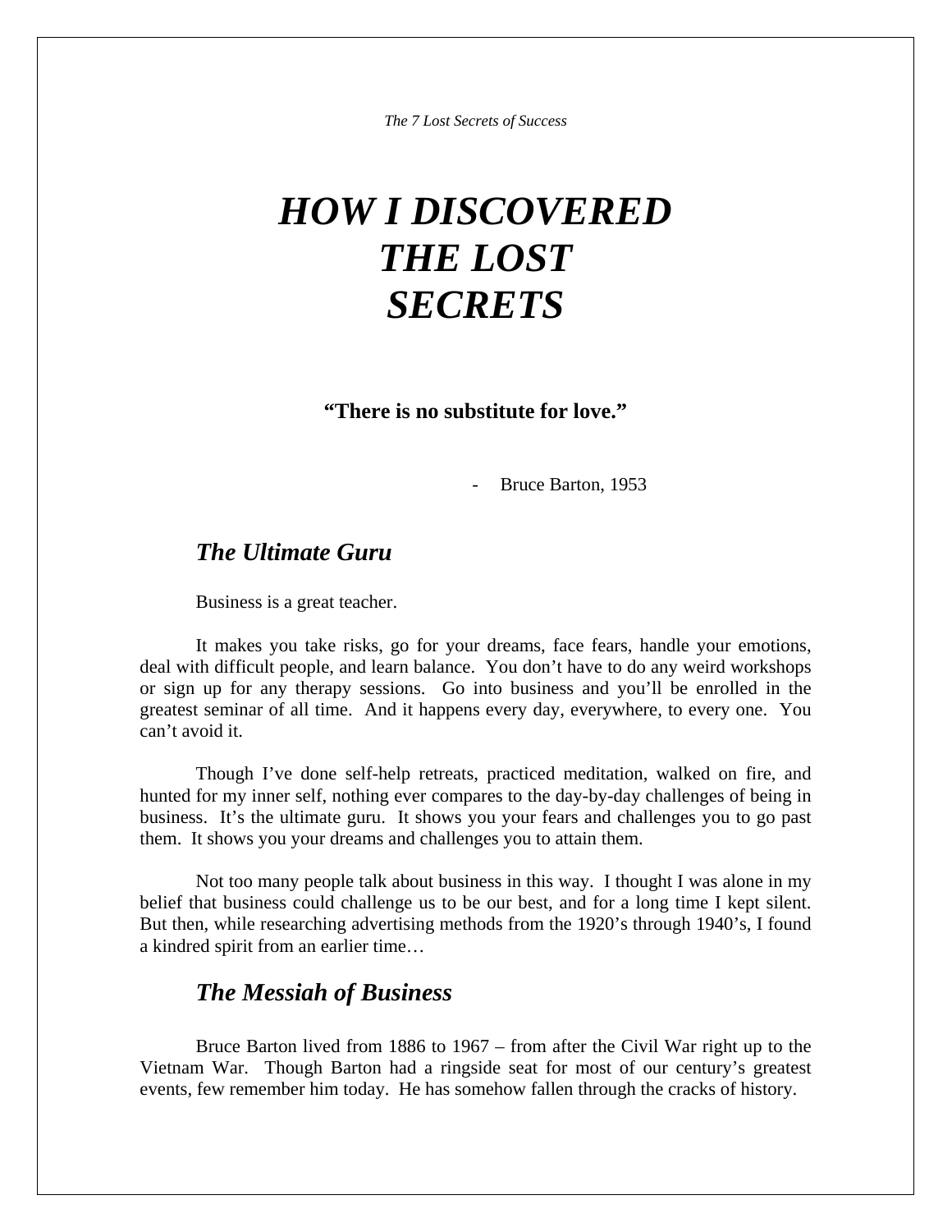# *HOW I DISCOVERED THE LOST SECRETS*

**"There is no substitute for love."**

- Bruce Barton, 1953

## *The Ultimate Guru*

Business is a great teacher.

It makes you take risks, go for your dreams, face fears, handle your emotions, deal with difficult people, and learn balance. You don't have to do any weird workshops or sign up for any therapy sessions. Go into business and you'll be enrolled in the greatest seminar of all time. And it happens every day, everywhere, to every one. You can't avoid it.

Though I've done self-help retreats, practiced meditation, walked on fire, and hunted for my inner self, nothing ever compares to the day-by-day challenges of being in business. It's the ultimate guru. It shows you your fears and challenges you to go past them. It shows you your dreams and challenges you to attain them.

Not too many people talk about business in this way. I thought I was alone in my belief that business could challenge us to be our best, and for a long time I kept silent. But then, while researching advertising methods from the 1920's through 1940's, I found a kindred spirit from an earlier time…

## *The Messiah of Business*

Bruce Barton lived from 1886 to 1967 – from after the Civil War right up to the Vietnam War. Though Barton had a ringside seat for most of our century's greatest events, few remember him today. He has somehow fallen through the cracks of history.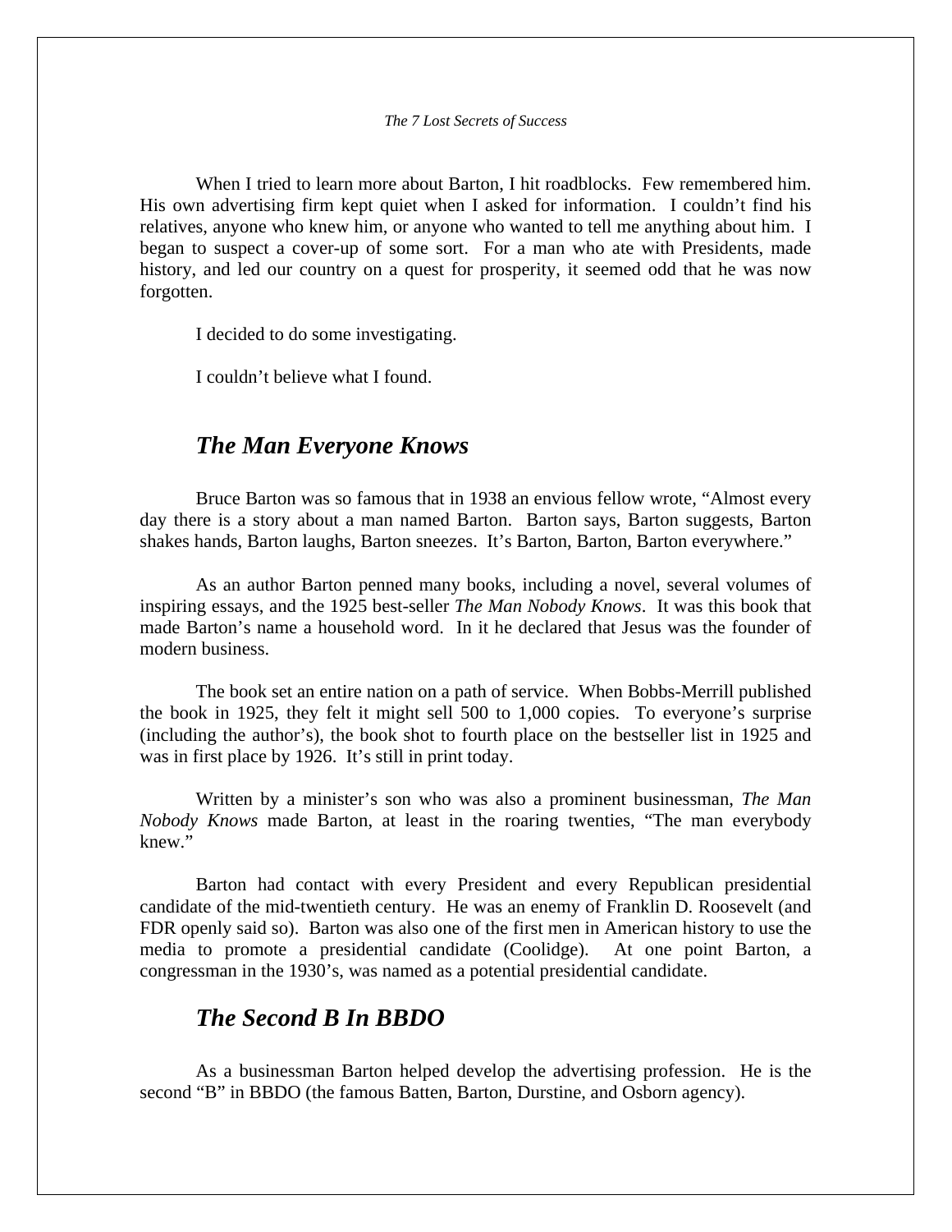When I tried to learn more about Barton, I hit roadblocks. Few remembered him. His own advertising firm kept quiet when I asked for information. I couldn't find his relatives, anyone who knew him, or anyone who wanted to tell me anything about him. I began to suspect a cover-up of some sort. For a man who ate with Presidents, made history, and led our country on a quest for prosperity, it seemed odd that he was now forgotten.

I decided to do some investigating.

I couldn't believe what I found.

## *The Man Everyone Knows*

Bruce Barton was so famous that in 1938 an envious fellow wrote, "Almost every day there is a story about a man named Barton. Barton says, Barton suggests, Barton shakes hands, Barton laughs, Barton sneezes. It's Barton, Barton, Barton everywhere."

As an author Barton penned many books, including a novel, several volumes of inspiring essays, and the 1925 best-seller *The Man Nobody Knows*. It was this book that made Barton's name a household word. In it he declared that Jesus was the founder of modern business.

The book set an entire nation on a path of service. When Bobbs-Merrill published the book in 1925, they felt it might sell 500 to 1,000 copies. To everyone's surprise (including the author's), the book shot to fourth place on the bestseller list in 1925 and was in first place by 1926. It's still in print today.

Written by a minister's son who was also a prominent businessman, *The Man Nobody Knows* made Barton, at least in the roaring twenties, "The man everybody knew."

Barton had contact with every President and every Republican presidential candidate of the mid-twentieth century. He was an enemy of Franklin D. Roosevelt (and FDR openly said so). Barton was also one of the first men in American history to use the media to promote a presidential candidate (Coolidge). At one point Barton, a congressman in the 1930's, was named as a potential presidential candidate.

## *The Second B In BBDO*

As a businessman Barton helped develop the advertising profession. He is the second "B" in BBDO (the famous Batten, Barton, Durstine, and Osborn agency).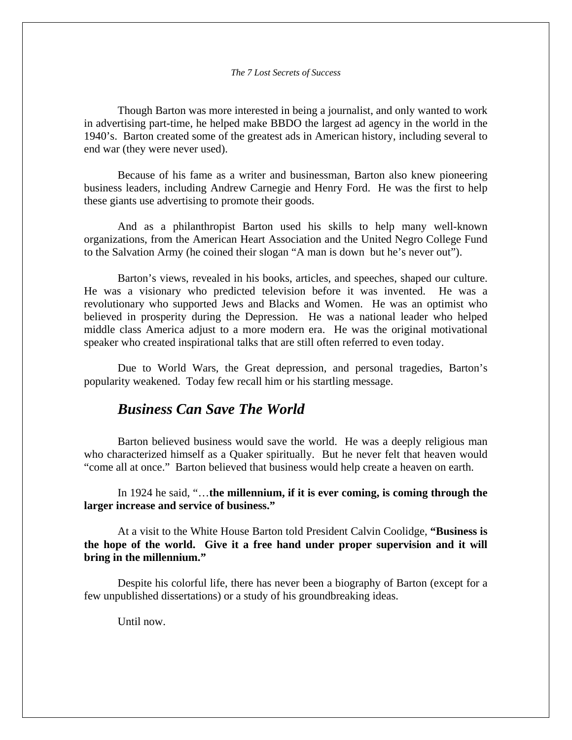Though Barton was more interested in being a journalist, and only wanted to work in advertising part-time, he helped make BBDO the largest ad agency in the world in the 1940's. Barton created some of the greatest ads in American history, including several to end war (they were never used).

Because of his fame as a writer and businessman, Barton also knew pioneering business leaders, including Andrew Carnegie and Henry Ford. He was the first to help these giants use advertising to promote their goods.

And as a philanthropist Barton used his skills to help many well-known organizations, from the American Heart Association and the United Negro College Fund to the Salvation Army (he coined their slogan "A man is down but he's never out").

Barton's views, revealed in his books, articles, and speeches, shaped our culture. He was a visionary who predicted television before it was invented. He was a revolutionary who supported Jews and Blacks and Women. He was an optimist who believed in prosperity during the Depression. He was a national leader who helped middle class America adjust to a more modern era. He was the original motivational speaker who created inspirational talks that are still often referred to even today.

Due to World Wars, the Great depression, and personal tragedies, Barton's popularity weakened. Today few recall him or his startling message.

## *Business Can Save The World*

Barton believed business would save the world. He was a deeply religious man who characterized himself as a Quaker spiritually. But he never felt that heaven would "come all at once." Barton believed that business would help create a heaven on earth.

In 1924 he said, "…**the millennium, if it is ever coming, is coming through the larger increase and service of business."**

At a visit to the White House Barton told President Calvin Coolidge, **"Business is the hope of the world. Give it a free hand under proper supervision and it will bring in the millennium."**

Despite his colorful life, there has never been a biography of Barton (except for a few unpublished dissertations) or a study of his groundbreaking ideas.

Until now.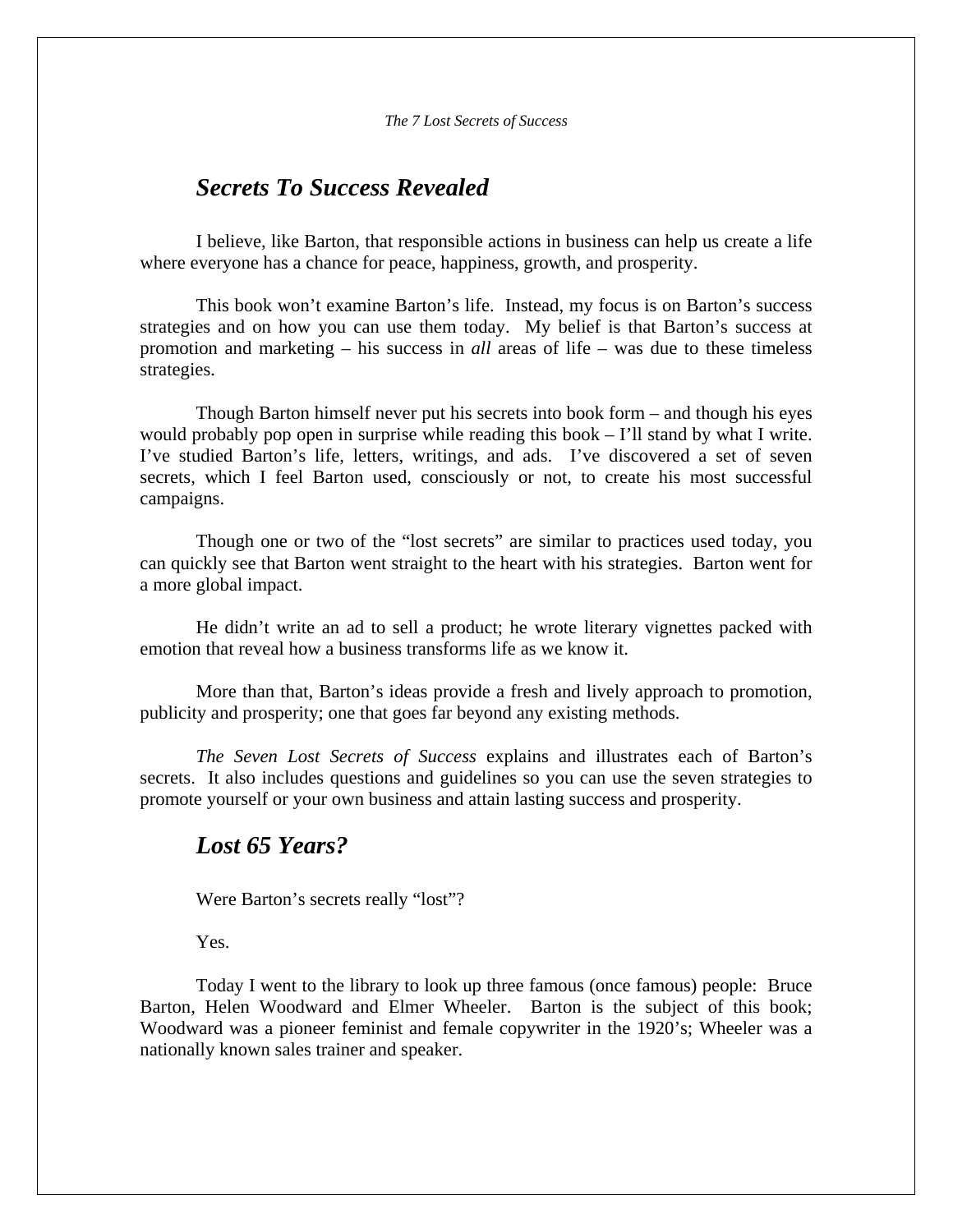## *Secrets To Success Revealed*

I believe, like Barton, that responsible actions in business can help us create a life where everyone has a chance for peace, happiness, growth, and prosperity.

This book won't examine Barton's life. Instead, my focus is on Barton's success strategies and on how you can use them today. My belief is that Barton's success at promotion and marketing – his success in *all* areas of life – was due to these timeless strategies.

Though Barton himself never put his secrets into book form – and though his eyes would probably pop open in surprise while reading this book – I'll stand by what I write. I've studied Barton's life, letters, writings, and ads. I've discovered a set of seven secrets, which I feel Barton used, consciously or not, to create his most successful campaigns.

Though one or two of the "lost secrets" are similar to practices used today, you can quickly see that Barton went straight to the heart with his strategies. Barton went for a more global impact.

He didn't write an ad to sell a product; he wrote literary vignettes packed with emotion that reveal how a business transforms life as we know it.

More than that, Barton's ideas provide a fresh and lively approach to promotion, publicity and prosperity; one that goes far beyond any existing methods.

*The Seven Lost Secrets of Success* explains and illustrates each of Barton's secrets. It also includes questions and guidelines so you can use the seven strategies to promote yourself or your own business and attain lasting success and prosperity.

## *Lost 65 Years?*

Were Barton's secrets really "lost"?

Yes.

Today I went to the library to look up three famous (once famous) people: Bruce Barton, Helen Woodward and Elmer Wheeler. Barton is the subject of this book; Woodward was a pioneer feminist and female copywriter in the 1920's; Wheeler was a nationally known sales trainer and speaker.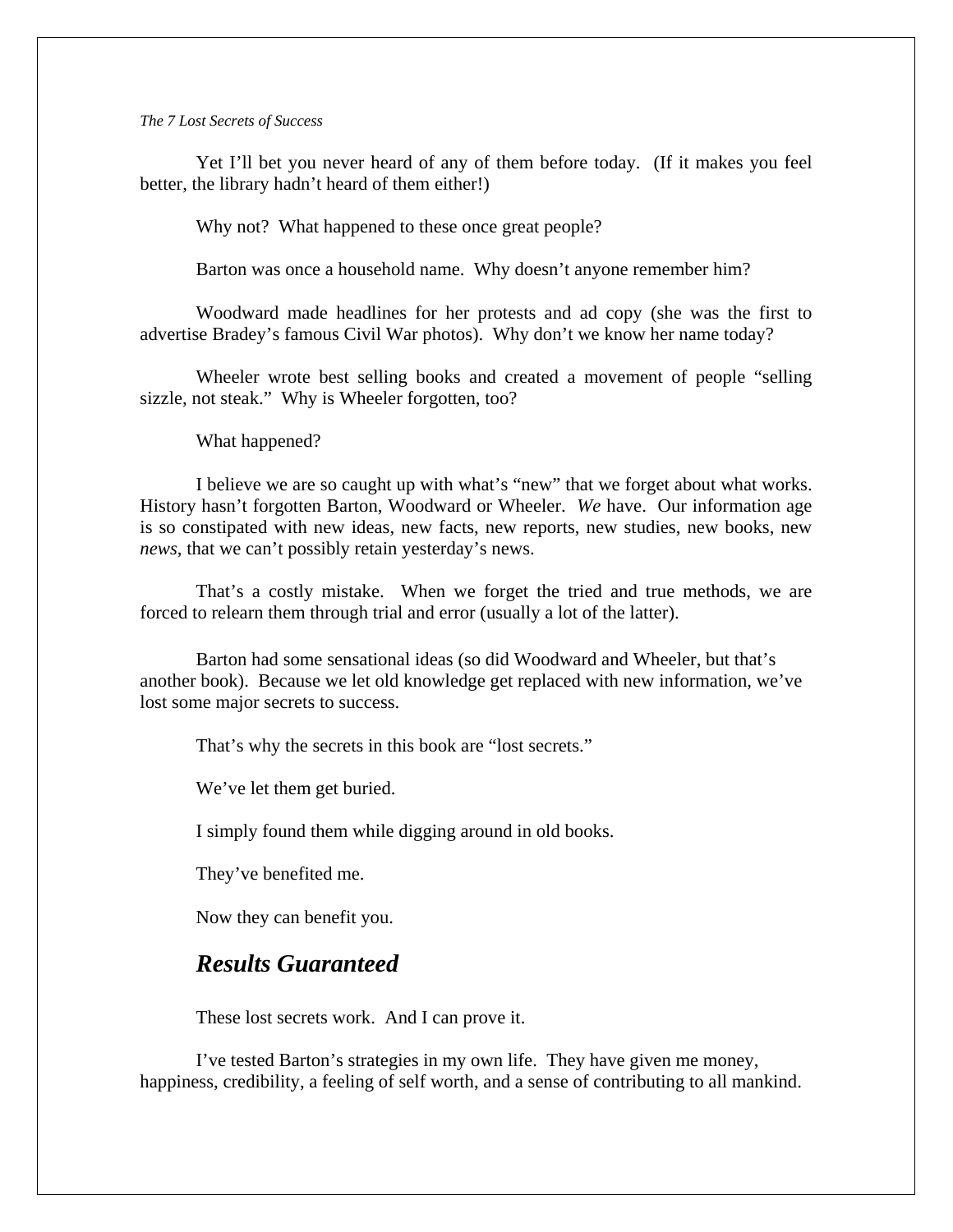Yet I'll bet you never heard of any of them before today. (If it makes you feel better, the library hadn't heard of them either!)

Why not? What happened to these once great people?

Barton was once a household name. Why doesn't anyone remember him?

Woodward made headlines for her protests and ad copy (she was the first to advertise Bradey's famous Civil War photos). Why don't we know her name today?

Wheeler wrote best selling books and created a movement of people "selling sizzle, not steak." Why is Wheeler forgotten, too?

What happened?

I believe we are so caught up with what's "new" that we forget about what works. History hasn't forgotten Barton, Woodward or Wheeler. *We* have. Our information age is so constipated with new ideas, new facts, new reports, new studies, new books, new *news*, that we can't possibly retain yesterday's news.

That's a costly mistake. When we forget the tried and true methods, we are forced to relearn them through trial and error (usually a lot of the latter).

Barton had some sensational ideas (so did Woodward and Wheeler, but that's another book). Because we let old knowledge get replaced with new information, we've lost some major secrets to success.

That's why the secrets in this book are "lost secrets."

We've let them get buried.

I simply found them while digging around in old books.

They've benefited me.

Now they can benefit you.

## *Results Guaranteed*

These lost secrets work. And I can prove it.

I've tested Barton's strategies in my own life. They have given me money, happiness, credibility, a feeling of self worth, and a sense of contributing to all mankind.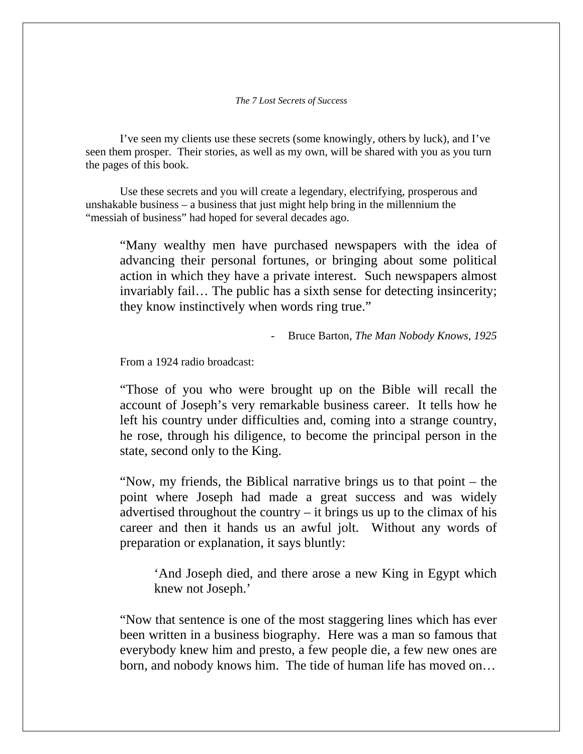I've seen my clients use these secrets (some knowingly, others by luck), and I've seen them prosper. Their stories, as well as my own, will be shared with you as you turn the pages of this book.

Use these secrets and you will create a legendary, electrifying, prosperous and unshakable business – a business that just might help bring in the millennium the "messiah of business" had hoped for several decades ago.

> "Many wealthy men have purchased newspapers with the idea of advancing their personal fortunes, or bringing about some political action in which they have a private interest. Such newspapers almost invariably fail… The public has a sixth sense for detecting insincerity; they know instinctively when words ring true."
>
> \- Bruce Barton, *The Man Nobody Knows, 1925*

From a 1924 radio broadcast:

> "Those of you who were brought up on the Bible will recall the account of Joseph's very remarkable business career. It tells how he left his country under difficulties and, coming into a strange country, he rose, through his diligence, to become the principal person in the state, second only to the King.
>
> "Now, my friends, the Biblical narrative brings us to that point – the point where Joseph had made a great success and was widely advertised throughout the country – it brings us up to the climax of his career and then it hands us an awful jolt. Without any words of preparation or explanation, it says bluntly:
>
> > 'And Joseph died, and there arose a new King in Egypt which knew not Joseph.'
>
> "Now that sentence is one of the most staggering lines which has ever been written in a business biography. Here was a man so famous that everybody knew him and presto, a few people die, a few new ones are born, and nobody knows him. The tide of human life has moved on…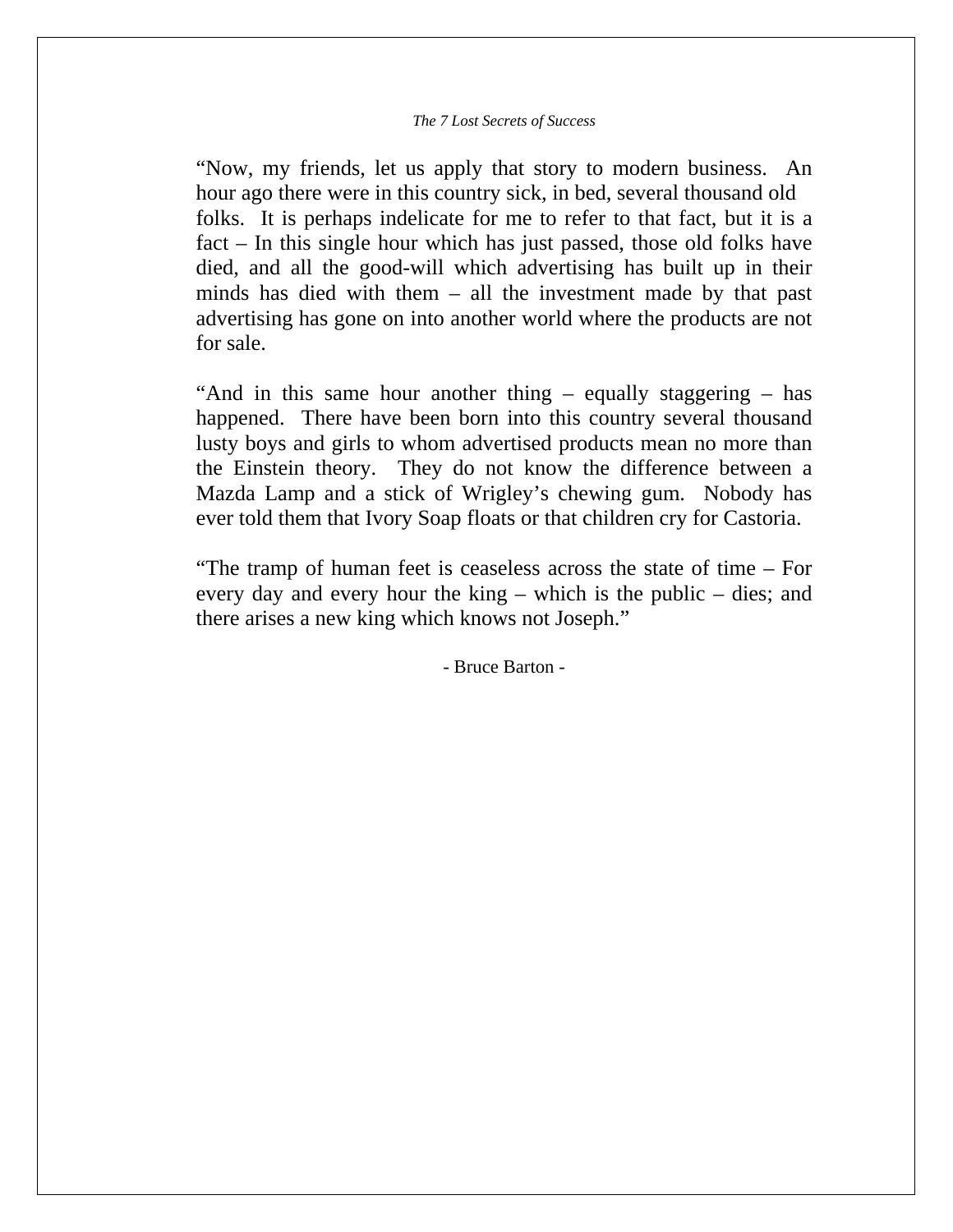"Now, my friends, let us apply that story to modern business. An hour ago there were in this country sick, in bed, several thousand old folks. It is perhaps indelicate for me to refer to that fact, but it is a fact – In this single hour which has just passed, those old folks have died, and all the good-will which advertising has built up in their minds has died with them – all the investment made by that past advertising has gone on into another world where the products are not for sale.

"And in this same hour another thing – equally staggering – has happened. There have been born into this country several thousand lusty boys and girls to whom advertised products mean no more than the Einstein theory. They do not know the difference between a Mazda Lamp and a stick of Wrigley's chewing gum. Nobody has ever told them that Ivory Soap floats or that children cry for Castoria.

"The tramp of human feet is ceaseless across the state of time – For every day and every hour the king – which is the public – dies; and there arises a new king which knows not Joseph."

- Bruce Barton -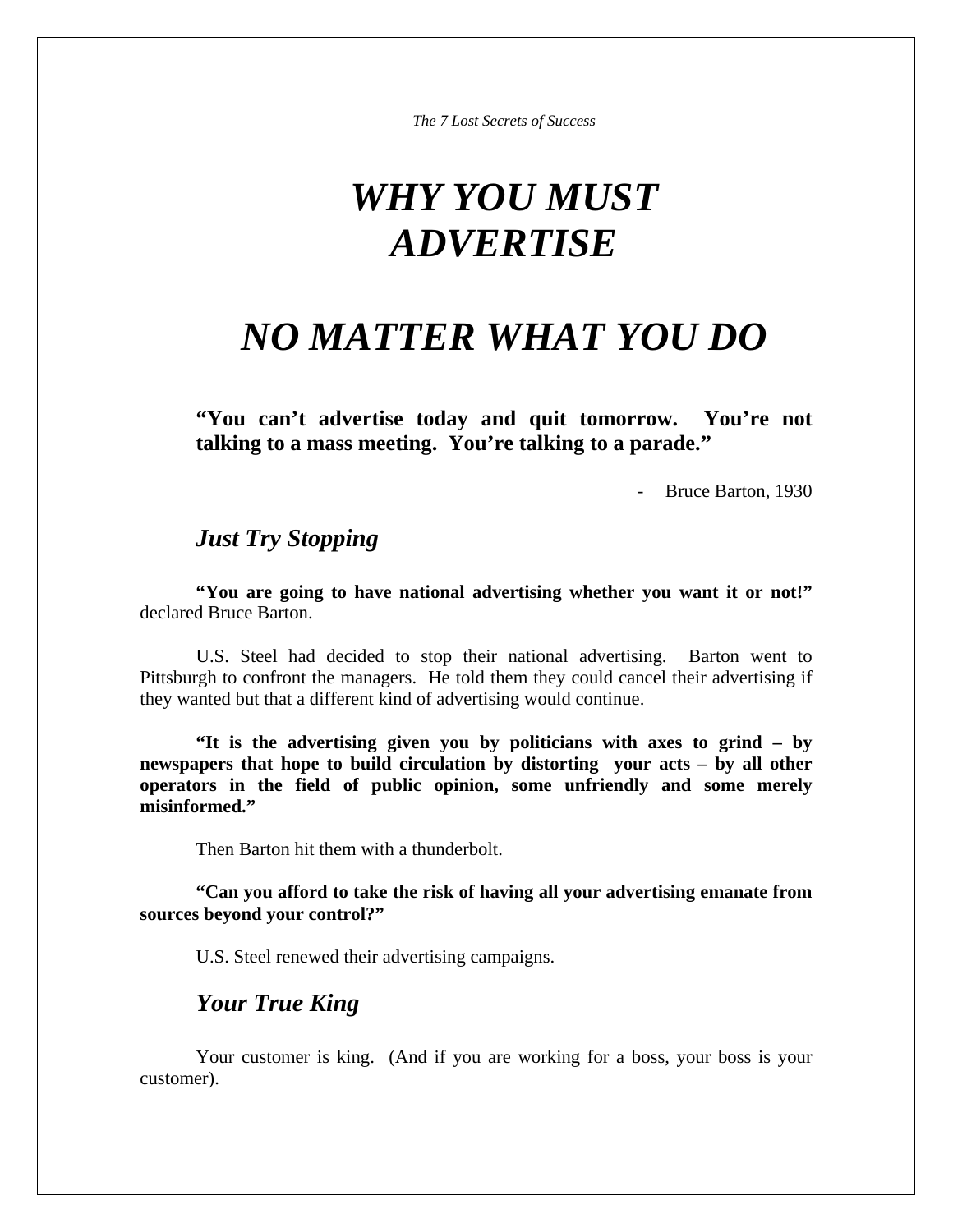# *WHY YOU MUST ADVERTISE*

# *NO MATTER WHAT YOU DO*

> **"You can't advertise today and quit tomorrow. You're not talking to a mass meeting. You're talking to a parade."**
>
> \- Bruce Barton, 1930

## *Just Try Stopping*

**"You are going to have national advertising whether you want it or not!"** declared Bruce Barton.

U.S. Steel had decided to stop their national advertising. Barton went to Pittsburgh to confront the managers. He told them they could cancel their advertising if they wanted but that a different kind of advertising would continue.

**"It is the advertising given you by politicians with axes to grind – by newspapers that hope to build circulation by distorting your acts – by all other operators in the field of public opinion, some unfriendly and some merely misinformed."**

Then Barton hit them with a thunderbolt.

**"Can you afford to take the risk of having all your advertising emanate from sources beyond your control?"**

U.S. Steel renewed their advertising campaigns.

## *Your True King*

Your customer is king. (And if you are working for a boss, your boss is your customer).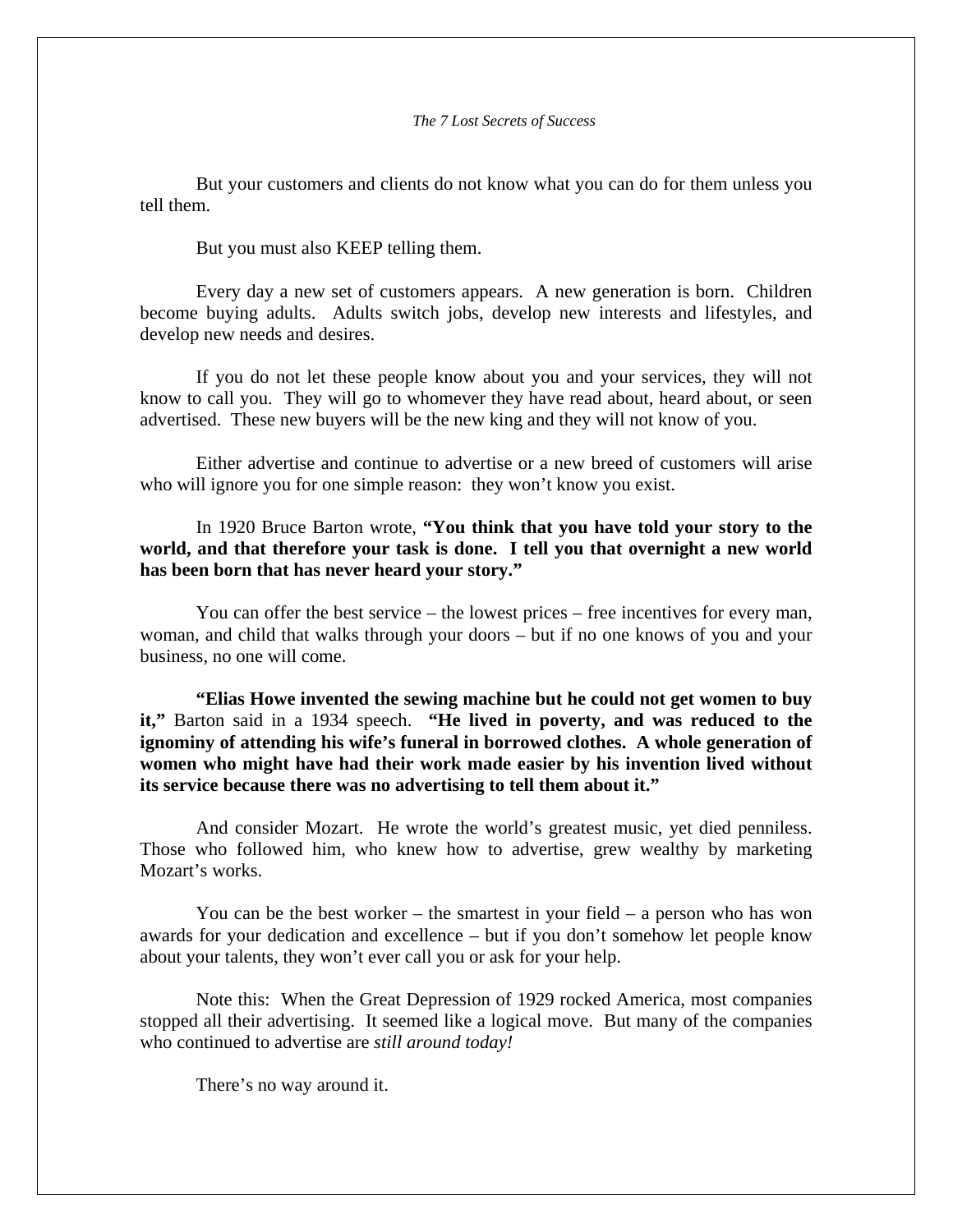But your customers and clients do not know what you can do for them unless you tell them.

But you must also KEEP telling them.

Every day a new set of customers appears. A new generation is born. Children become buying adults. Adults switch jobs, develop new interests and lifestyles, and develop new needs and desires.

If you do not let these people know about you and your services, they will not know to call you. They will go to whomever they have read about, heard about, or seen advertised. These new buyers will be the new king and they will not know of you.

Either advertise and continue to advertise or a new breed of customers will arise who will ignore you for one simple reason: they won't know you exist.

In 1920 Bruce Barton wrote, **"You think that you have told your story to the world, and that therefore your task is done. I tell you that overnight a new world has been born that has never heard your story."**

You can offer the best service – the lowest prices – free incentives for every man, woman, and child that walks through your doors – but if no one knows of you and your business, no one will come.

**"Elias Howe invented the sewing machine but he could not get women to buy it,"** Barton said in a 1934 speech. **"He lived in poverty, and was reduced to the ignominy of attending his wife's funeral in borrowed clothes. A whole generation of women who might have had their work made easier by his invention lived without its service because there was no advertising to tell them about it."**

And consider Mozart. He wrote the world's greatest music, yet died penniless. Those who followed him, who knew how to advertise, grew wealthy by marketing Mozart's works.

You can be the best worker – the smartest in your field – a person who has won awards for your dedication and excellence – but if you don't somehow let people know about your talents, they won't ever call you or ask for your help.

Note this: When the Great Depression of 1929 rocked America, most companies stopped all their advertising. It seemed like a logical move. But many of the companies who continued to advertise are *still around today!*

There's no way around it.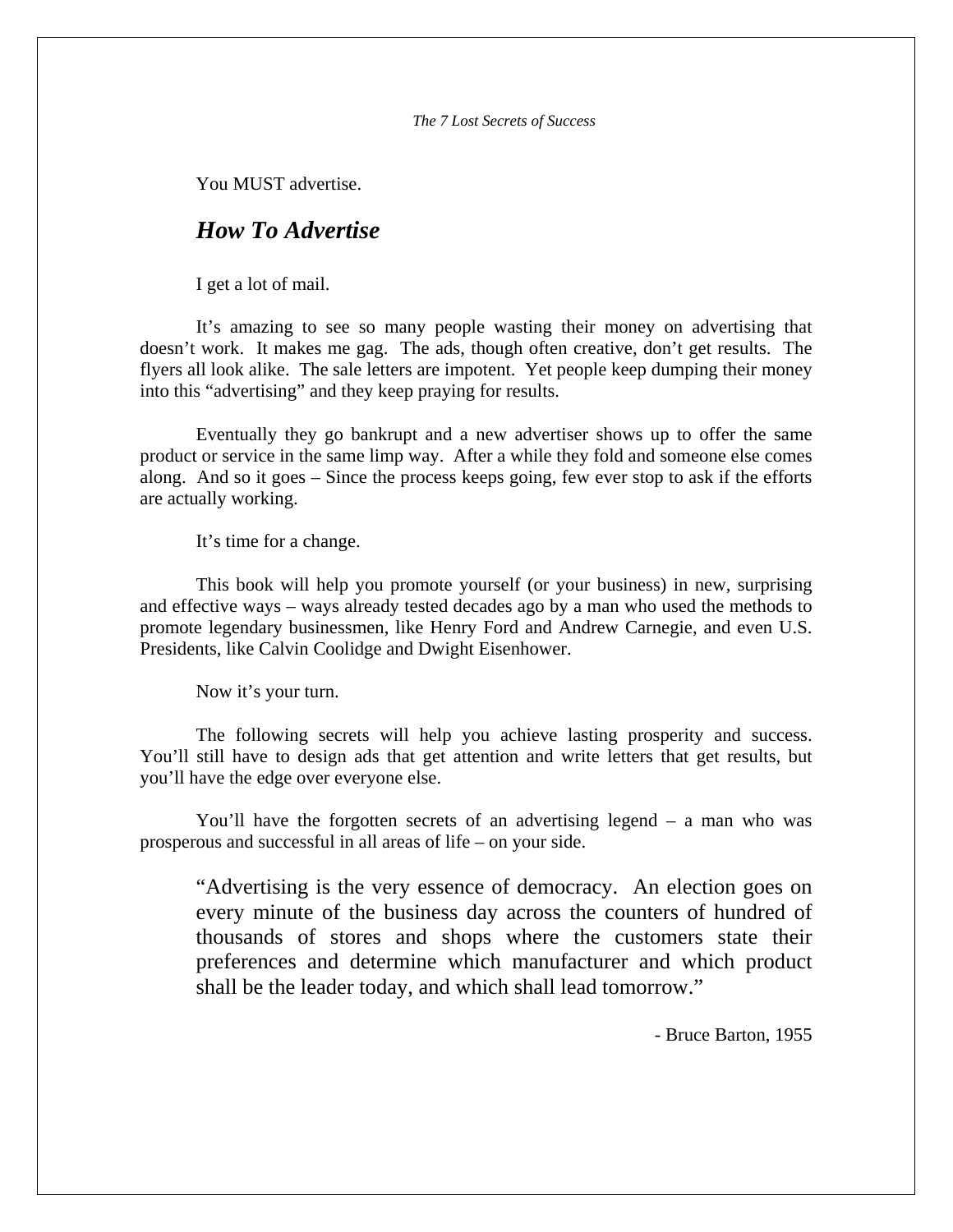You MUST advertise.

## *How To Advertise*

I get a lot of mail.

It's amazing to see so many people wasting their money on advertising that doesn't work. It makes me gag. The ads, though often creative, don't get results. The flyers all look alike. The sale letters are impotent. Yet people keep dumping their money into this "advertising" and they keep praying for results.

Eventually they go bankrupt and a new advertiser shows up to offer the same product or service in the same limp way. After a while they fold and someone else comes along. And so it goes – Since the process keeps going, few ever stop to ask if the efforts are actually working.

It's time for a change.

This book will help you promote yourself (or your business) in new, surprising and effective ways – ways already tested decades ago by a man who used the methods to promote legendary businessmen, like Henry Ford and Andrew Carnegie, and even U.S. Presidents, like Calvin Coolidge and Dwight Eisenhower.

Now it's your turn.

The following secrets will help you achieve lasting prosperity and success. You'll still have to design ads that get attention and write letters that get results, but you'll have the edge over everyone else.

You'll have the forgotten secrets of an advertising legend – a man who was prosperous and successful in all areas of life – on your side.

> "Advertising is the very essence of democracy. An election goes on every minute of the business day across the counters of hundred of thousands of stores and shops where the customers state their preferences and determine which manufacturer and which product shall be the leader today, and which shall lead tomorrow."
>
> \- Bruce Barton, 1955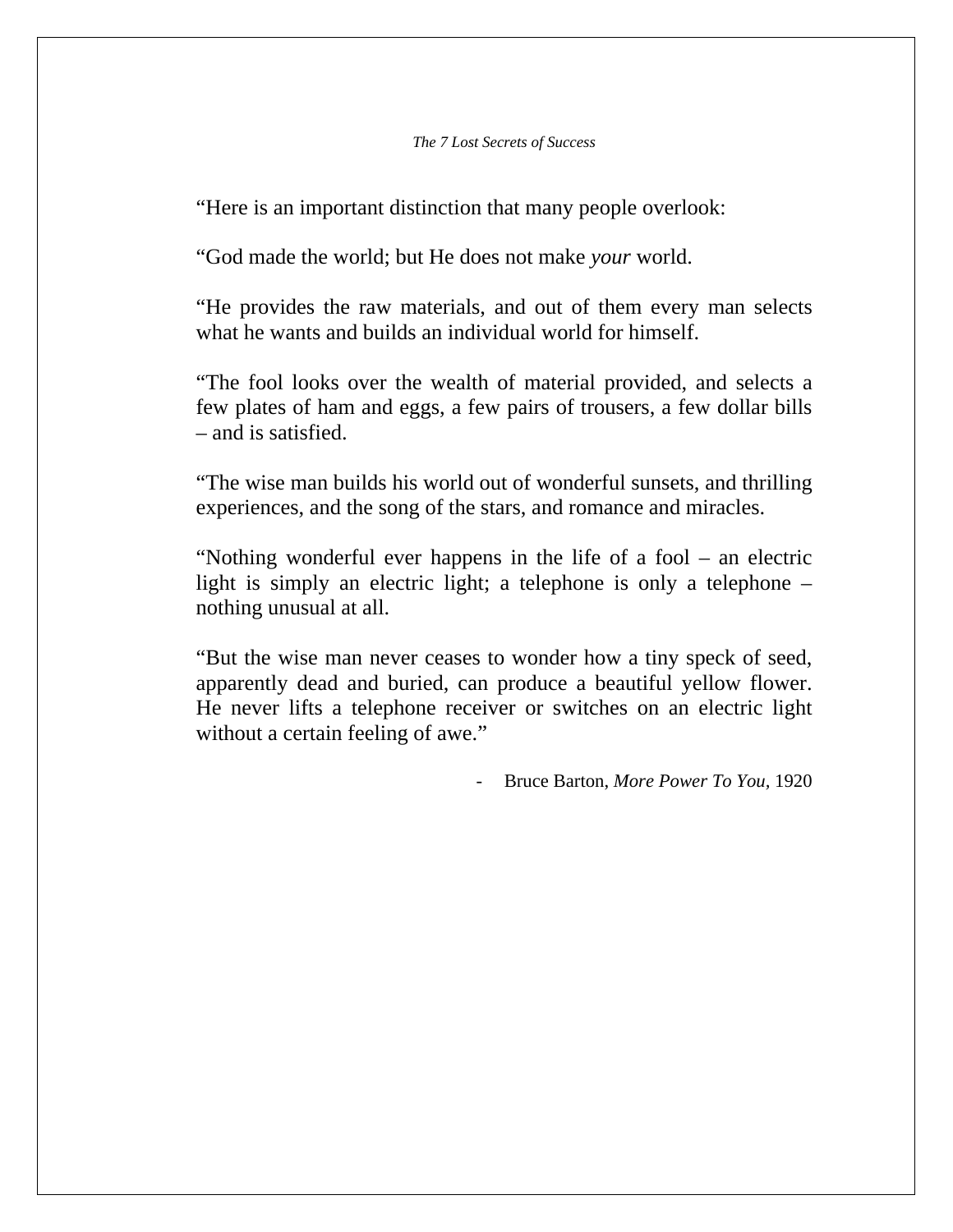"Here is an important distinction that many people overlook:

"God made the world; but He does not make *your* world.

"He provides the raw materials, and out of them every man selects what he wants and builds an individual world for himself.

"The fool looks over the wealth of material provided, and selects a few plates of ham and eggs, a few pairs of trousers, a few dollar bills – and is satisfied.

"The wise man builds his world out of wonderful sunsets, and thrilling experiences, and the song of the stars, and romance and miracles.

"Nothing wonderful ever happens in the life of a fool – an electric light is simply an electric light; a telephone is only a telephone – nothing unusual at all.

"But the wise man never ceases to wonder how a tiny speck of seed, apparently dead and buried, can produce a beautiful yellow flower. He never lifts a telephone receiver or switches on an electric light without a certain feeling of awe."

- Bruce Barton, *More Power To You*, 1920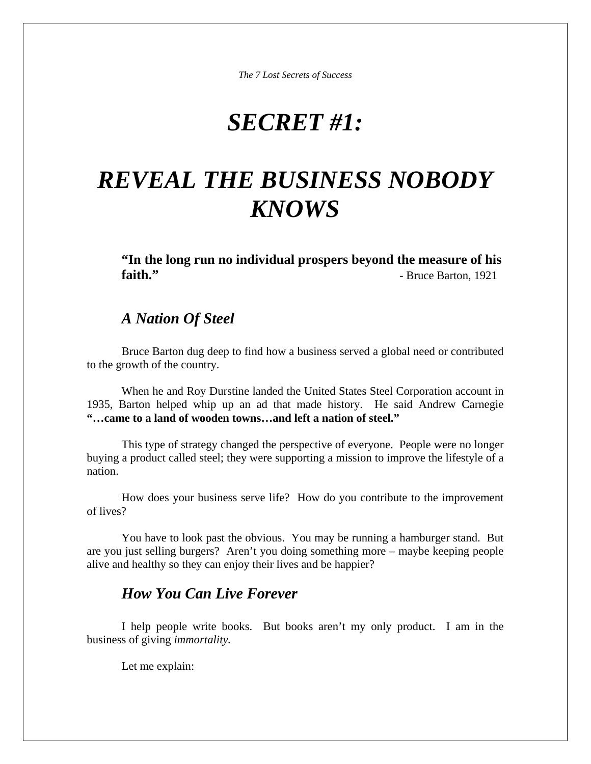# *SECRET #1:*

# *REVEAL THE BUSINESS NOBODY KNOWS*

> **"In the long run no individual prospers beyond the measure of his faith."** - Bruce Barton, 1921

## *A Nation Of Steel*

Bruce Barton dug deep to find how a business served a global need or contributed to the growth of the country.

When he and Roy Durstine landed the United States Steel Corporation account in 1935, Barton helped whip up an ad that made history. He said Andrew Carnegie **"…came to a land of wooden towns…and left a nation of steel."**

This type of strategy changed the perspective of everyone. People were no longer buying a product called steel; they were supporting a mission to improve the lifestyle of a nation.

How does your business serve life? How do you contribute to the improvement of lives?

You have to look past the obvious. You may be running a hamburger stand. But are you just selling burgers? Aren't you doing something more – maybe keeping people alive and healthy so they can enjoy their lives and be happier?

## *How You Can Live Forever*

I help people write books. But books aren't my only product. I am in the business of giving *immortality.*

Let me explain: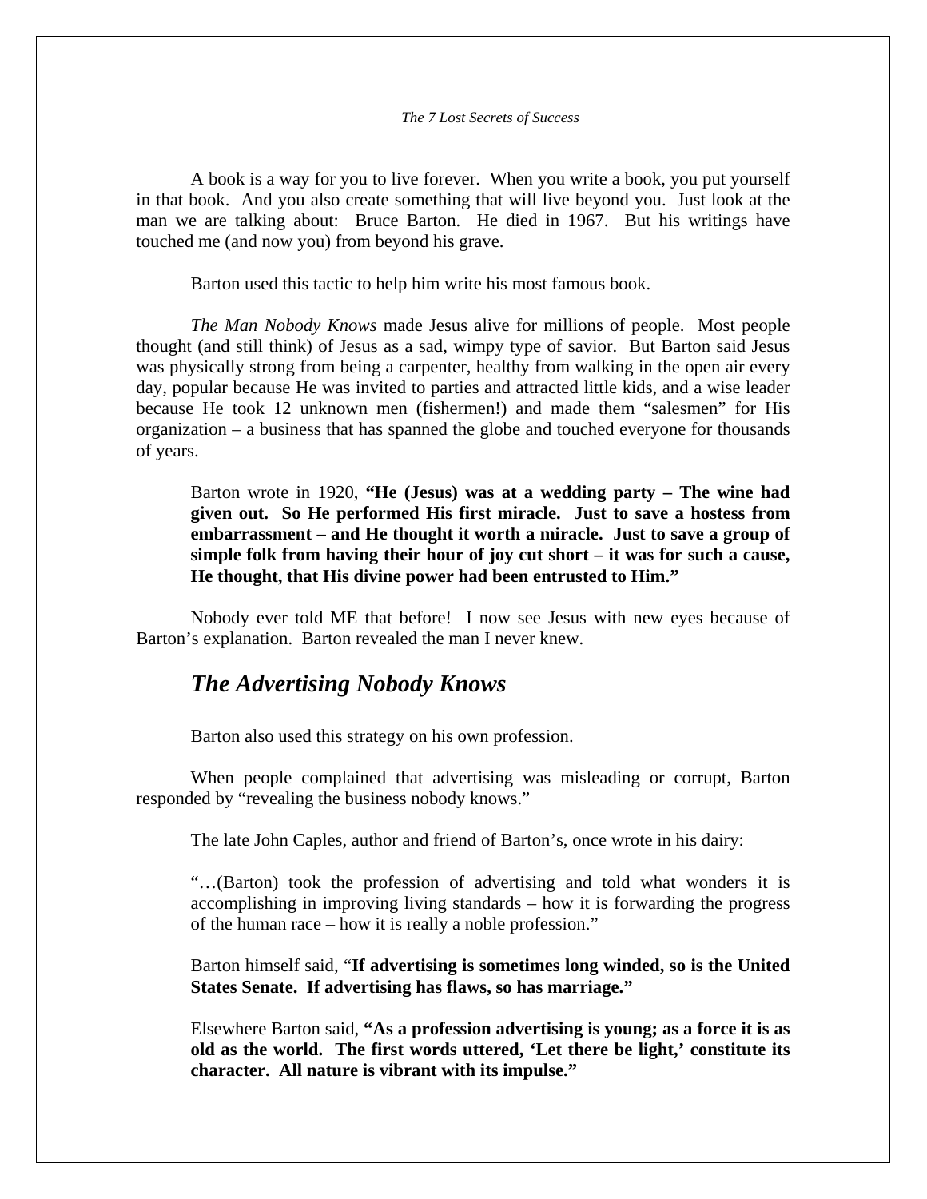A book is a way for you to live forever. When you write a book, you put yourself in that book. And you also create something that will live beyond you. Just look at the man we are talking about: Bruce Barton. He died in 1967. But his writings have touched me (and now you) from beyond his grave.

Barton used this tactic to help him write his most famous book.

*The Man Nobody Knows* made Jesus alive for millions of people. Most people thought (and still think) of Jesus as a sad, wimpy type of savior. But Barton said Jesus was physically strong from being a carpenter, healthy from walking in the open air every day, popular because He was invited to parties and attracted little kids, and a wise leader because He took 12 unknown men (fishermen!) and made them "salesmen" for His organization – a business that has spanned the globe and touched everyone for thousands of years.

> Barton wrote in 1920, **"He (Jesus) was at a wedding party – The wine had given out. So He performed His first miracle. Just to save a hostess from embarrassment – and He thought it worth a miracle. Just to save a group of simple folk from having their hour of joy cut short – it was for such a cause, He thought, that His divine power had been entrusted to Him."**

Nobody ever told ME that before! I now see Jesus with new eyes because of Barton's explanation. Barton revealed the man I never knew.

## *The Advertising Nobody Knows*

Barton also used this strategy on his own profession.

When people complained that advertising was misleading or corrupt, Barton responded by "revealing the business nobody knows."

The late John Caples, author and friend of Barton's, once wrote in his dairy:

> "…(Barton) took the profession of advertising and told what wonders it is accomplishing in improving living standards – how it is forwarding the progress of the human race – how it is really a noble profession."

> Barton himself said, "**If advertising is sometimes long winded, so is the United States Senate. If advertising has flaws, so has marriage."**

> Elsewhere Barton said, **"As a profession advertising is young; as a force it is as old as the world. The first words uttered, 'Let there be light,' constitute its character. All nature is vibrant with its impulse."**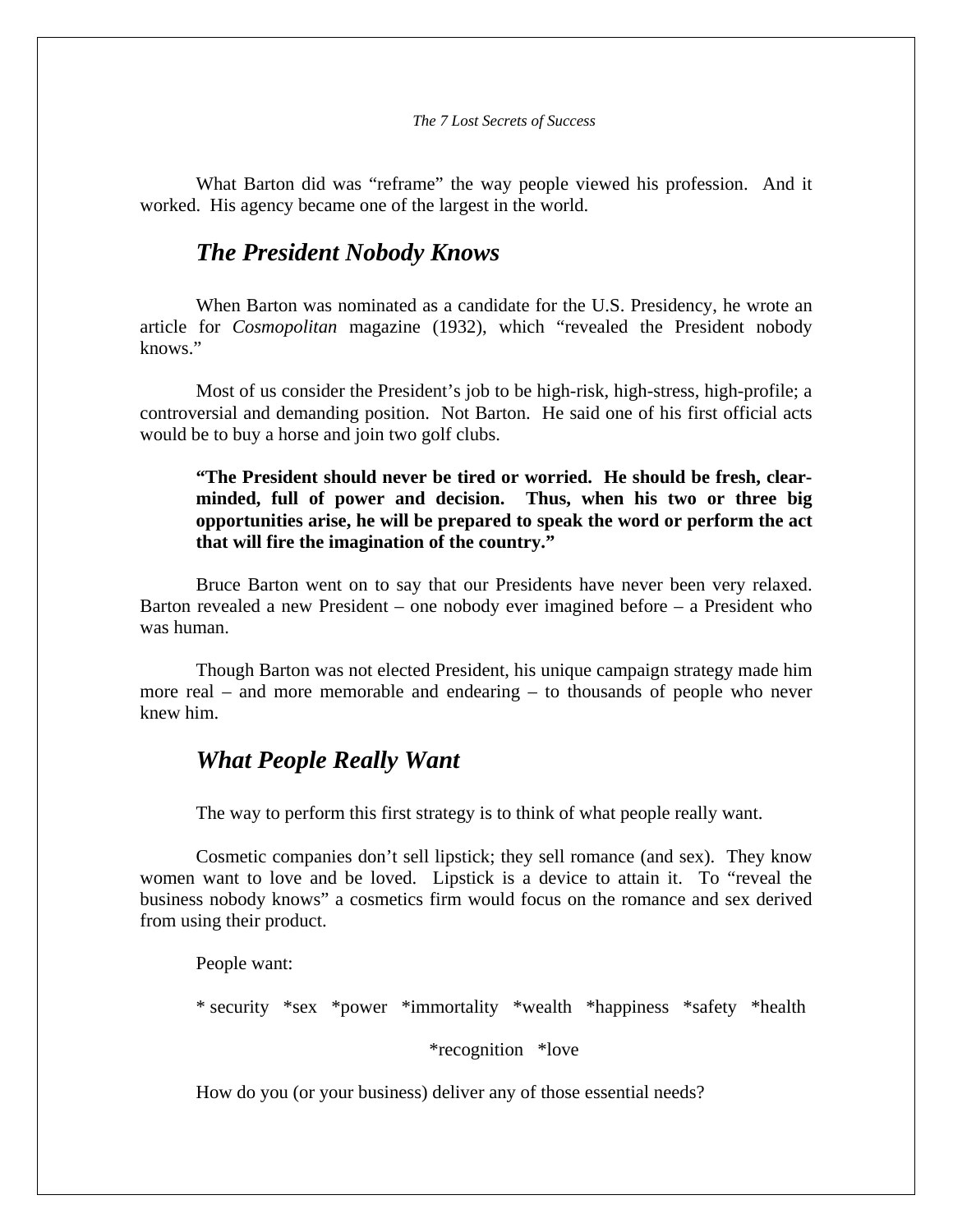What Barton did was "reframe" the way people viewed his profession. And it worked. His agency became one of the largest in the world.

## *The President Nobody Knows*

When Barton was nominated as a candidate for the U.S. Presidency, he wrote an article for *Cosmopolitan* magazine (1932), which "revealed the President nobody knows."

Most of us consider the President's job to be high-risk, high-stress, high-profile; a controversial and demanding position. Not Barton. He said one of his first official acts would be to buy a horse and join two golf clubs.

> **"The President should never be tired or worried. He should be fresh, clear-minded, full of power and decision. Thus, when his two or three big opportunities arise, he will be prepared to speak the word or perform the act that will fire the imagination of the country."**

Bruce Barton went on to say that our Presidents have never been very relaxed. Barton revealed a new President – one nobody ever imagined before – a President who was human.

Though Barton was not elected President, his unique campaign strategy made him more real – and more memorable and endearing – to thousands of people who never knew him.

## *What People Really Want*

The way to perform this first strategy is to think of what people really want.

Cosmetic companies don't sell lipstick; they sell romance (and sex). They know women want to love and be loved. Lipstick is a device to attain it. To "reveal the business nobody knows" a cosmetics firm would focus on the romance and sex derived from using their product.

People want:

* security *sex *power *immortality *wealth *happiness *safety *health *recognition *love

How do you (or your business) deliver any of those essential needs?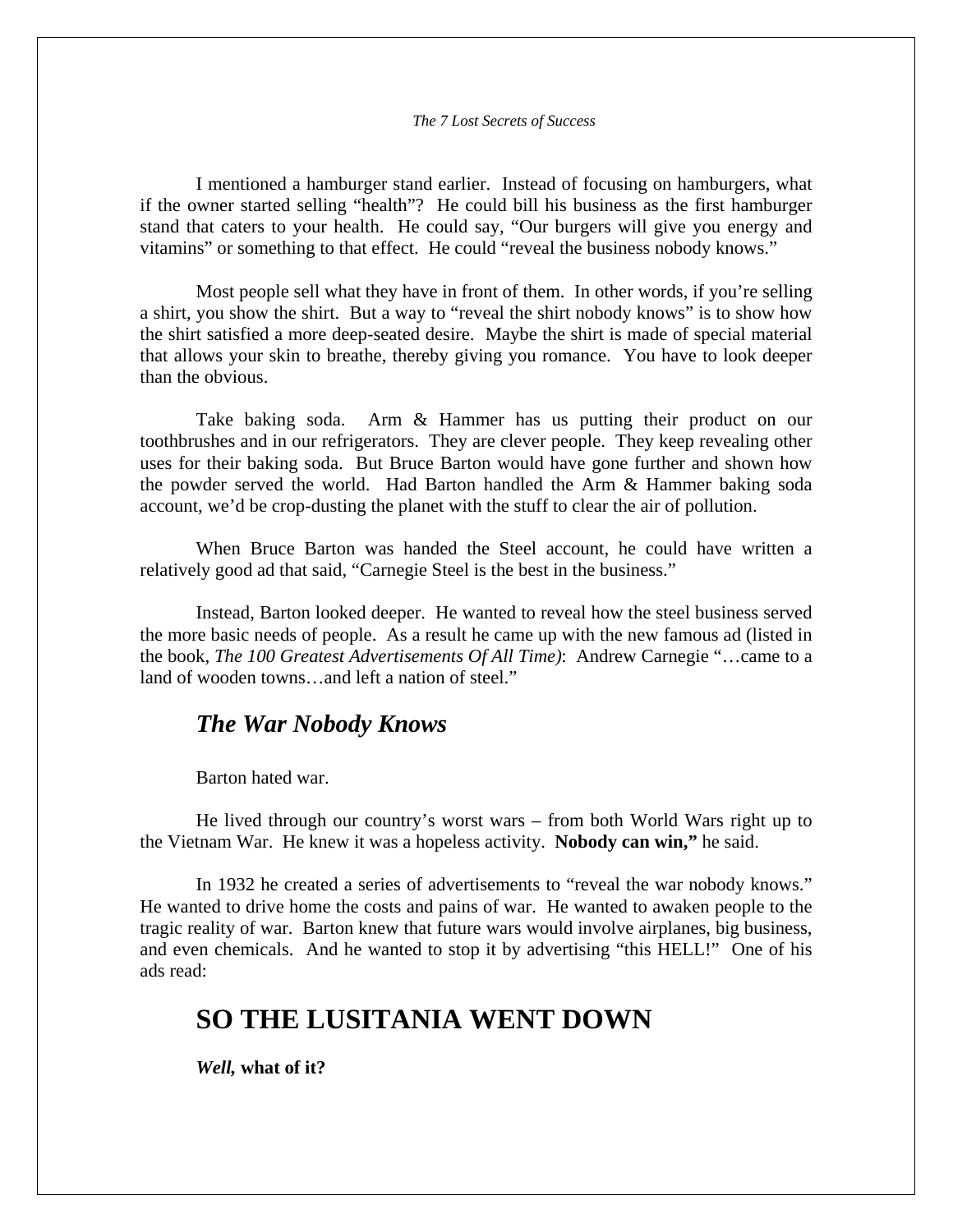I mentioned a hamburger stand earlier. Instead of focusing on hamburgers, what if the owner started selling "health"? He could bill his business as the first hamburger stand that caters to your health. He could say, "Our burgers will give you energy and vitamins" or something to that effect. He could "reveal the business nobody knows."

Most people sell what they have in front of them. In other words, if you're selling a shirt, you show the shirt. But a way to "reveal the shirt nobody knows" is to show how the shirt satisfied a more deep-seated desire. Maybe the shirt is made of special material that allows your skin to breathe, thereby giving you romance. You have to look deeper than the obvious.

Take baking soda. Arm & Hammer has us putting their product on our toothbrushes and in our refrigerators. They are clever people. They keep revealing other uses for their baking soda. But Bruce Barton would have gone further and shown how the powder served the world. Had Barton handled the Arm & Hammer baking soda account, we'd be crop-dusting the planet with the stuff to clear the air of pollution.

When Bruce Barton was handed the Steel account, he could have written a relatively good ad that said, "Carnegie Steel is the best in the business."

Instead, Barton looked deeper. He wanted to reveal how the steel business served the more basic needs of people. As a result he came up with the new famous ad (listed in the book, *The 100 Greatest Advertisements Of All Time)*: Andrew Carnegie "…came to a land of wooden towns…and left a nation of steel."

## *The War Nobody Knows*

Barton hated war.

He lived through our country's worst wars – from both World Wars right up to the Vietnam War. He knew it was a hopeless activity. **Nobody can win,"** he said.

In 1932 he created a series of advertisements to "reveal the war nobody knows." He wanted to drive home the costs and pains of war. He wanted to awaken people to the tragic reality of war. Barton knew that future wars would involve airplanes, big business, and even chemicals. And he wanted to stop it by advertising "this HELL!" One of his ads read:

## SO THE LUSITANIA WENT DOWN

***Well,* what of it?**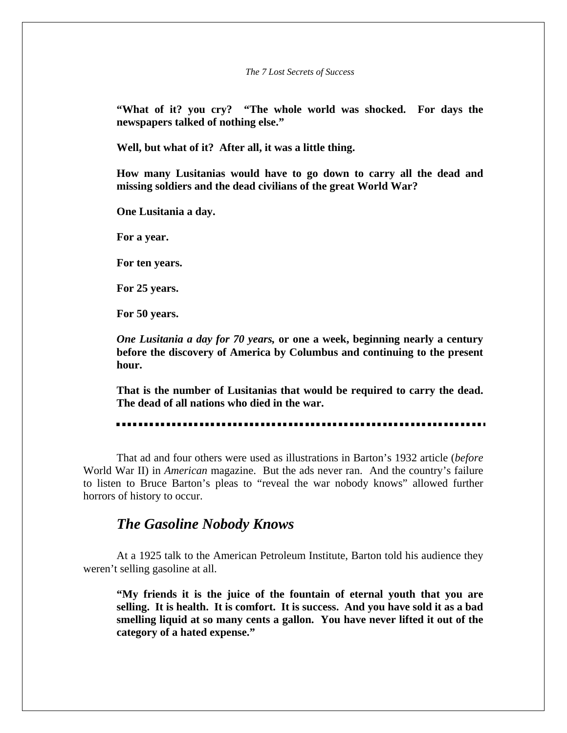**"What of it? you cry? "The whole world was shocked. For days the newspapers talked of nothing else."**

**Well, but what of it? After all, it was a little thing.**

**How many Lusitanias would have to go down to carry all the dead and missing soldiers and the dead civilians of the great World War?**

**One Lusitania a day.**

**For a year.**

**For ten years.**

**For 25 years.**

**For 50 years.**

***One Lusitania a day for 70 years,* or one a week, beginning nearly a century before the discovery of America by Columbus and continuing to the present hour.**

**That is the number of Lusitanias that would be required to carry the dead. The dead of all nations who died in the war.**

---

That ad and four others were used as illustrations in Barton's 1932 article (*before* World War II) in *American* magazine. But the ads never ran. And the country's failure to listen to Bruce Barton's pleas to "reveal the war nobody knows" allowed further horrors of history to occur.

## *The Gasoline Nobody Knows*

At a 1925 talk to the American Petroleum Institute, Barton told his audience they weren't selling gasoline at all.

**"My friends it is the juice of the fountain of eternal youth that you are selling. It is health. It is comfort. It is success. And you have sold it as a bad smelling liquid at so many cents a gallon. You have never lifted it out of the category of a hated expense."**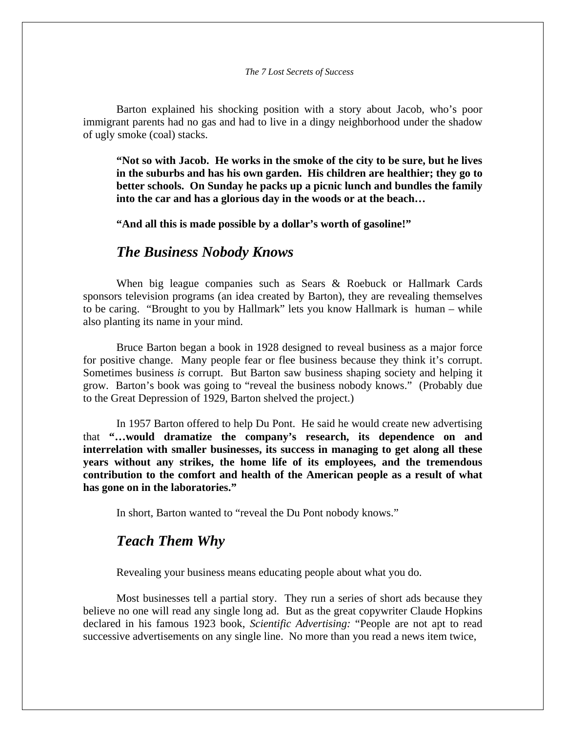Barton explained his shocking position with a story about Jacob, who's poor immigrant parents had no gas and had to live in a dingy neighborhood under the shadow of ugly smoke (coal) stacks.

> **"Not so with Jacob. He works in the smoke of the city to be sure, but he lives in the suburbs and has his own garden. His children are healthier; they go to better schools. On Sunday he packs up a picnic lunch and bundles the family into the car and has a glorious day in the woods or at the beach…**
>
> **"And all this is made possible by a dollar's worth of gasoline!"**

## *The Business Nobody Knows*

When big league companies such as Sears & Roebuck or Hallmark Cards sponsors television programs (an idea created by Barton), they are revealing themselves to be caring. "Brought to you by Hallmark" lets you know Hallmark is human – while also planting its name in your mind.

Bruce Barton began a book in 1928 designed to reveal business as a major force for positive change. Many people fear or flee business because they think it's corrupt. Sometimes business *is* corrupt. But Barton saw business shaping society and helping it grow. Barton's book was going to "reveal the business nobody knows." (Probably due to the Great Depression of 1929, Barton shelved the project.)

In 1957 Barton offered to help Du Pont. He said he would create new advertising that **"…would dramatize the company's research, its dependence on and interrelation with smaller businesses, its success in managing to get along all these years without any strikes, the home life of its employees, and the tremendous contribution to the comfort and health of the American people as a result of what has gone on in the laboratories."**

In short, Barton wanted to "reveal the Du Pont nobody knows."

## *Teach Them Why*

Revealing your business means educating people about what you do.

Most businesses tell a partial story. They run a series of short ads because they believe no one will read any single long ad. But as the great copywriter Claude Hopkins declared in his famous 1923 book, *Scientific Advertising:* "People are not apt to read successive advertisements on any single line. No more than you read a news item twice,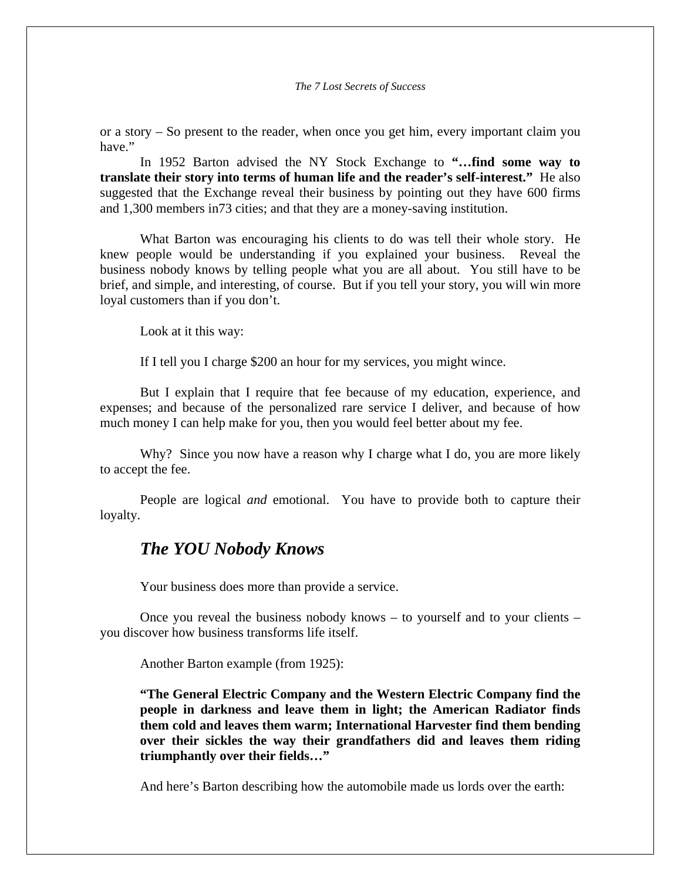or a story – So present to the reader, when once you get him, every important claim you have."

In 1952 Barton advised the NY Stock Exchange to **"…find some way to translate their story into terms of human life and the reader's self-interest."** He also suggested that the Exchange reveal their business by pointing out they have 600 firms and 1,300 members in73 cities; and that they are a money-saving institution.

What Barton was encouraging his clients to do was tell their whole story. He knew people would be understanding if you explained your business. Reveal the business nobody knows by telling people what you are all about. You still have to be brief, and simple, and interesting, of course. But if you tell your story, you will win more loyal customers than if you don't.

Look at it this way:

If I tell you I charge $200 an hour for my services, you might wince.

But I explain that I require that fee because of my education, experience, and expenses; and because of the personalized rare service I deliver, and because of how much money I can help make for you, then you would feel better about my fee.

Why? Since you now have a reason why I charge what I do, you are more likely to accept the fee.

People are logical *and* emotional. You have to provide both to capture their loyalty.

## *The YOU Nobody Knows*

Your business does more than provide a service.

Once you reveal the business nobody knows – to yourself and to your clients – you discover how business transforms life itself.

Another Barton example (from 1925):

> **"The General Electric Company and the Western Electric Company find the people in darkness and leave them in light; the American Radiator finds them cold and leaves them warm; International Harvester find them bending over their sickles the way their grandfathers did and leaves them riding triumphantly over their fields…"**

And here's Barton describing how the automobile made us lords over the earth: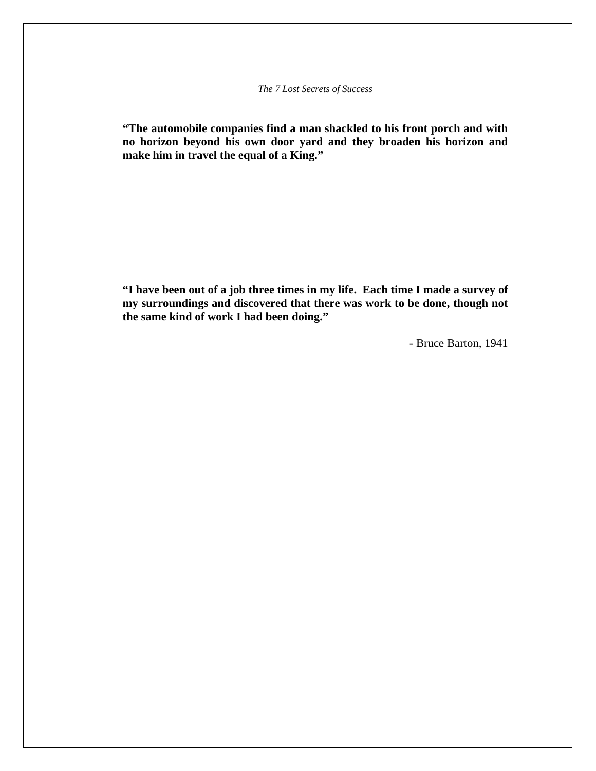**"The automobile companies find a man shackled to his front porch and with no horizon beyond his own door yard and they broaden his horizon and make him in travel the equal of a King."**

**"I have been out of a job three times in my life. Each time I made a survey of my surroundings and discovered that there was work to be done, though not the same kind of work I had been doing."**

- Bruce Barton, 1941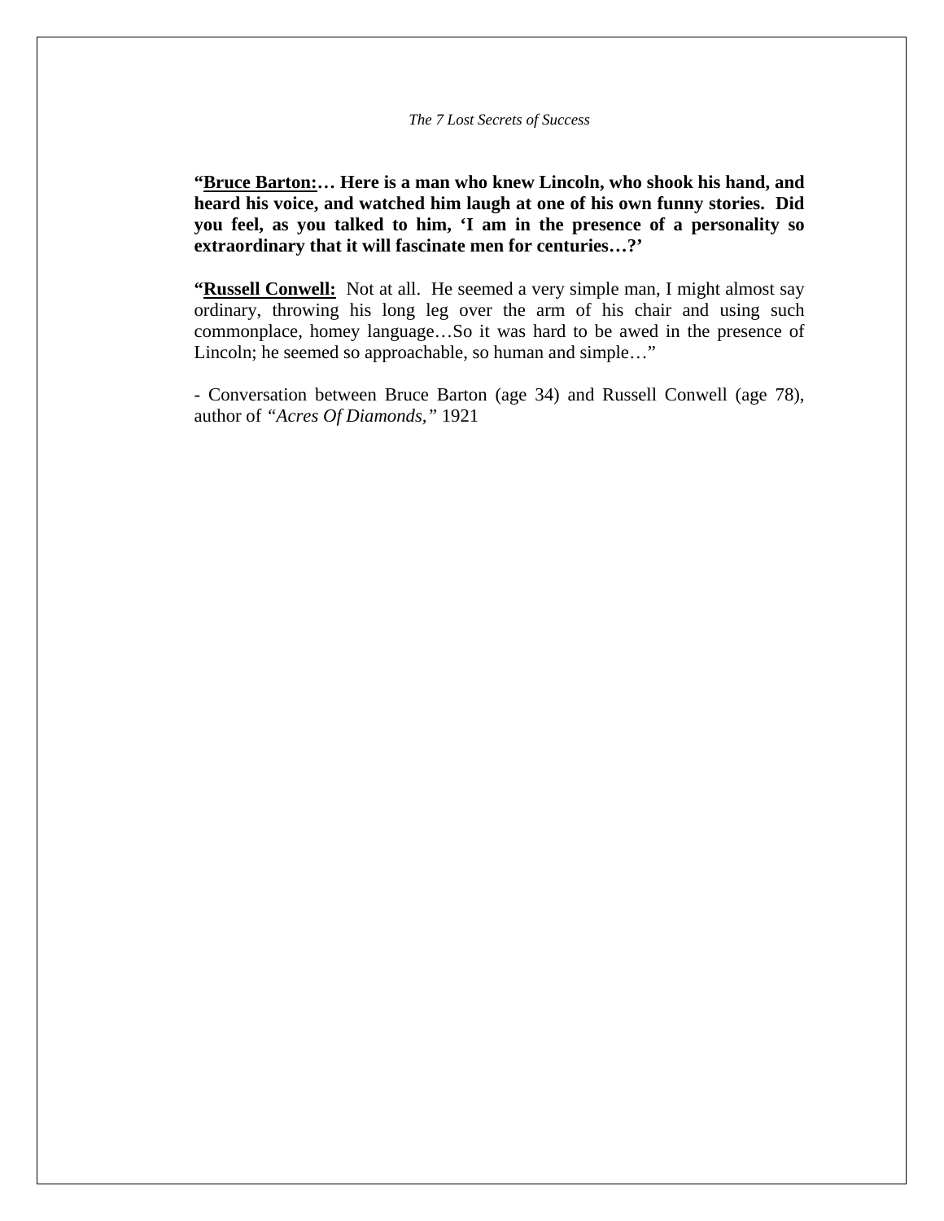**"<u>Bruce Barton:</u>… Here is a man who knew Lincoln, who shook his hand, and heard his voice, and watched him laugh at one of his own funny stories. Did you feel, as you talked to him, 'I am in the presence of a personality so extraordinary that it will fascinate men for centuries…?'**

**"<u>Russell Conwell:</u>** Not at all. He seemed a very simple man, I might almost say ordinary, throwing his long leg over the arm of his chair and using such commonplace, homey language…So it was hard to be awed in the presence of Lincoln; he seemed so approachable, so human and simple…"

- Conversation between Bruce Barton (age 34) and Russell Conwell (age 78), author of *"Acres Of Diamonds,"* 1921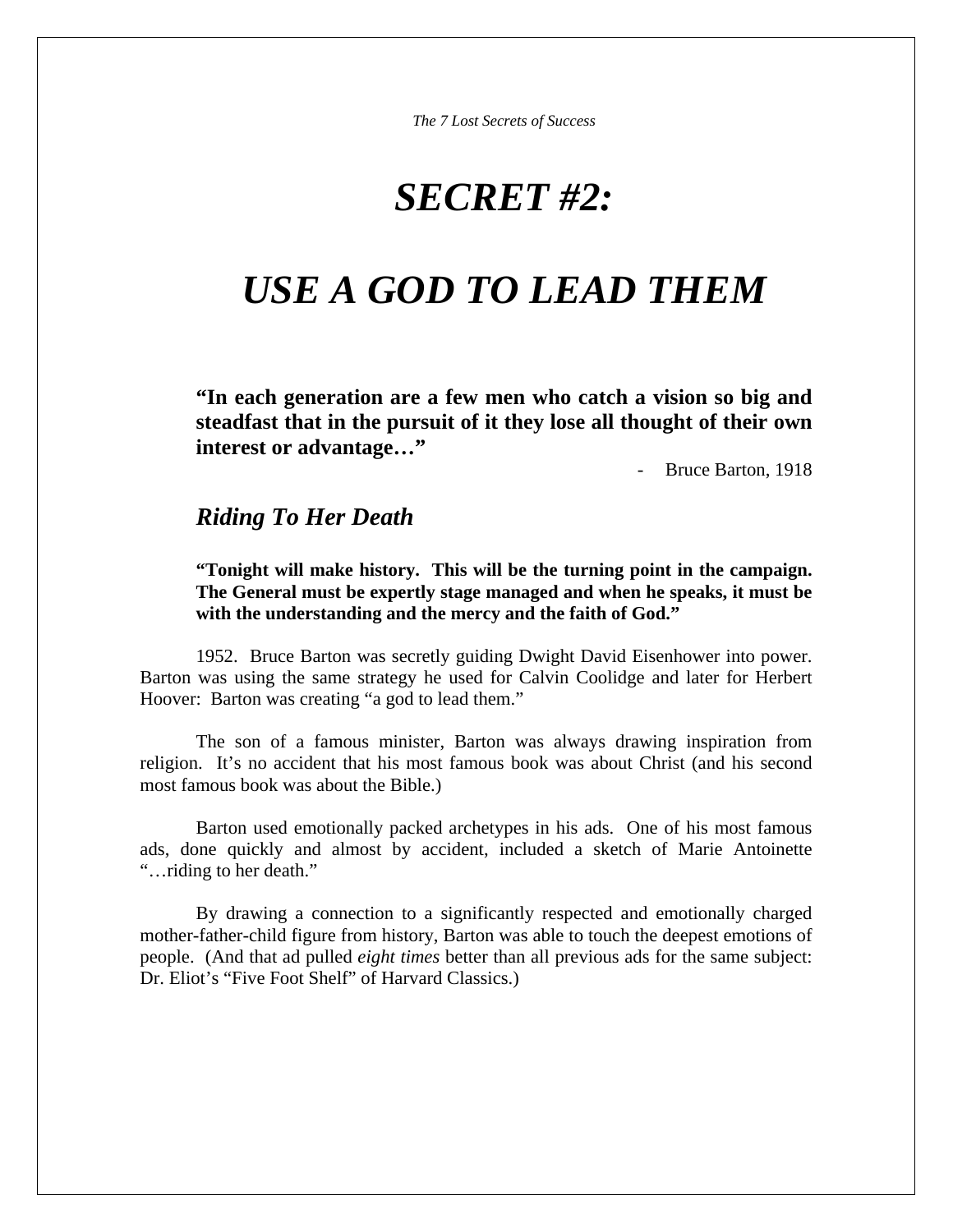# *SECRET #2:*

# *USE A GOD TO LEAD THEM*

> **"In each generation are a few men who catch a vision so big and steadfast that in the pursuit of it they lose all thought of their own interest or advantage…"**
>
> \- Bruce Barton, 1918

## *Riding To Her Death*

**"Tonight will make history. This will be the turning point in the campaign. The General must be expertly stage managed and when he speaks, it must be with the understanding and the mercy and the faith of God."**

1952. Bruce Barton was secretly guiding Dwight David Eisenhower into power. Barton was using the same strategy he used for Calvin Coolidge and later for Herbert Hoover: Barton was creating "a god to lead them."

The son of a famous minister, Barton was always drawing inspiration from religion. It's no accident that his most famous book was about Christ (and his second most famous book was about the Bible.)

Barton used emotionally packed archetypes in his ads. One of his most famous ads, done quickly and almost by accident, included a sketch of Marie Antoinette "…riding to her death."

By drawing a connection to a significantly respected and emotionally charged mother-father-child figure from history, Barton was able to touch the deepest emotions of people. (And that ad pulled *eight times* better than all previous ads for the same subject: Dr. Eliot's "Five Foot Shelf" of Harvard Classics.)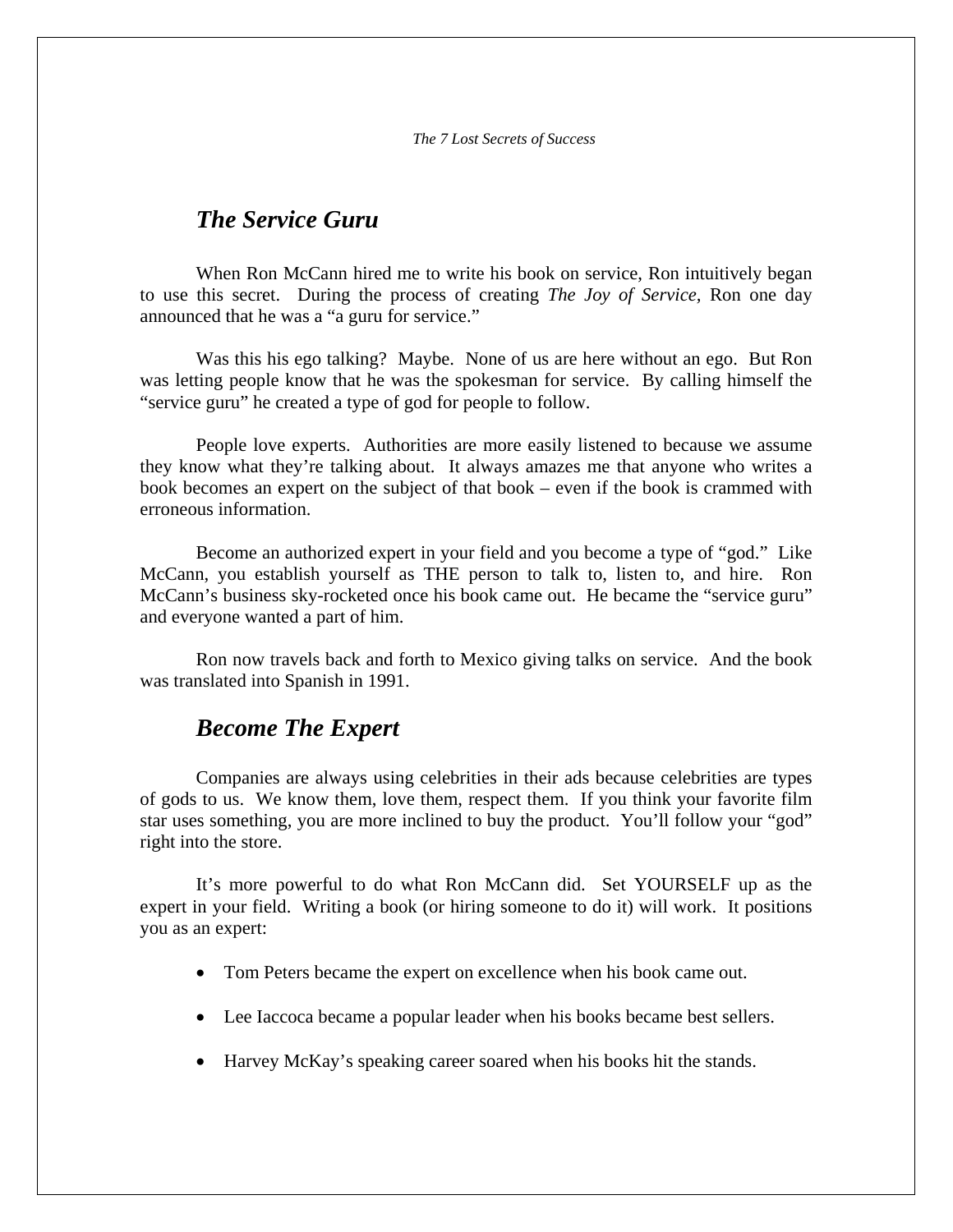## *The Service Guru*

When Ron McCann hired me to write his book on service, Ron intuitively began to use this secret. During the process of creating *The Joy of Service*, Ron one day announced that he was a "a guru for service."

Was this his ego talking? Maybe. None of us are here without an ego. But Ron was letting people know that he was the spokesman for service. By calling himself the "service guru" he created a type of god for people to follow.

People love experts. Authorities are more easily listened to because we assume they know what they're talking about. It always amazes me that anyone who writes a book becomes an expert on the subject of that book – even if the book is crammed with erroneous information.

Become an authorized expert in your field and you become a type of "god." Like McCann, you establish yourself as THE person to talk to, listen to, and hire. Ron McCann's business sky-rocketed once his book came out. He became the "service guru" and everyone wanted a part of him.

Ron now travels back and forth to Mexico giving talks on service. And the book was translated into Spanish in 1991.

## *Become The Expert*

Companies are always using celebrities in their ads because celebrities are types of gods to us. We know them, love them, respect them. If you think your favorite film star uses something, you are more inclined to buy the product. You'll follow your "god" right into the store.

It's more powerful to do what Ron McCann did. Set YOURSELF up as the expert in your field. Writing a book (or hiring someone to do it) will work. It positions you as an expert:

- Tom Peters became the expert on excellence when his book came out.
- Lee Iaccoca became a popular leader when his books became best sellers.
- Harvey McKay's speaking career soared when his books hit the stands.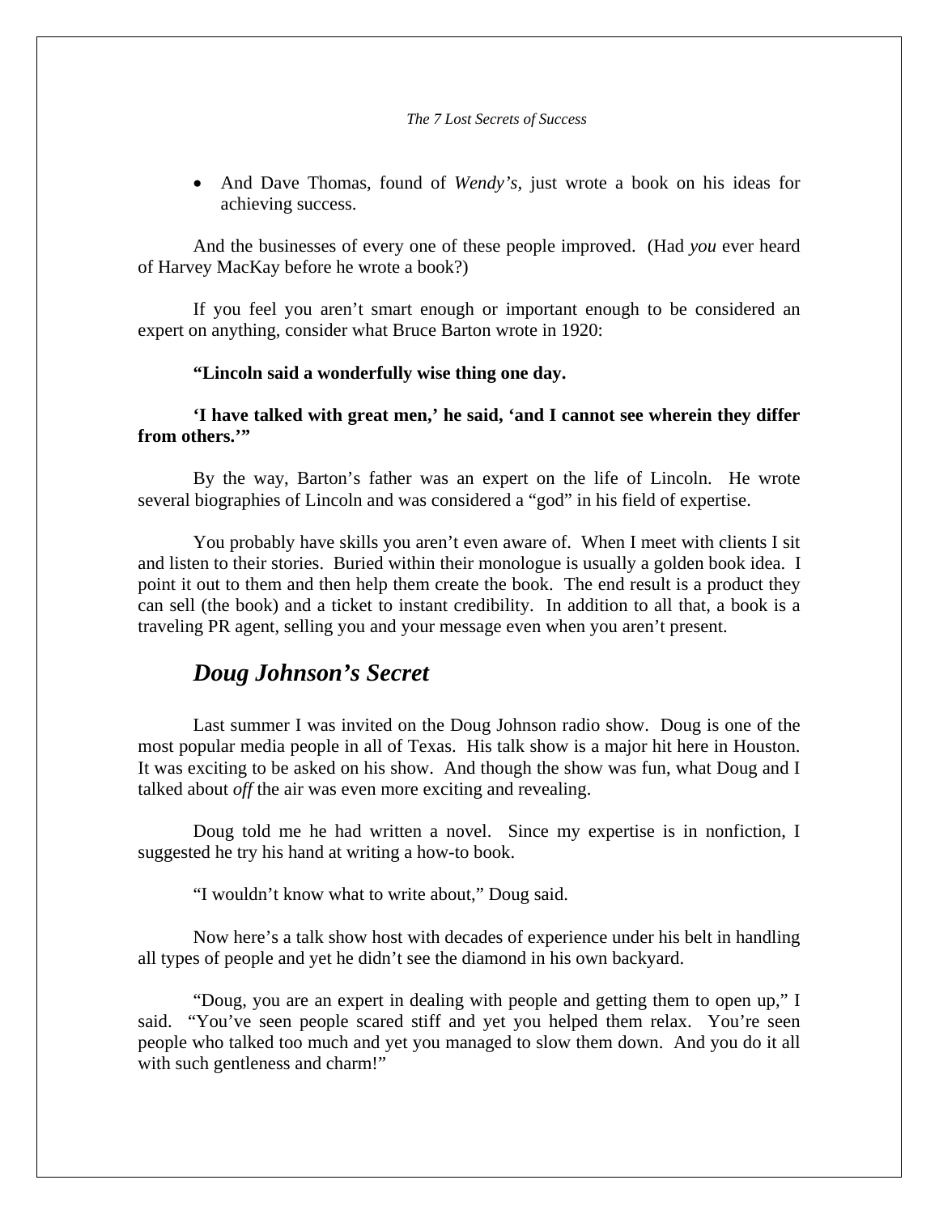- And Dave Thomas, found of *Wendy's*, just wrote a book on his ideas for achieving success.

And the businesses of every one of these people improved. (Had *you* ever heard of Harvey MacKay before he wrote a book?)

If you feel you aren't smart enough or important enough to be considered an expert on anything, consider what Bruce Barton wrote in 1920:

**"Lincoln said a wonderfully wise thing one day.**

**'I have talked with great men,' he said, 'and I cannot see wherein they differ from others.'"**

By the way, Barton's father was an expert on the life of Lincoln. He wrote several biographies of Lincoln and was considered a "god" in his field of expertise.

You probably have skills you aren't even aware of. When I meet with clients I sit and listen to their stories. Buried within their monologue is usually a golden book idea. I point it out to them and then help them create the book. The end result is a product they can sell (the book) and a ticket to instant credibility. In addition to all that, a book is a traveling PR agent, selling you and your message even when you aren't present.

## *Doug Johnson's Secret*

Last summer I was invited on the Doug Johnson radio show. Doug is one of the most popular media people in all of Texas. His talk show is a major hit here in Houston. It was exciting to be asked on his show. And though the show was fun, what Doug and I talked about *off* the air was even more exciting and revealing.

Doug told me he had written a novel. Since my expertise is in nonfiction, I suggested he try his hand at writing a how-to book.

"I wouldn't know what to write about," Doug said.

Now here's a talk show host with decades of experience under his belt in handling all types of people and yet he didn't see the diamond in his own backyard.

"Doug, you are an expert in dealing with people and getting them to open up," I said. "You've seen people scared stiff and yet you helped them relax. You're seen people who talked too much and yet you managed to slow them down. And you do it all with such gentleness and charm!"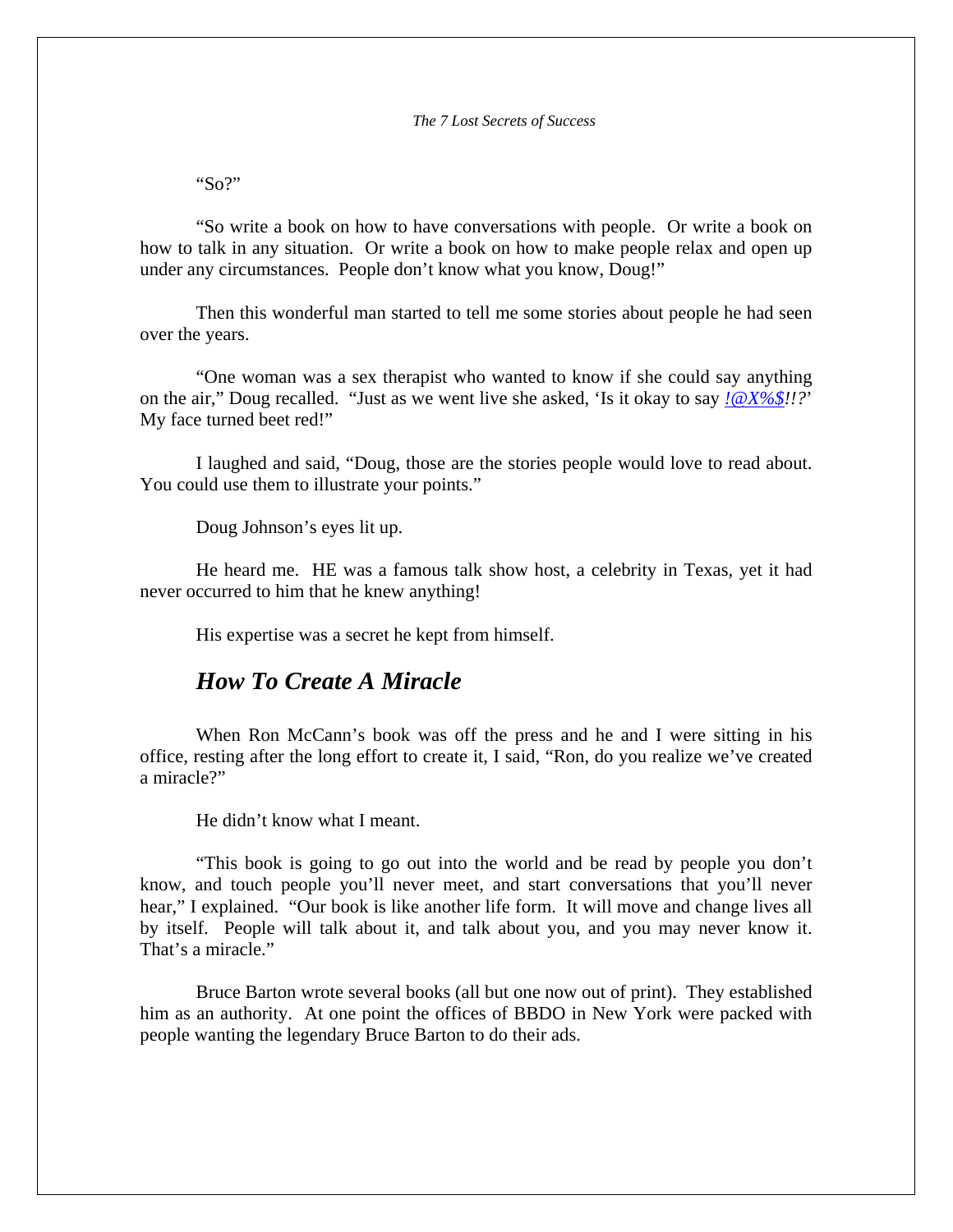"So?"

"So write a book on how to have conversations with people. Or write a book on how to talk in any situation. Or write a book on how to make people relax and open up under any circumstances. People don't know what you know, Doug!"

Then this wonderful man started to tell me some stories about people he had seen over the years.

"One woman was a sex therapist who wanted to know if she could say anything on the air," Doug recalled. "Just as we went live she asked, 'Is it okay to say *!@X%$!!?*' My face turned beet red!"

I laughed and said, "Doug, those are the stories people would love to read about. You could use them to illustrate your points."

Doug Johnson's eyes lit up.

He heard me. HE was a famous talk show host, a celebrity in Texas, yet it had never occurred to him that he knew anything!

His expertise was a secret he kept from himself.

## *How To Create A Miracle*

When Ron McCann's book was off the press and he and I were sitting in his office, resting after the long effort to create it, I said, "Ron, do you realize we've created a miracle?"

He didn't know what I meant.

"This book is going to go out into the world and be read by people you don't know, and touch people you'll never meet, and start conversations that you'll never hear," I explained. "Our book is like another life form. It will move and change lives all by itself. People will talk about it, and talk about you, and you may never know it. That's a miracle."

Bruce Barton wrote several books (all but one now out of print). They established him as an authority. At one point the offices of BBDO in New York were packed with people wanting the legendary Bruce Barton to do their ads.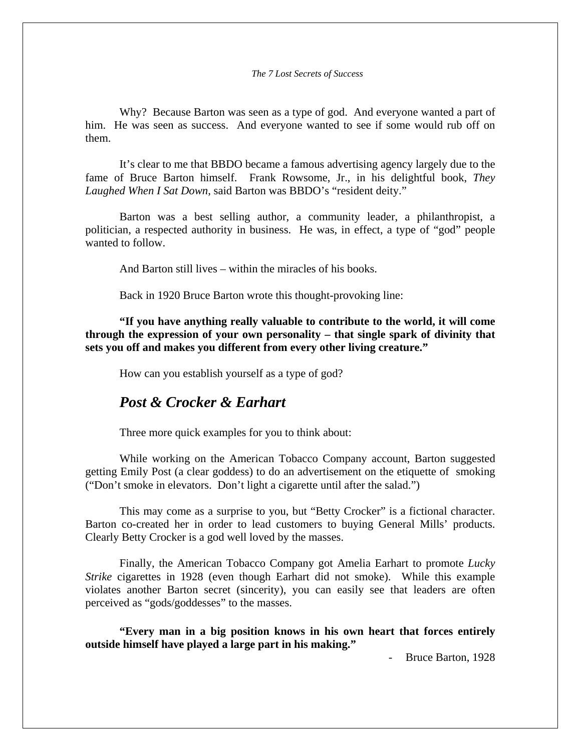Why? Because Barton was seen as a type of god. And everyone wanted a part of him. He was seen as success. And everyone wanted to see if some would rub off on them.

It's clear to me that BBDO became a famous advertising agency largely due to the fame of Bruce Barton himself. Frank Rowsome, Jr., in his delightful book, *They Laughed When I Sat Down*, said Barton was BBDO's "resident deity."

Barton was a best selling author, a community leader, a philanthropist, a politician, a respected authority in business. He was, in effect, a type of "god" people wanted to follow.

And Barton still lives – within the miracles of his books.

Back in 1920 Bruce Barton wrote this thought-provoking line:

**"If you have anything really valuable to contribute to the world, it will come through the expression of your own personality – that single spark of divinity that sets you off and makes you different from every other living creature."**

How can you establish yourself as a type of god?

## *Post & Crocker & Earhart*

Three more quick examples for you to think about:

While working on the American Tobacco Company account, Barton suggested getting Emily Post (a clear goddess) to do an advertisement on the etiquette of smoking ("Don't smoke in elevators. Don't light a cigarette until after the salad.")

This may come as a surprise to you, but "Betty Crocker" is a fictional character. Barton co-created her in order to lead customers to buying General Mills' products. Clearly Betty Crocker is a god well loved by the masses.

Finally, the American Tobacco Company got Amelia Earhart to promote *Lucky Strike* cigarettes in 1928 (even though Earhart did not smoke). While this example violates another Barton secret (sincerity), you can easily see that leaders are often perceived as "gods/goddesses" to the masses.

**"Every man in a big position knows in his own heart that forces entirely outside himself have played a large part in his making."**

- Bruce Barton, 1928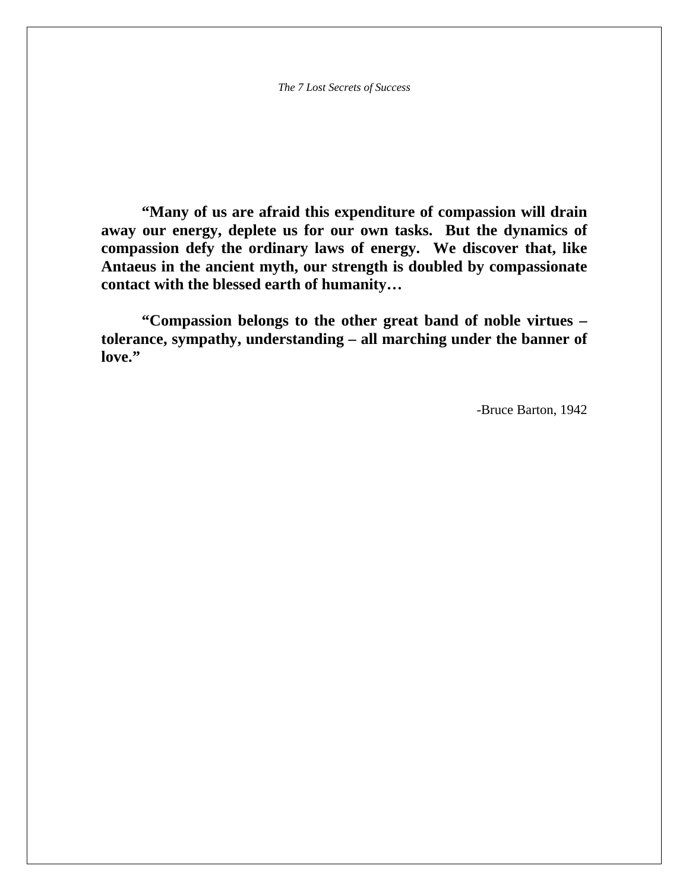**"Many of us are afraid this expenditure of compassion will drain away our energy, deplete us for our own tasks. But the dynamics of compassion defy the ordinary laws of energy. We discover that, like Antaeus in the ancient myth, our strength is doubled by compassionate contact with the blessed earth of humanity…**

**"Compassion belongs to the other great band of noble virtues – tolerance, sympathy, understanding – all marching under the banner of love."**

-Bruce Barton, 1942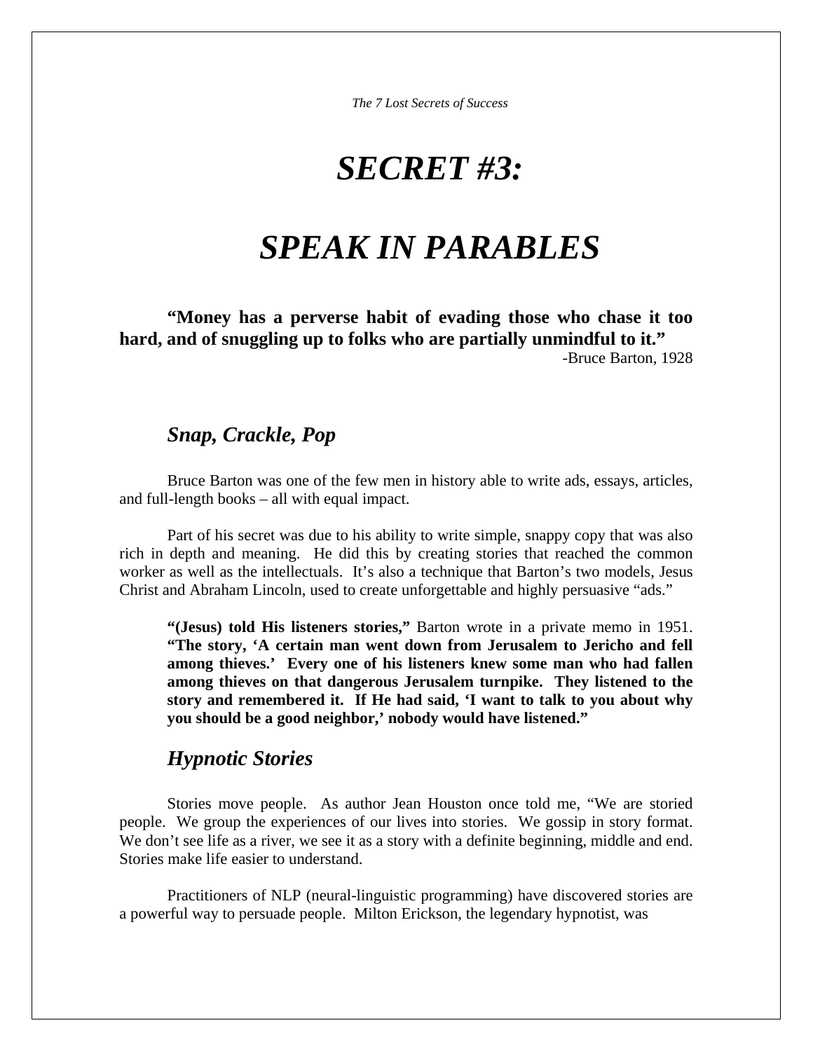# SECRET #3:

# SPEAK IN PARABLES

**"Money has a perverse habit of evading those who chase it too hard, and of snuggling up to folks who are partially unmindful to it."**

-Bruce Barton, 1928

## *Snap, Crackle, Pop*

Bruce Barton was one of the few men in history able to write ads, essays, articles, and full-length books – all with equal impact.

Part of his secret was due to his ability to write simple, snappy copy that was also rich in depth and meaning. He did this by creating stories that reached the common worker as well as the intellectuals. It's also a technique that Barton's two models, Jesus Christ and Abraham Lincoln, used to create unforgettable and highly persuasive "ads."

> **"(Jesus) told His listeners stories,"** Barton wrote in a private memo in 1951. **"The story, 'A certain man went down from Jerusalem to Jericho and fell among thieves.' Every one of his listeners knew some man who had fallen among thieves on that dangerous Jerusalem turnpike. They listened to the story and remembered it. If He had said, 'I want to talk to you about why you should be a good neighbor,' nobody would have listened."**

## *Hypnotic Stories*

Stories move people. As author Jean Houston once told me, "We are storied people. We group the experiences of our lives into stories. We gossip in story format. We don't see life as a river, we see it as a story with a definite beginning, middle and end. Stories make life easier to understand.

Practitioners of NLP (neural-linguistic programming) have discovered stories are a powerful way to persuade people. Milton Erickson, the legendary hypnotist, was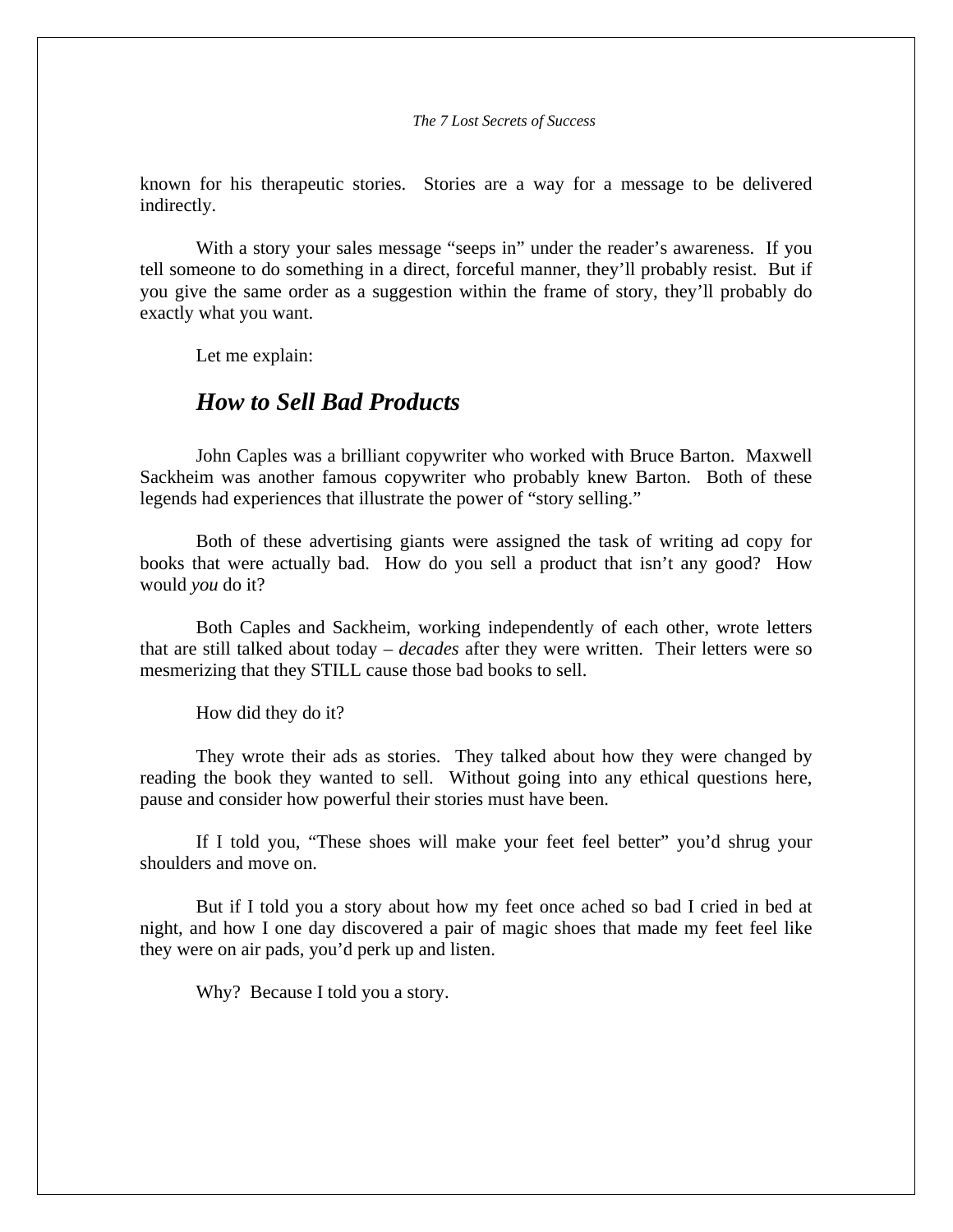known for his therapeutic stories. Stories are a way for a message to be delivered indirectly.

With a story your sales message "seeps in" under the reader's awareness. If you tell someone to do something in a direct, forceful manner, they'll probably resist. But if you give the same order as a suggestion within the frame of story, they'll probably do exactly what you want.

Let me explain:

## *How to Sell Bad Products*

John Caples was a brilliant copywriter who worked with Bruce Barton. Maxwell Sackheim was another famous copywriter who probably knew Barton. Both of these legends had experiences that illustrate the power of "story selling."

Both of these advertising giants were assigned the task of writing ad copy for books that were actually bad. How do you sell a product that isn't any good? How would *you* do it?

Both Caples and Sackheim, working independently of each other, wrote letters that are still talked about today – *decades* after they were written. Their letters were so mesmerizing that they STILL cause those bad books to sell.

How did they do it?

They wrote their ads as stories. They talked about how they were changed by reading the book they wanted to sell. Without going into any ethical questions here, pause and consider how powerful their stories must have been.

If I told you, "These shoes will make your feet feel better" you'd shrug your shoulders and move on.

But if I told you a story about how my feet once ached so bad I cried in bed at night, and how I one day discovered a pair of magic shoes that made my feet feel like they were on air pads, you'd perk up and listen.

Why? Because I told you a story.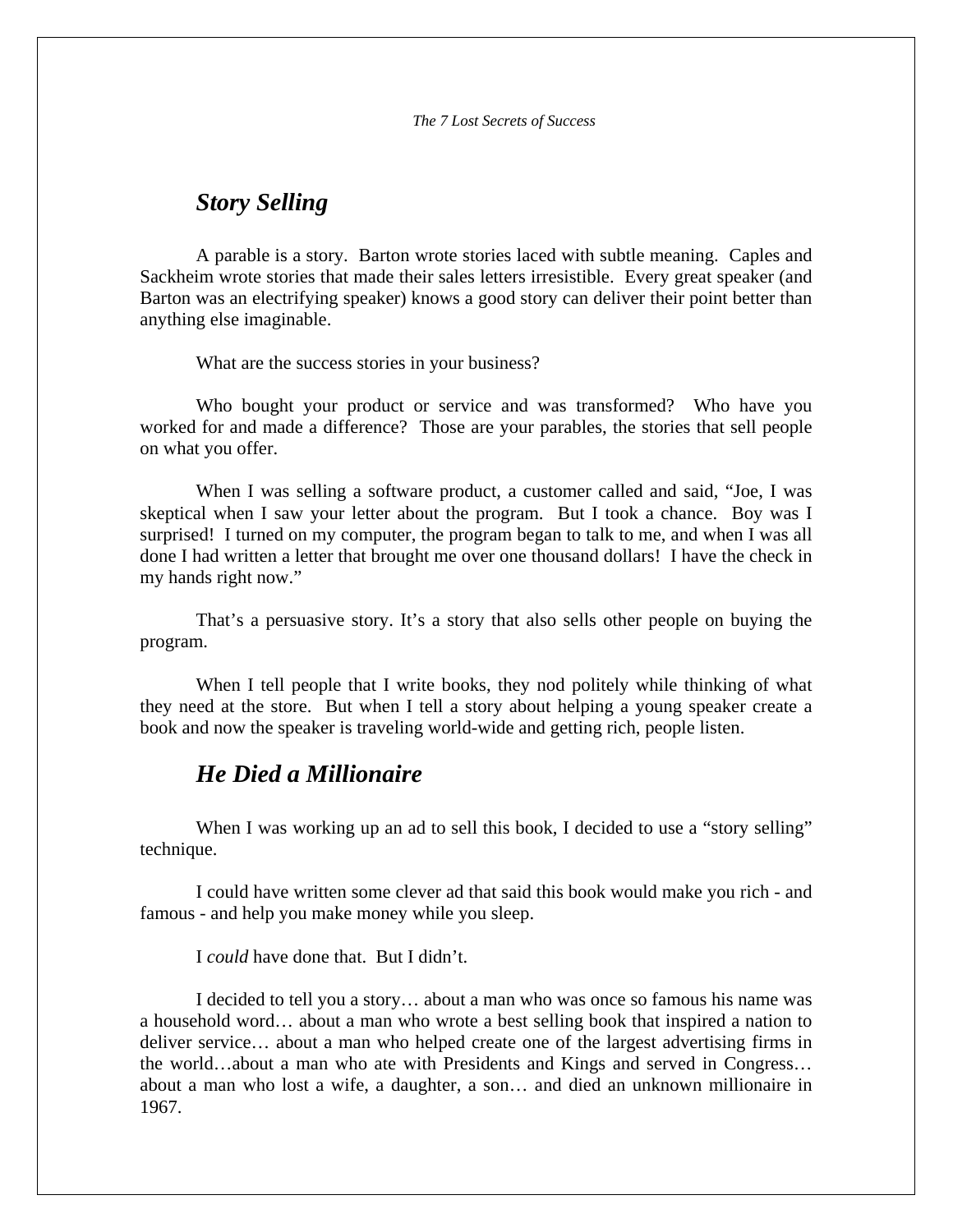## *Story Selling*

A parable is a story. Barton wrote stories laced with subtle meaning. Caples and Sackheim wrote stories that made their sales letters irresistible. Every great speaker (and Barton was an electrifying speaker) knows a good story can deliver their point better than anything else imaginable.

What are the success stories in your business?

Who bought your product or service and was transformed? Who have you worked for and made a difference? Those are your parables, the stories that sell people on what you offer.

When I was selling a software product, a customer called and said, "Joe, I was skeptical when I saw your letter about the program. But I took a chance. Boy was I surprised! I turned on my computer, the program began to talk to me, and when I was all done I had written a letter that brought me over one thousand dollars! I have the check in my hands right now."

That's a persuasive story. It's a story that also sells other people on buying the program.

When I tell people that I write books, they nod politely while thinking of what they need at the store. But when I tell a story about helping a young speaker create a book and now the speaker is traveling world-wide and getting rich, people listen.

## *He Died a Millionaire*

When I was working up an ad to sell this book, I decided to use a "story selling" technique.

I could have written some clever ad that said this book would make you rich - and famous - and help you make money while you sleep.

I *could* have done that. But I didn't.

I decided to tell you a story… about a man who was once so famous his name was a household word… about a man who wrote a best selling book that inspired a nation to deliver service… about a man who helped create one of the largest advertising firms in the world…about a man who ate with Presidents and Kings and served in Congress… about a man who lost a wife, a daughter, a son… and died an unknown millionaire in 1967.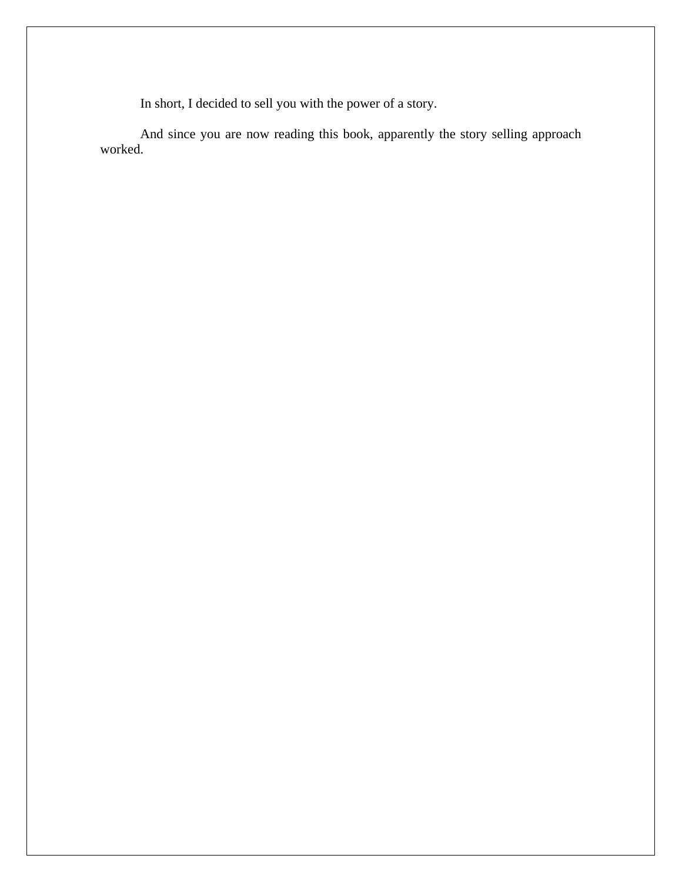In short, I decided to sell you with the power of a story.

And since you are now reading this book, apparently the story selling approach worked.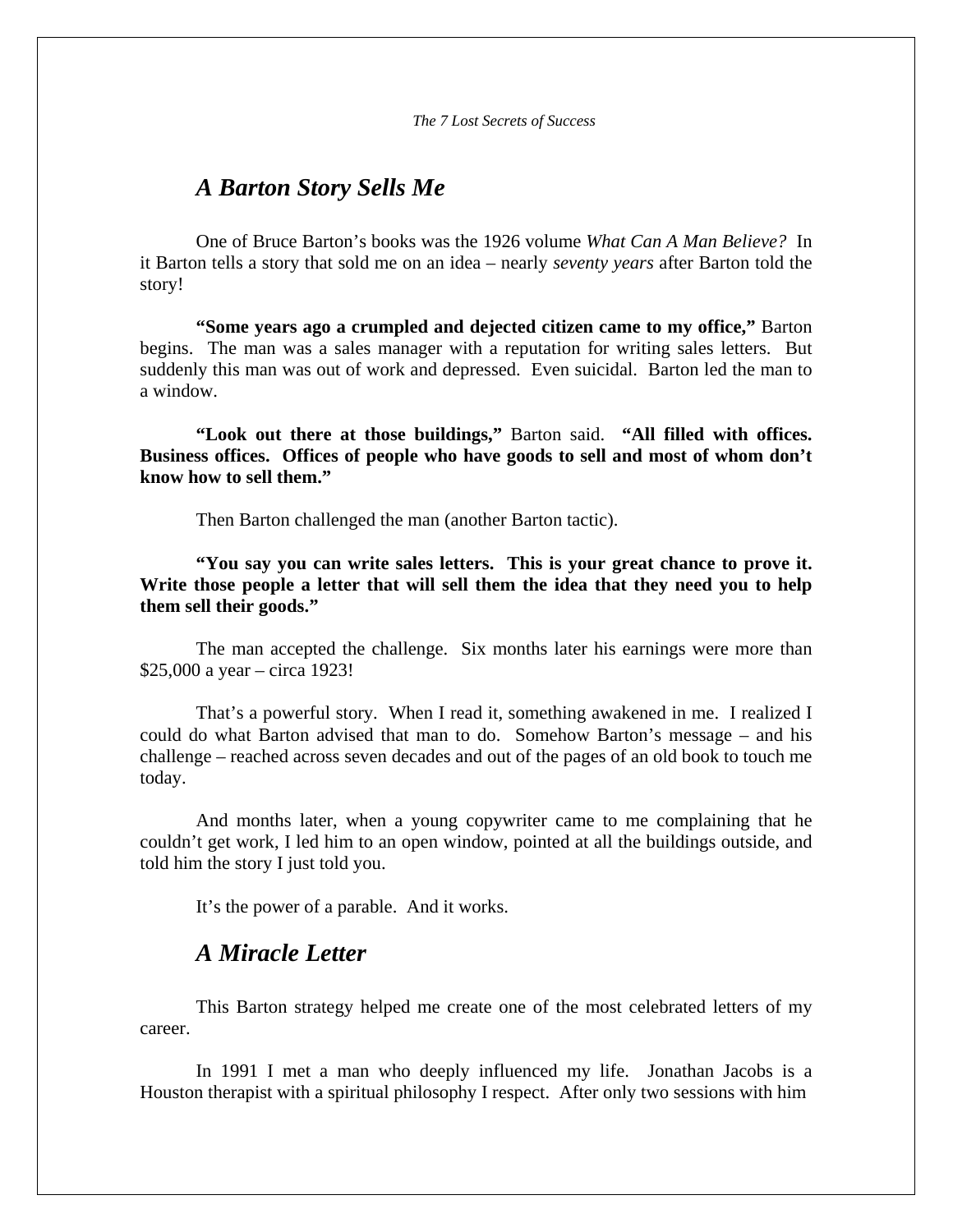## *A Barton Story Sells Me*

One of Bruce Barton's books was the 1926 volume *What Can A Man Believe?* In it Barton tells a story that sold me on an idea – nearly *seventy years* after Barton told the story!

**"Some years ago a crumpled and dejected citizen came to my office,"** Barton begins. The man was a sales manager with a reputation for writing sales letters. But suddenly this man was out of work and depressed. Even suicidal. Barton led the man to a window.

**"Look out there at those buildings,"** Barton said. **"All filled with offices. Business offices. Offices of people who have goods to sell and most of whom don't know how to sell them."**

Then Barton challenged the man (another Barton tactic).

**"You say you can write sales letters. This is your great chance to prove it. Write those people a letter that will sell them the idea that they need you to help them sell their goods."**

The man accepted the challenge. Six months later his earnings were more than $25,000 a year – circa 1923!

That's a powerful story. When I read it, something awakened in me. I realized I could do what Barton advised that man to do. Somehow Barton's message – and his challenge – reached across seven decades and out of the pages of an old book to touch me today.

And months later, when a young copywriter came to me complaining that he couldn't get work, I led him to an open window, pointed at all the buildings outside, and told him the story I just told you.

It's the power of a parable. And it works.

## *A Miracle Letter*

This Barton strategy helped me create one of the most celebrated letters of my career.

In 1991 I met a man who deeply influenced my life. Jonathan Jacobs is a Houston therapist with a spiritual philosophy I respect. After only two sessions with him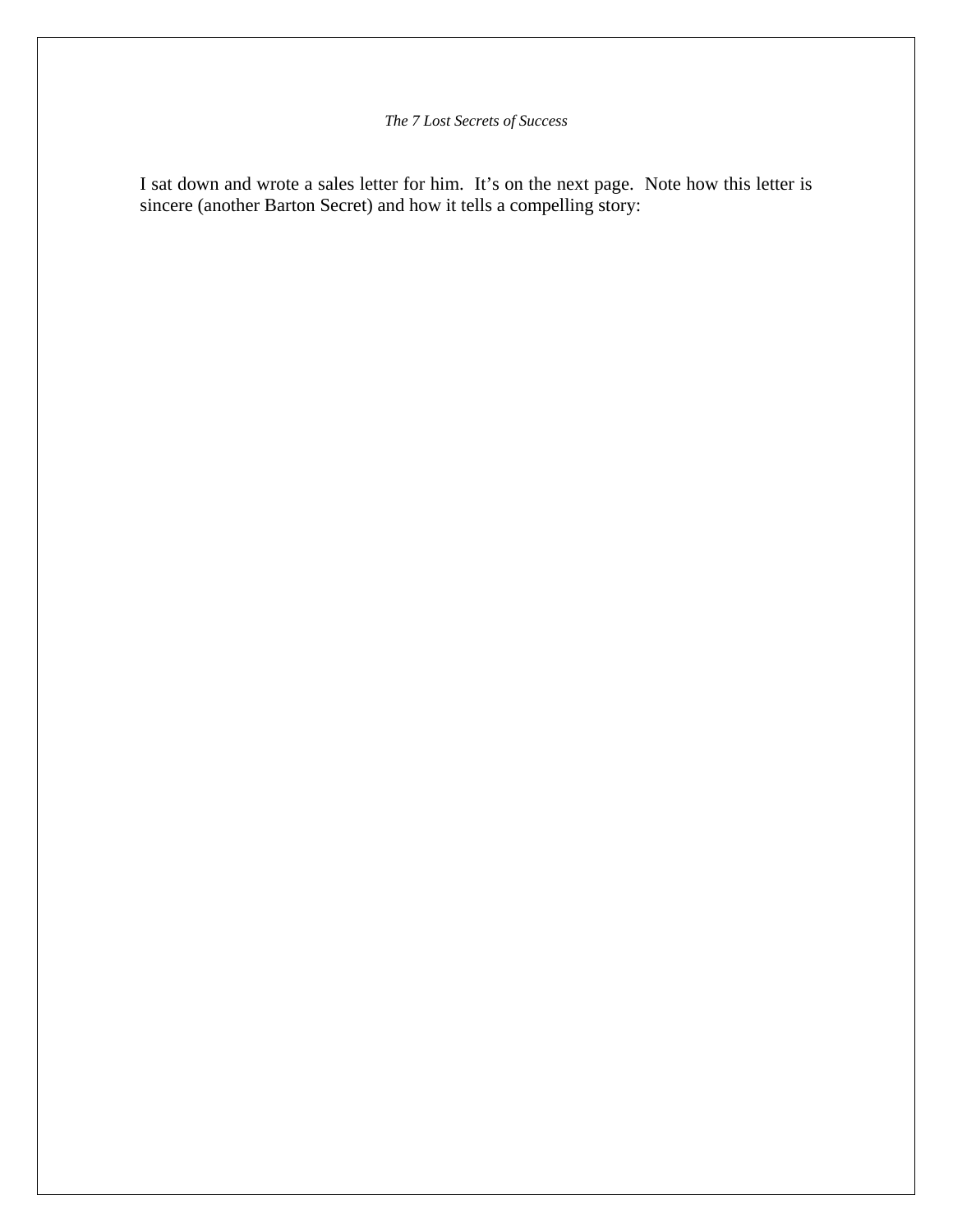I sat down and wrote a sales letter for him. It's on the next page. Note how this letter is sincere (another Barton Secret) and how it tells a compelling story: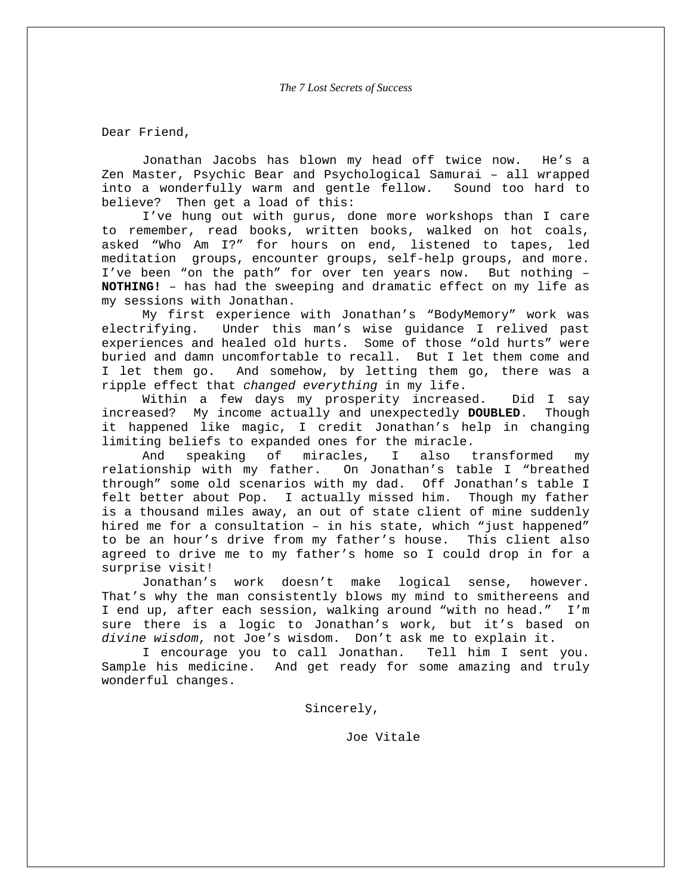Dear Friend,

Jonathan Jacobs has blown my head off twice now. He's a Zen Master, Psychic Bear and Psychological Samurai – all wrapped into a wonderfully warm and gentle fellow. Sound too hard to believe? Then get a load of this:

I've hung out with gurus, done more workshops than I care to remember, read books, written books, walked on hot coals, asked "Who Am I?" for hours on end, listened to tapes, led meditation groups, encounter groups, self-help groups, and more. I've been "on the path" for over ten years now. But nothing – **NOTHING!** – has had the sweeping and dramatic effect on my life as my sessions with Jonathan.

My first experience with Jonathan's "BodyMemory" work was electrifying. Under this man's wise guidance I relived past experiences and healed old hurts. Some of those "old hurts" were buried and damn uncomfortable to recall. But I let them come and I let them go. And somehow, by letting them go, there was a ripple effect that *changed everything* in my life.

Within a few days my prosperity increased. Did I say increased? My income actually and unexpectedly **DOUBLED**. Though it happened like magic, I credit Jonathan's help in changing limiting beliefs to expanded ones for the miracle.

And speaking of miracles, I also transformed my relationship with my father. On Jonathan's table I "breathed through" some old scenarios with my dad. Off Jonathan's table I felt better about Pop. I actually missed him. Though my father is a thousand miles away, an out of state client of mine suddenly hired me for a consultation – in his state, which "just happened" to be an hour's drive from my father's house. This client also agreed to drive me to my father's home so I could drop in for a surprise visit!

Jonathan's work doesn't make logical sense, however. That's why the man consistently blows my mind to smithereens and I end up, after each session, walking around "with no head." I'm sure there is a logic to Jonathan's work, but it's based on *divine wisdom*, not Joe's wisdom. Don't ask me to explain it.

I encourage you to call Jonathan. Tell him I sent you. Sample his medicine. And get ready for some amazing and truly wonderful changes.

Sincerely,

Joe Vitale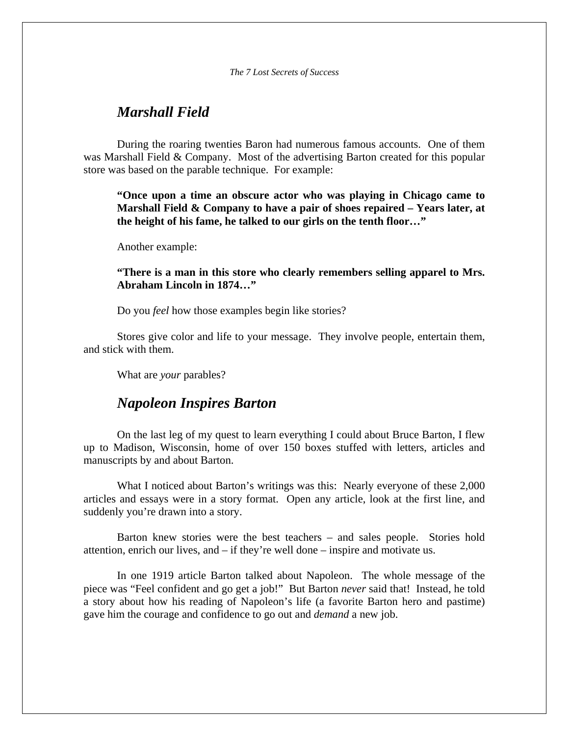## *Marshall Field*

During the roaring twenties Baron had numerous famous accounts. One of them was Marshall Field & Company. Most of the advertising Barton created for this popular store was based on the parable technique. For example:

> **"Once upon a time an obscure actor who was playing in Chicago came to Marshall Field & Company to have a pair of shoes repaired – Years later, at the height of his fame, he talked to our girls on the tenth floor…"**

Another example:

> **"There is a man in this store who clearly remembers selling apparel to Mrs. Abraham Lincoln in 1874…"**

Do you *feel* how those examples begin like stories?

Stores give color and life to your message. They involve people, entertain them, and stick with them.

What are *your* parables?

## *Napoleon Inspires Barton*

On the last leg of my quest to learn everything I could about Bruce Barton, I flew up to Madison, Wisconsin, home of over 150 boxes stuffed with letters, articles and manuscripts by and about Barton.

What I noticed about Barton's writings was this: Nearly everyone of these 2,000 articles and essays were in a story format. Open any article, look at the first line, and suddenly you're drawn into a story.

Barton knew stories were the best teachers – and sales people. Stories hold attention, enrich our lives, and – if they're well done – inspire and motivate us.

In one 1919 article Barton talked about Napoleon. The whole message of the piece was "Feel confident and go get a job!" But Barton *never* said that! Instead, he told a story about how his reading of Napoleon's life (a favorite Barton hero and pastime) gave him the courage and confidence to go out and *demand* a new job.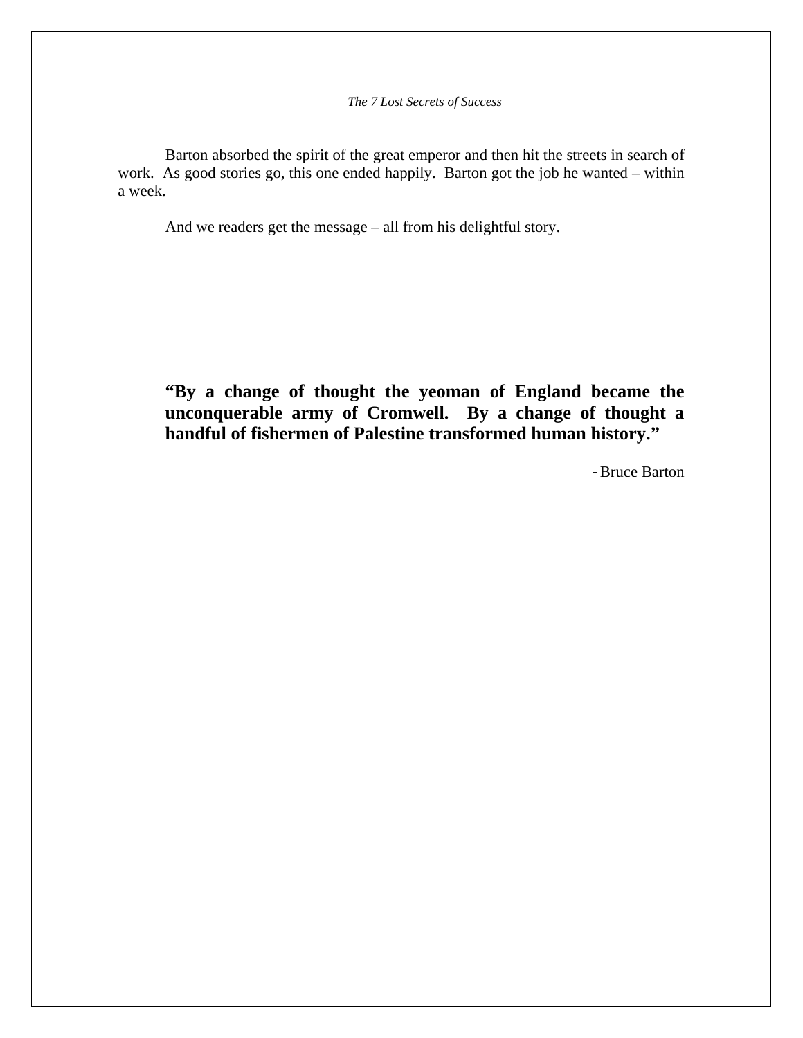Barton absorbed the spirit of the great emperor and then hit the streets in search of work. As good stories go, this one ended happily. Barton got the job he wanted – within a week.

And we readers get the message – all from his delightful story.

> **“By a change of thought the yeoman of England became the unconquerable army of Cromwell. By a change of thought a handful of fishermen of Palestine transformed human history.”**
>
> -Bruce Barton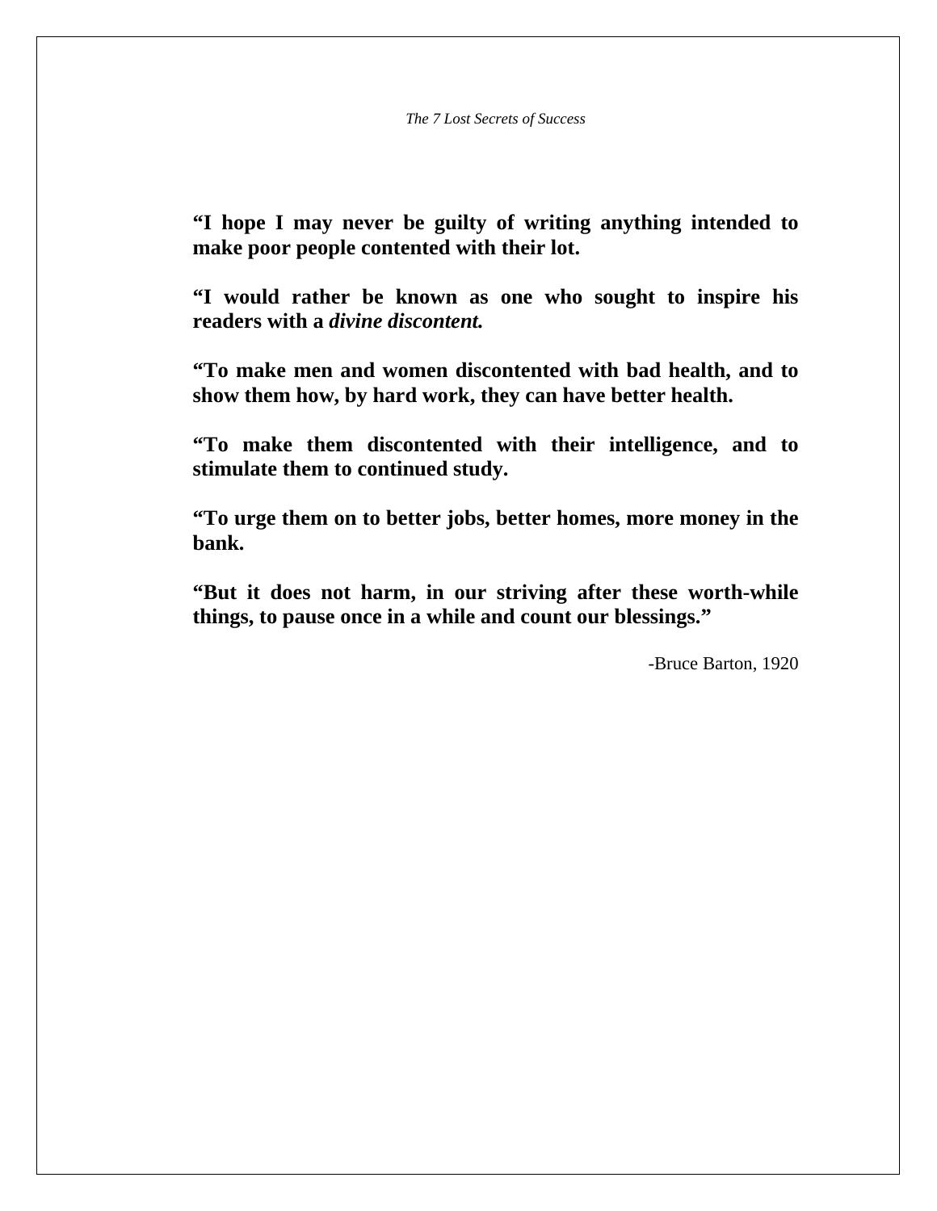**"I hope I may never be guilty of writing anything intended to make poor people contented with their lot.**

**"I would rather be known as one who sought to inspire his readers with a *divine discontent.***

**"To make men and women discontented with bad health, and to show them how, by hard work, they can have better health.**

**"To make them discontented with their intelligence, and to stimulate them to continued study.**

**"To urge them on to better jobs, better homes, more money in the bank.**

**"But it does not harm, in our striving after these worth-while things, to pause once in a while and count our blessings."**

-Bruce Barton, 1920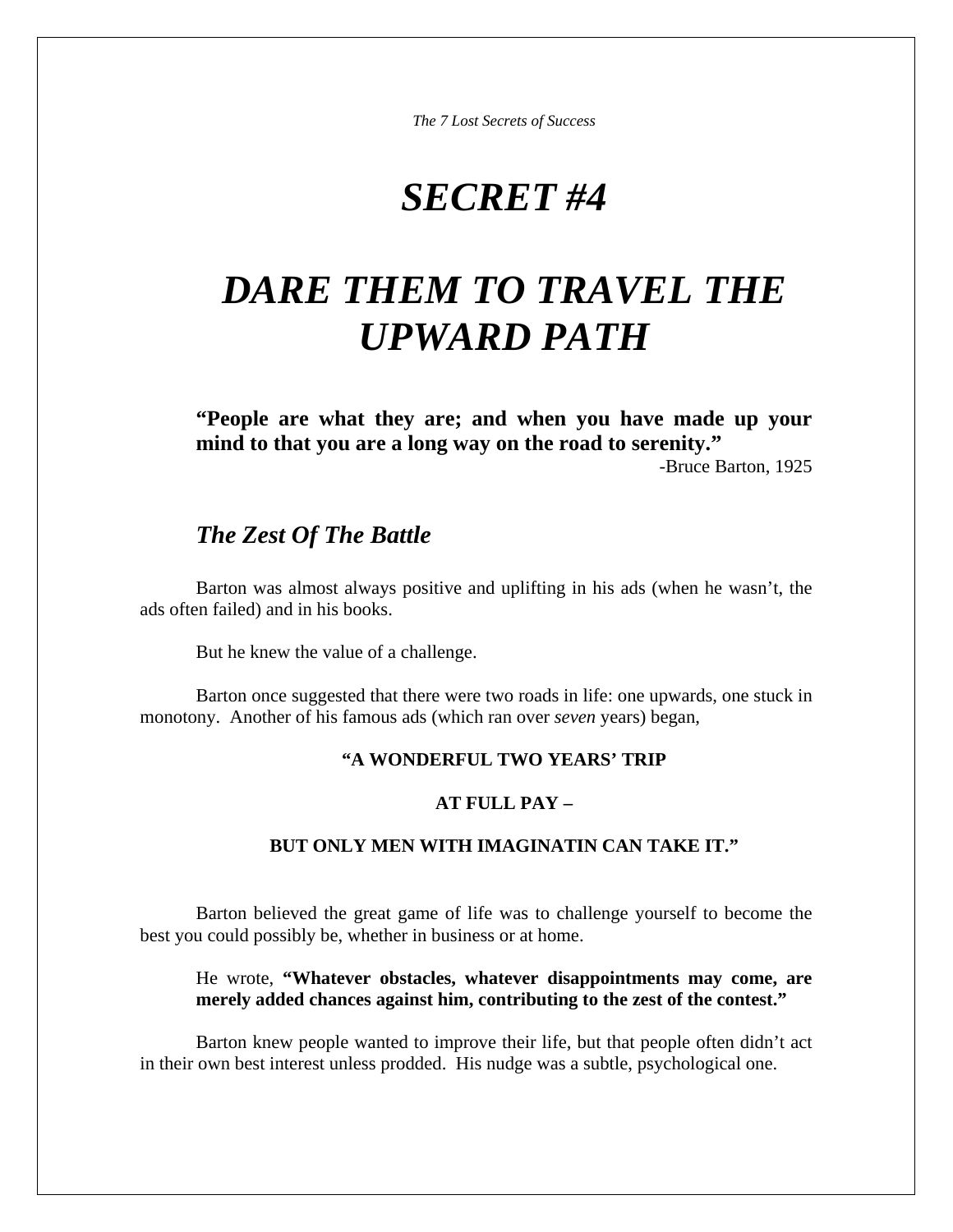# *SECRET #4*

# *DARE THEM TO TRAVEL THE UPWARD PATH*

> **"People are what they are; and when you have made up your mind to that you are a long way on the road to serenity."**
>
> -Bruce Barton, 1925

## *The Zest Of The Battle*

Barton was almost always positive and uplifting in his ads (when he wasn't, the ads often failed) and in his books.

But he knew the value of a challenge.

Barton once suggested that there were two roads in life: one upwards, one stuck in monotony. Another of his famous ads (which ran over *seven* years) began,

**"A WONDERFUL TWO YEARS' TRIP**

**AT FULL PAY –**

**BUT ONLY MEN WITH IMAGINATIN CAN TAKE IT."**

Barton believed the great game of life was to challenge yourself to become the best you could possibly be, whether in business or at home.

> He wrote, **"Whatever obstacles, whatever disappointments may come, are merely added chances against him, contributing to the zest of the contest."**

Barton knew people wanted to improve their life, but that people often didn't act in their own best interest unless prodded. His nudge was a subtle, psychological one.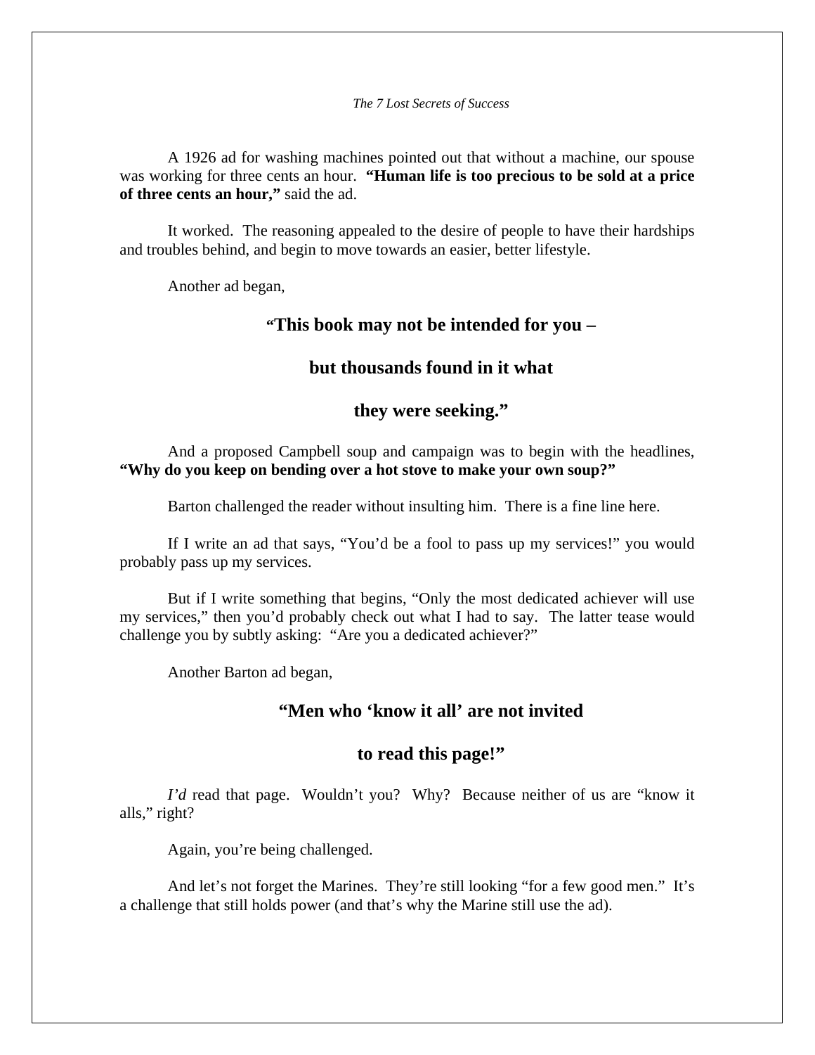A 1926 ad for washing machines pointed out that without a machine, our spouse was working for three cents an hour. **"Human life is too precious to be sold at a price of three cents an hour,"** said the ad.

It worked. The reasoning appealed to the desire of people to have their hardships and troubles behind, and begin to move towards an easier, better lifestyle.

Another ad began,

**"This book may not be intended for you –**

**but thousands found in it what**

**they were seeking."**

And a proposed Campbell soup and campaign was to begin with the headlines, **"Why do you keep on bending over a hot stove to make your own soup?"**

Barton challenged the reader without insulting him. There is a fine line here.

If I write an ad that says, "You'd be a fool to pass up my services!" you would probably pass up my services.

But if I write something that begins, "Only the most dedicated achiever will use my services," then you'd probably check out what I had to say. The latter tease would challenge you by subtly asking: "Are you a dedicated achiever?"

Another Barton ad began,

**"Men who 'know it all' are not invited**

**to read this page!"**

*I'd* read that page. Wouldn't you? Why? Because neither of us are "know it alls," right?

Again, you're being challenged.

And let's not forget the Marines. They're still looking "for a few good men." It's a challenge that still holds power (and that's why the Marine still use the ad).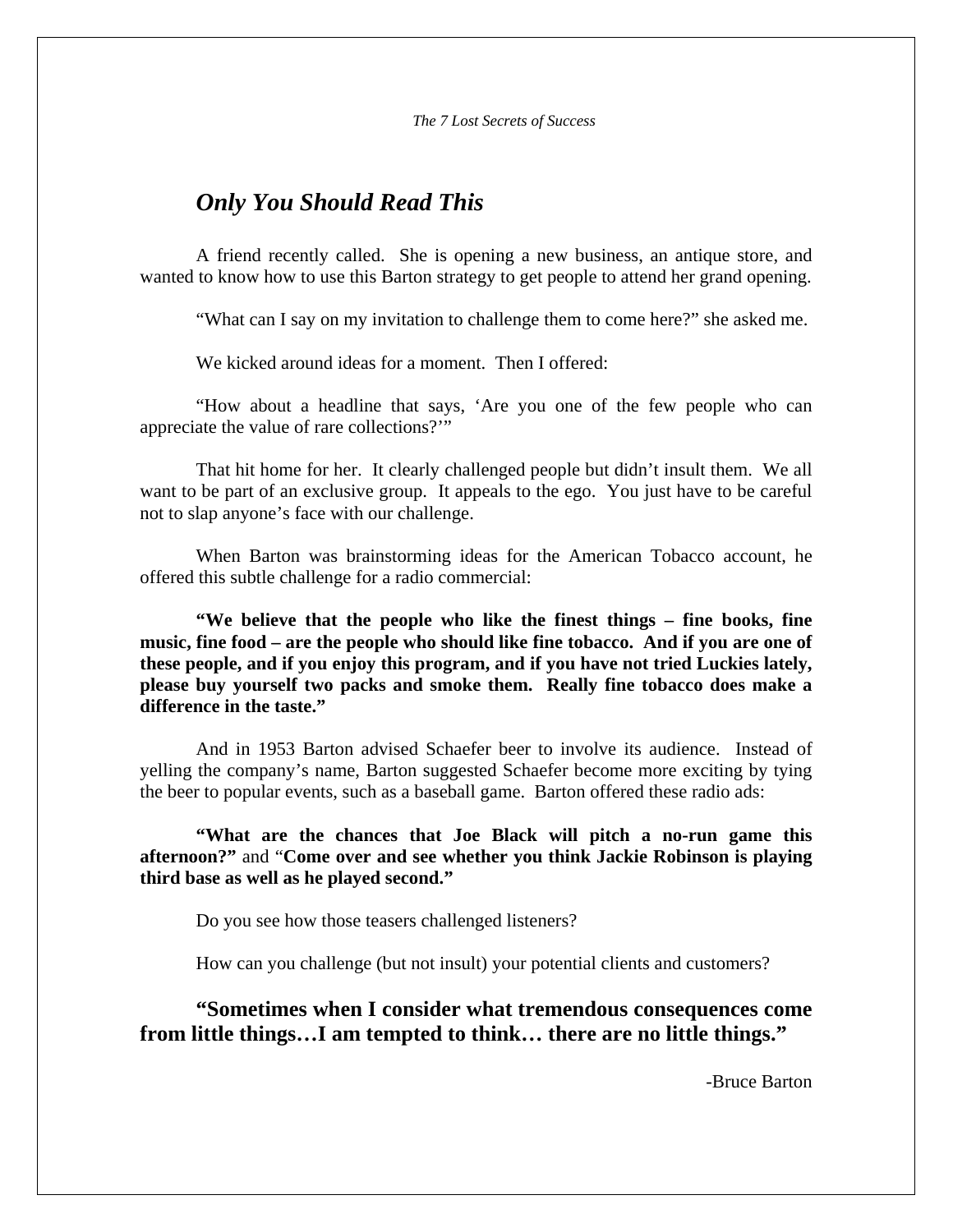## *Only You Should Read This*

A friend recently called. She is opening a new business, an antique store, and wanted to know how to use this Barton strategy to get people to attend her grand opening.

"What can I say on my invitation to challenge them to come here?" she asked me.

We kicked around ideas for a moment. Then I offered:

"How about a headline that says, 'Are you one of the few people who can appreciate the value of rare collections?'"

That hit home for her. It clearly challenged people but didn't insult them. We all want to be part of an exclusive group. It appeals to the ego. You just have to be careful not to slap anyone's face with our challenge.

When Barton was brainstorming ideas for the American Tobacco account, he offered this subtle challenge for a radio commercial:

**"We believe that the people who like the finest things – fine books, fine music, fine food – are the people who should like fine tobacco. And if you are one of these people, and if you enjoy this program, and if you have not tried Luckies lately, please buy yourself two packs and smoke them. Really fine tobacco does make a difference in the taste."**

And in 1953 Barton advised Schaefer beer to involve its audience. Instead of yelling the company's name, Barton suggested Schaefer become more exciting by tying the beer to popular events, such as a baseball game. Barton offered these radio ads:

**"What are the chances that Joe Black will pitch a no-run game this afternoon?"** and "**Come over and see whether you think Jackie Robinson is playing third base as well as he played second."**

Do you see how those teasers challenged listeners?

How can you challenge (but not insult) your potential clients and customers?

**"Sometimes when I consider what tremendous consequences come from little things…I am tempted to think… there are no little things."**

-Bruce Barton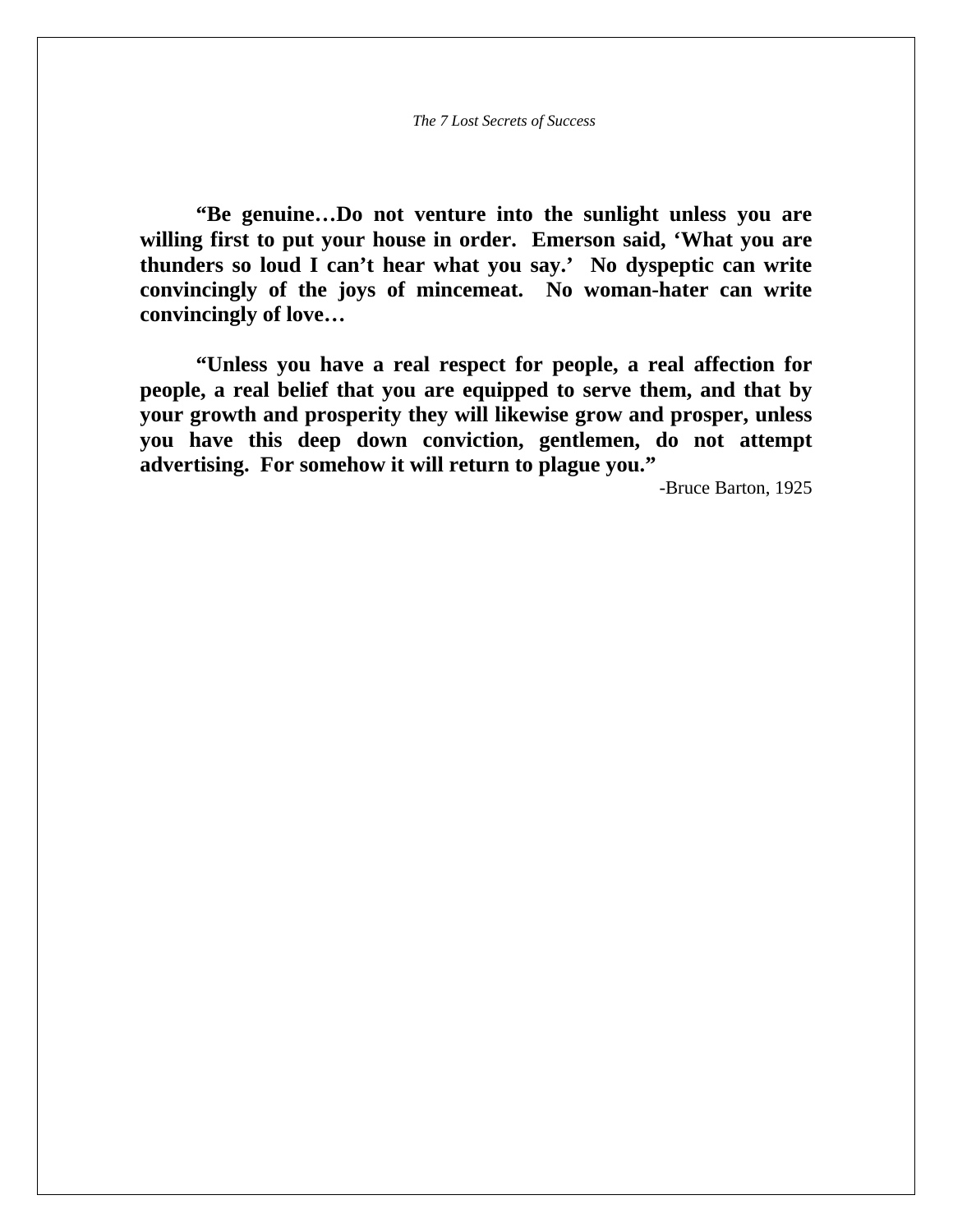**"Be genuine…Do not venture into the sunlight unless you are willing first to put your house in order. Emerson said, 'What you are thunders so loud I can't hear what you say.' No dyspeptic can write convincingly of the joys of mincemeat. No woman-hater can write convincingly of love…**

**"Unless you have a real respect for people, a real affection for people, a real belief that you are equipped to serve them, and that by your growth and prosperity they will likewise grow and prosper, unless you have this deep down conviction, gentlemen, do not attempt advertising. For somehow it will return to plague you."**

-Bruce Barton, 1925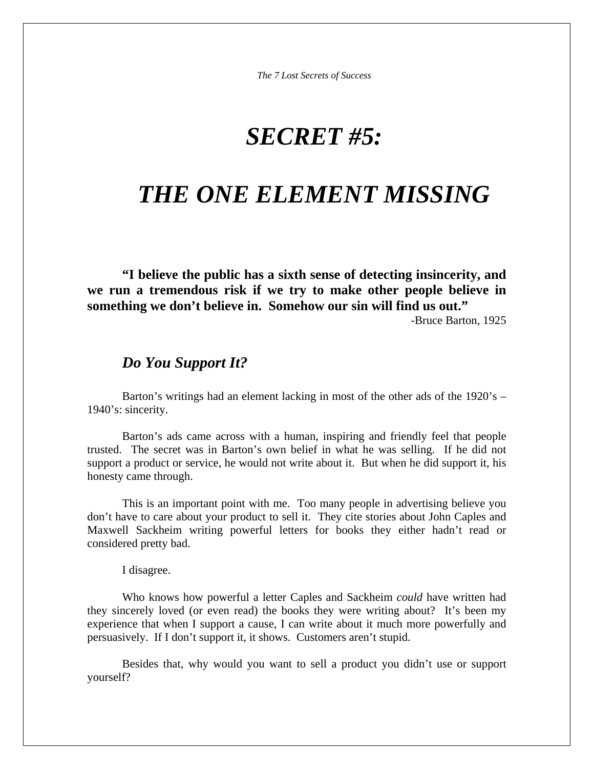# *SECRET #5:*

# *THE ONE ELEMENT MISSING*

**"I believe the public has a sixth sense of detecting insincerity, and we run a tremendous risk if we try to make other people believe in something we don't believe in. Somehow our sin will find us out."**

-Bruce Barton, 1925

## *Do You Support It?*

Barton's writings had an element lacking in most of the other ads of the 1920's – 1940's: sincerity.

Barton's ads came across with a human, inspiring and friendly feel that people trusted. The secret was in Barton's own belief in what he was selling. If he did not support a product or service, he would not write about it. But when he did support it, his honesty came through.

This is an important point with me. Too many people in advertising believe you don't have to care about your product to sell it. They cite stories about John Caples and Maxwell Sackheim writing powerful letters for books they either hadn't read or considered pretty bad.

I disagree.

Who knows how powerful a letter Caples and Sackheim *could* have written had they sincerely loved (or even read) the books they were writing about? It's been my experience that when I support a cause, I can write about it much more powerfully and persuasively. If I don't support it, it shows. Customers aren't stupid.

Besides that, why would you want to sell a product you didn't use or support yourself?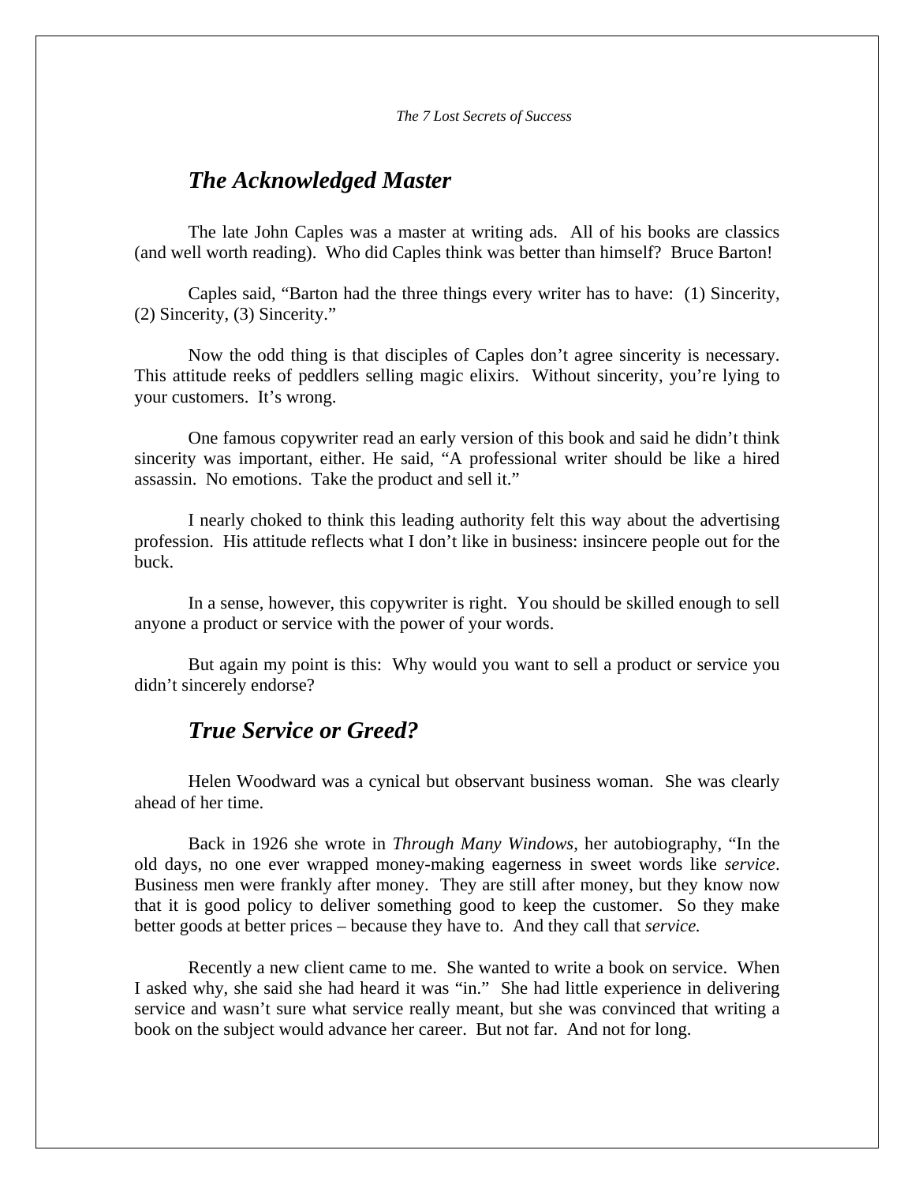## *The Acknowledged Master*

The late John Caples was a master at writing ads. All of his books are classics (and well worth reading). Who did Caples think was better than himself? Bruce Barton!

Caples said, "Barton had the three things every writer has to have: (1) Sincerity, (2) Sincerity, (3) Sincerity."

Now the odd thing is that disciples of Caples don't agree sincerity is necessary. This attitude reeks of peddlers selling magic elixirs. Without sincerity, you're lying to your customers. It's wrong.

One famous copywriter read an early version of this book and said he didn't think sincerity was important, either. He said, "A professional writer should be like a hired assassin. No emotions. Take the product and sell it."

I nearly choked to think this leading authority felt this way about the advertising profession. His attitude reflects what I don't like in business: insincere people out for the buck.

In a sense, however, this copywriter is right. You should be skilled enough to sell anyone a product or service with the power of your words.

But again my point is this: Why would you want to sell a product or service you didn't sincerely endorse?

## *True Service or Greed?*

Helen Woodward was a cynical but observant business woman. She was clearly ahead of her time.

Back in 1926 she wrote in *Through Many Windows*, her autobiography, "In the old days, no one ever wrapped money-making eagerness in sweet words like *service*. Business men were frankly after money. They are still after money, but they know now that it is good policy to deliver something good to keep the customer. So they make better goods at better prices – because they have to. And they call that *service.*

Recently a new client came to me. She wanted to write a book on service. When I asked why, she said she had heard it was "in." She had little experience in delivering service and wasn't sure what service really meant, but she was convinced that writing a book on the subject would advance her career. But not far. And not for long.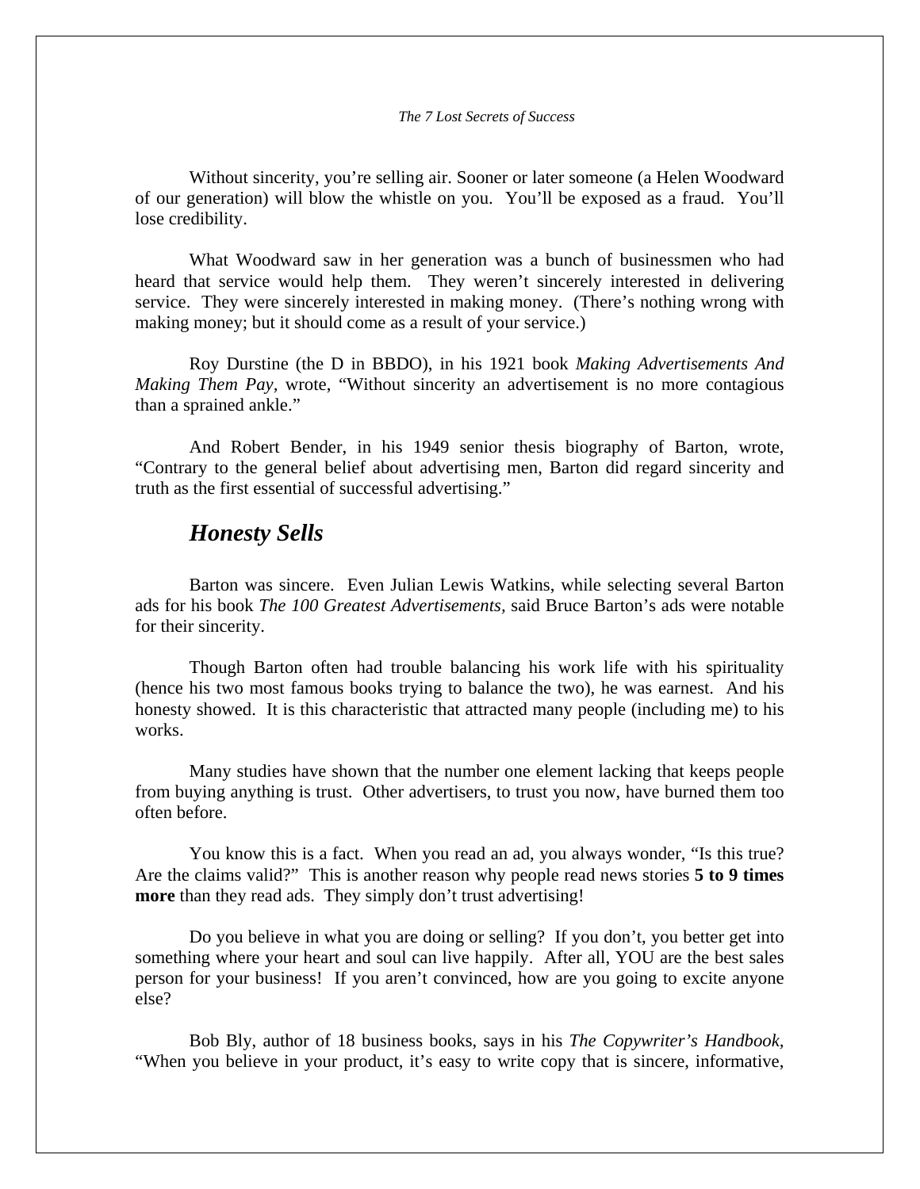Without sincerity, you're selling air. Sooner or later someone (a Helen Woodward of our generation) will blow the whistle on you. You'll be exposed as a fraud. You'll lose credibility.

What Woodward saw in her generation was a bunch of businessmen who had heard that service would help them. They weren't sincerely interested in delivering service. They were sincerely interested in making money. (There's nothing wrong with making money; but it should come as a result of your service.)

Roy Durstine (the D in BBDO), in his 1921 book *Making Advertisements And Making Them Pay*, wrote, "Without sincerity an advertisement is no more contagious than a sprained ankle."

And Robert Bender, in his 1949 senior thesis biography of Barton, wrote, "Contrary to the general belief about advertising men, Barton did regard sincerity and truth as the first essential of successful advertising."

## *Honesty Sells*

Barton was sincere. Even Julian Lewis Watkins, while selecting several Barton ads for his book *The 100 Greatest Advertisements,* said Bruce Barton's ads were notable for their sincerity.

Though Barton often had trouble balancing his work life with his spirituality (hence his two most famous books trying to balance the two), he was earnest. And his honesty showed. It is this characteristic that attracted many people (including me) to his works.

Many studies have shown that the number one element lacking that keeps people from buying anything is trust. Other advertisers, to trust you now, have burned them too often before.

You know this is a fact. When you read an ad, you always wonder, "Is this true? Are the claims valid?" This is another reason why people read news stories **5 to 9 times more** than they read ads. They simply don't trust advertising!

Do you believe in what you are doing or selling? If you don't, you better get into something where your heart and soul can live happily. After all, YOU are the best sales person for your business! If you aren't convinced, how are you going to excite anyone else?

Bob Bly, author of 18 business books, says in his *The Copywriter's Handbook,* "When you believe in your product, it's easy to write copy that is sincere, informative,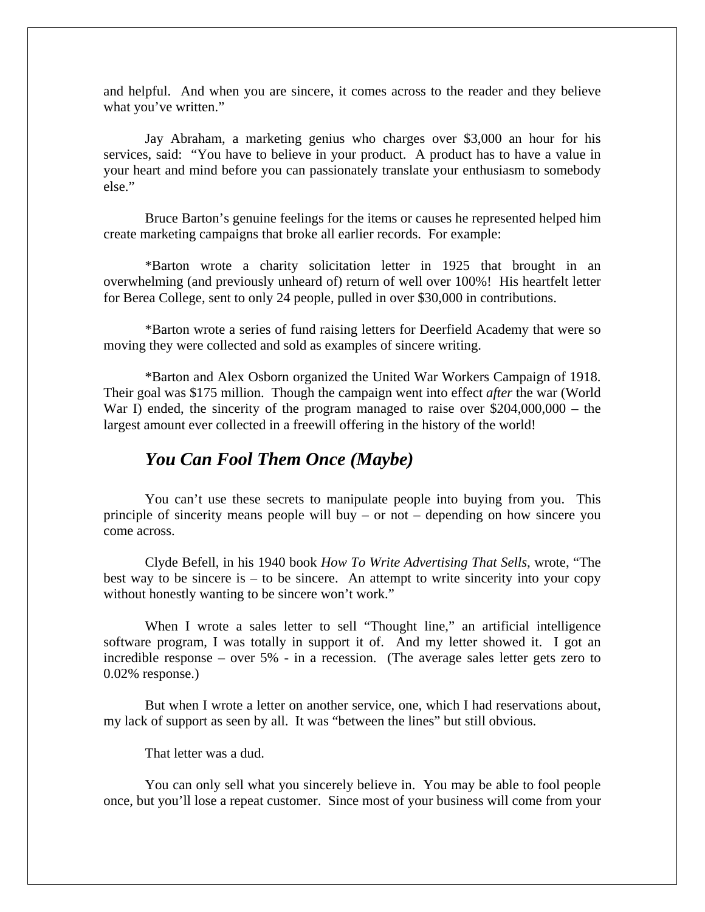and helpful. And when you are sincere, it comes across to the reader and they believe what you've written."

Jay Abraham, a marketing genius who charges over $3,000 an hour for his services, said: "You have to believe in your product. A product has to have a value in your heart and mind before you can passionately translate your enthusiasm to somebody else."

Bruce Barton's genuine feelings for the items or causes he represented helped him create marketing campaigns that broke all earlier records. For example:

*Barton wrote a charity solicitation letter in 1925 that brought in an overwhelming (and previously unheard of) return of well over 100%! His heartfelt letter for Berea College, sent to only 24 people, pulled in over $30,000 in contributions.

*Barton wrote a series of fund raising letters for Deerfield Academy that were so moving they were collected and sold as examples of sincere writing.

*Barton and Alex Osborn organized the United War Workers Campaign of 1918. Their goal was $175 million. Though the campaign went into effect *after* the war (World War I) ended, the sincerity of the program managed to raise over $204,000,000 – the largest amount ever collected in a freewill offering in the history of the world!

## *You Can Fool Them Once (Maybe)*

You can't use these secrets to manipulate people into buying from you. This principle of sincerity means people will buy – or not – depending on how sincere you come across.

Clyde Befell, in his 1940 book *How To Write Advertising That Sells,* wrote, "The best way to be sincere is – to be sincere. An attempt to write sincerity into your copy without honestly wanting to be sincere won't work."

When I wrote a sales letter to sell "Thought line," an artificial intelligence software program, I was totally in support it of. And my letter showed it. I got an incredible response – over 5% - in a recession. (The average sales letter gets zero to 0.02% response.)

But when I wrote a letter on another service, one, which I had reservations about, my lack of support as seen by all. It was "between the lines" but still obvious.

That letter was a dud.

You can only sell what you sincerely believe in. You may be able to fool people once, but you'll lose a repeat customer. Since most of your business will come from your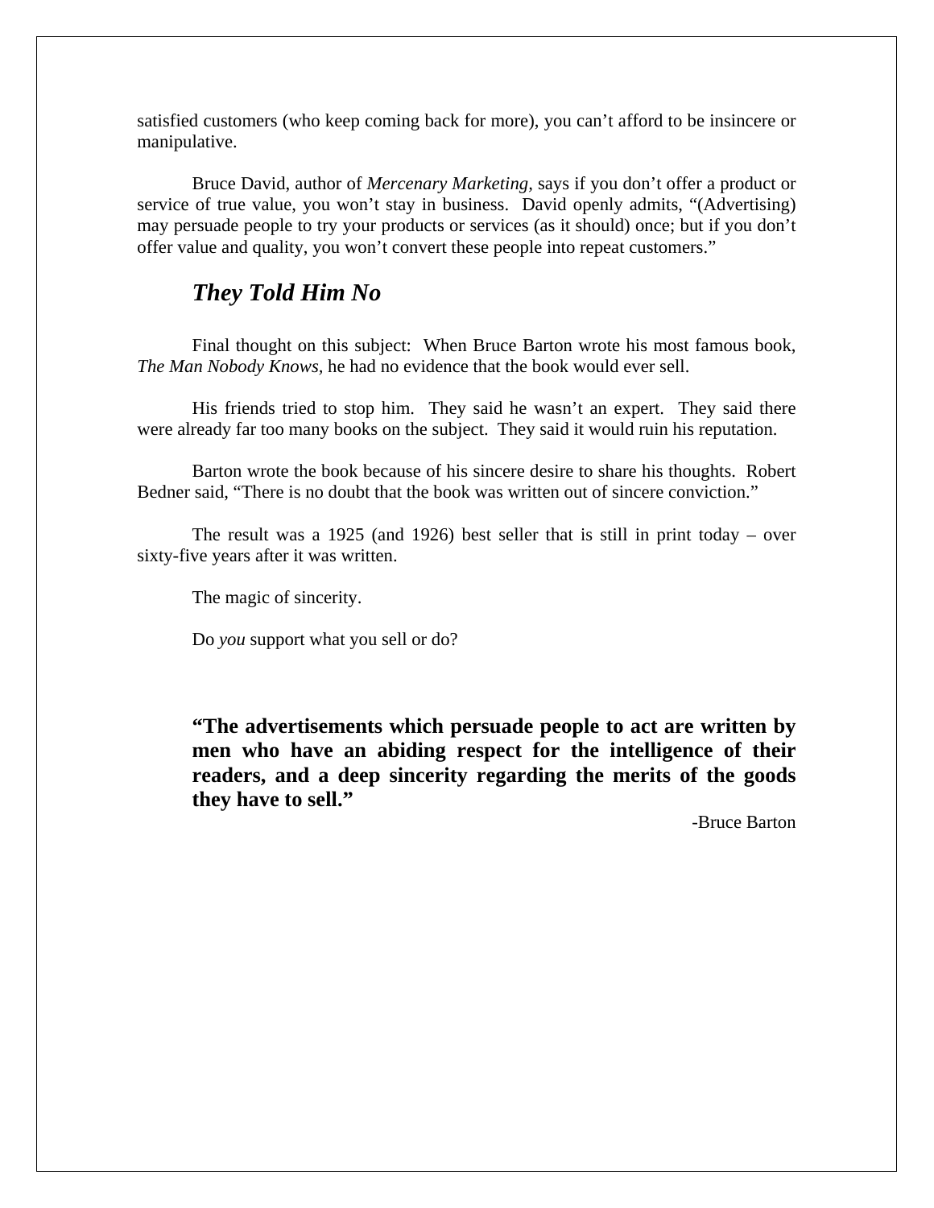satisfied customers (who keep coming back for more), you can't afford to be insincere or manipulative.

Bruce David, author of *Mercenary Marketing*, says if you don't offer a product or service of true value, you won't stay in business. David openly admits, "(Advertising) may persuade people to try your products or services (as it should) once; but if you don't offer value and quality, you won't convert these people into repeat customers."

## *They Told Him No*

Final thought on this subject: When Bruce Barton wrote his most famous book, *The Man Nobody Knows*, he had no evidence that the book would ever sell.

His friends tried to stop him. They said he wasn't an expert. They said there were already far too many books on the subject. They said it would ruin his reputation.

Barton wrote the book because of his sincere desire to share his thoughts. Robert Bedner said, "There is no doubt that the book was written out of sincere conviction."

The result was a 1925 (and 1926) best seller that is still in print today – over sixty-five years after it was written.

The magic of sincerity.

Do *you* support what you sell or do?

> **"The advertisements which persuade people to act are written by men who have an abiding respect for the intelligence of their readers, and a deep sincerity regarding the merits of the goods they have to sell."**
>
> -Bruce Barton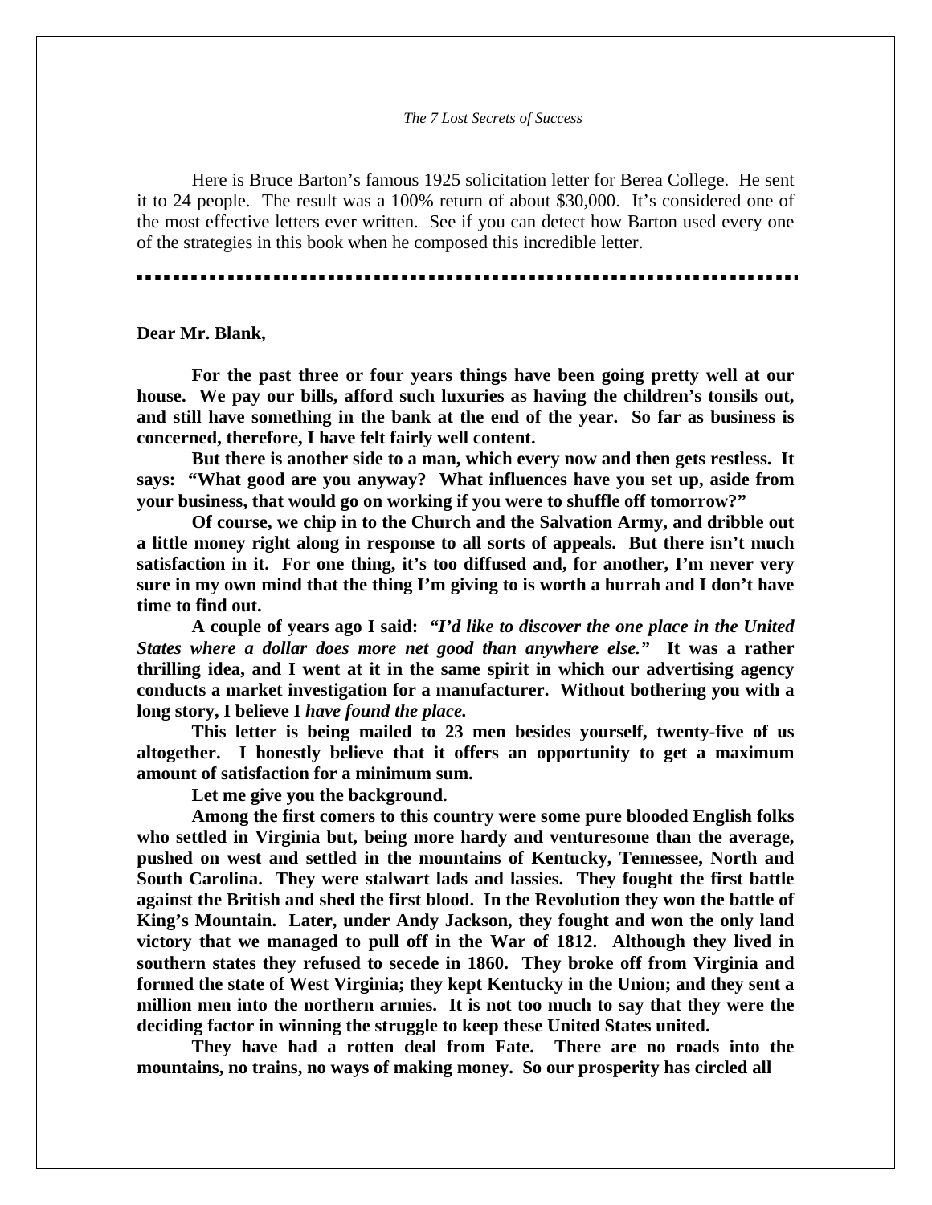Here is Bruce Barton's famous 1925 solicitation letter for Berea College. He sent it to 24 people. The result was a 100% return of about $30,000. It's considered one of the most effective letters ever written. See if you can detect how Barton used every one of the strategies in this book when he composed this incredible letter.

---

**Dear Mr. Blank,**

**For the past three or four years things have been going pretty well at our house. We pay our bills, afford such luxuries as having the children's tonsils out, and still have something in the bank at the end of the year. So far as business is concerned, therefore, I have felt fairly well content.**

**But there is another side to a man, which every now and then gets restless. It says: "What good are you anyway? What influences have you set up, aside from your business, that would go on working if you were to shuffle off tomorrow?"**

**Of course, we chip in to the Church and the Salvation Army, and dribble out a little money right along in response to all sorts of appeals. But there isn't much satisfaction in it. For one thing, it's too diffused and, for another, I'm never very sure in my own mind that the thing I'm giving to is worth a hurrah and I don't have time to find out.**

**A couple of years ago I said: *"I'd like to discover the one place in the United States where a dollar does more net good than anywhere else."* It was a rather thrilling idea, and I went at it in the same spirit in which our advertising agency conducts a market investigation for a manufacturer. Without bothering you with a long story, I believe I *have found the place.***

**This letter is being mailed to 23 men besides yourself, twenty-five of us altogether. I honestly believe that it offers an opportunity to get a maximum amount of satisfaction for a minimum sum.**

**Let me give you the background.**

**Among the first comers to this country were some pure blooded English folks who settled in Virginia but, being more hardy and venturesome than the average, pushed on west and settled in the mountains of Kentucky, Tennessee, North and South Carolina. They were stalwart lads and lassies. They fought the first battle against the British and shed the first blood. In the Revolution they won the battle of King's Mountain. Later, under Andy Jackson, they fought and won the only land victory that we managed to pull off in the War of 1812. Although they lived in southern states they refused to secede in 1860. They broke off from Virginia and formed the state of West Virginia; they kept Kentucky in the Union; and they sent a million men into the northern armies. It is not too much to say that they were the deciding factor in winning the struggle to keep these United States united.**

**They have had a rotten deal from Fate. There are no roads into the mountains, no trains, no ways of making money. So our prosperity has circled all**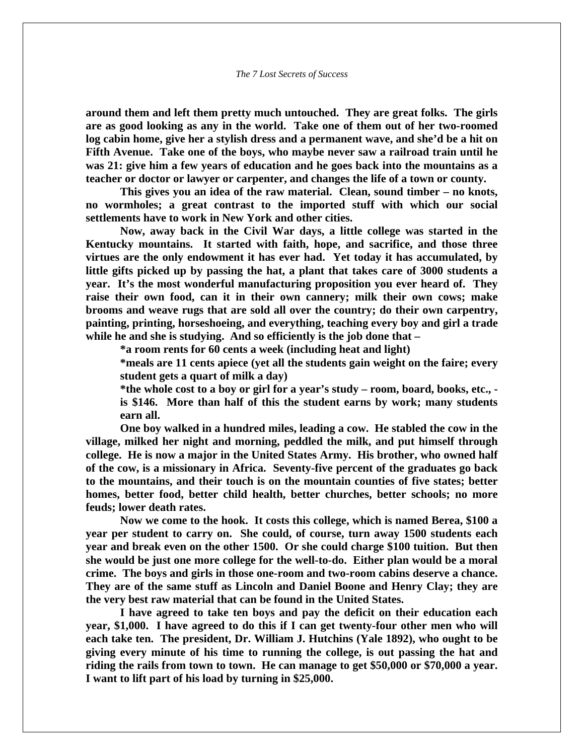**around them and left them pretty much untouched. They are great folks. The girls are as good looking as any in the world. Take one of them out of her two-roomed log cabin home, give her a stylish dress and a permanent wave, and she'd be a hit on Fifth Avenue. Take one of the boys, who maybe never saw a railroad train until he was 21: give him a few years of education and he goes back into the mountains as a teacher or doctor or lawyer or carpenter, and changes the life of a town or county.**

**This gives you an idea of the raw material. Clean, sound timber – no knots, no wormholes; a great contrast to the imported stuff with which our social settlements have to work in New York and other cities.**

**Now, away back in the Civil War days, a little college was started in the Kentucky mountains. It started with faith, hope, and sacrifice, and those three virtues are the only endowment it has ever had. Yet today it has accumulated, by little gifts picked up by passing the hat, a plant that takes care of 3000 students a year. It's the most wonderful manufacturing proposition you ever heard of. They raise their own food, can it in their own cannery; milk their own cows; make brooms and weave rugs that are sold all over the country; do their own carpentry, painting, printing, horseshoeing, and everything, teaching every boy and girl a trade while he and she is studying. And so efficiently is the job done that –**

**\*a room rents for 60 cents a week (including heat and light)**

**\*meals are 11 cents apiece (yet all the students gain weight on the faire; every student gets a quart of milk a day)**

**\*the whole cost to a boy or girl for a year's study – room, board, books, etc., - is $146. More than half of this the student earns by work; many students earn all.**

**One boy walked in a hundred miles, leading a cow. He stabled the cow in the village, milked her night and morning, peddled the milk, and put himself through college. He is now a major in the United States Army. His brother, who owned half of the cow, is a missionary in Africa. Seventy-five percent of the graduates go back to the mountains, and their touch is on the mountain counties of five states; better homes, better food, better child health, better churches, better schools; no more feuds; lower death rates.**

**Now we come to the hook. It costs this college, which is named Berea, $100 a year per student to carry on. She could, of course, turn away 1500 students each year and break even on the other 1500. Or she could charge $100 tuition. But then she would be just one more college for the well-to-do. Either plan would be a moral crime. The boys and girls in those one-room and two-room cabins deserve a chance. They are of the same stuff as Lincoln and Daniel Boone and Henry Clay; they are the very best raw material that can be found in the United States.**

**I have agreed to take ten boys and pay the deficit on their education each year, $1,000. I have agreed to do this if I can get twenty-four other men who will each take ten. The president, Dr. William J. Hutchins (Yale 1892), who ought to be giving every minute of his time to running the college, is out passing the hat and riding the rails from town to town. He can manage to get $50,000 or $70,000 a year. I want to lift part of his load by turning in $25,000.**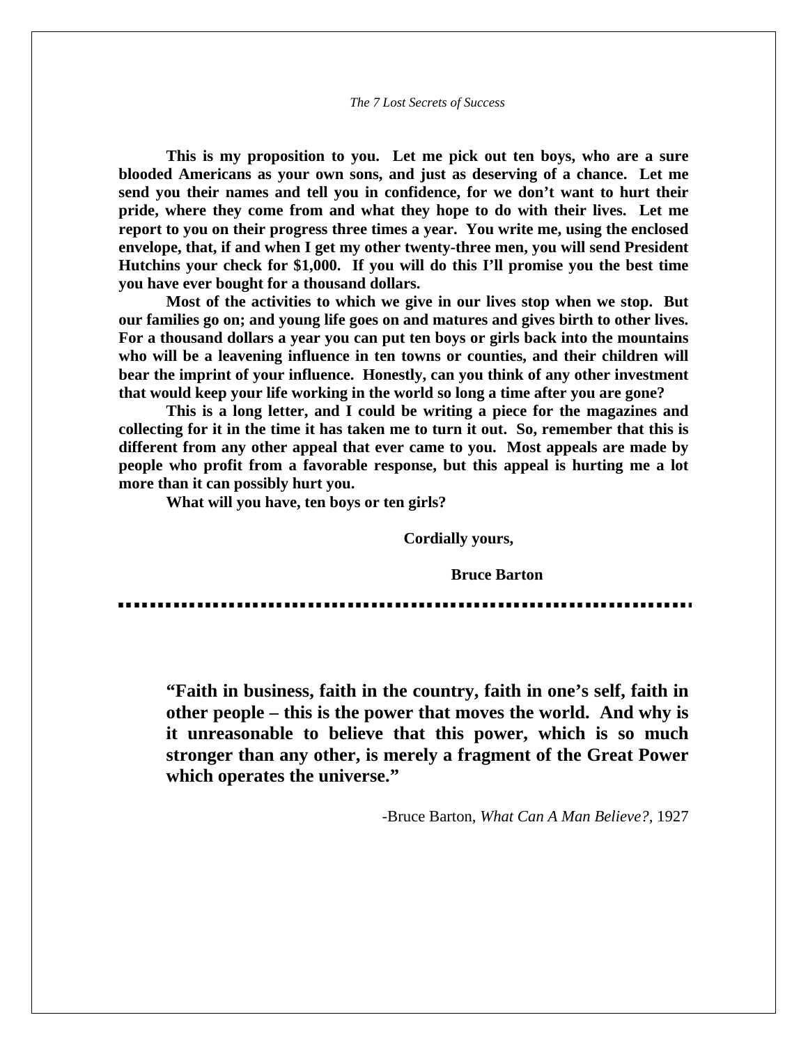**This is my proposition to you. Let me pick out ten boys, who are a sure blooded Americans as your own sons, and just as deserving of a chance. Let me send you their names and tell you in confidence, for we don't want to hurt their pride, where they come from and what they hope to do with their lives. Let me report to you on their progress three times a year. You write me, using the enclosed envelope, that, if and when I get my other twenty-three men, you will send President Hutchins your check for $1,000. If you will do this I'll promise you the best time you have ever bought for a thousand dollars.**

**Most of the activities to which we give in our lives stop when we stop. But our families go on; and young life goes on and matures and gives birth to other lives. For a thousand dollars a year you can put ten boys or girls back into the mountains who will be a leavening influence in ten towns or counties, and their children will bear the imprint of your influence. Honestly, can you think of any other investment that would keep your life working in the world so long a time after you are gone?**

**This is a long letter, and I could be writing a piece for the magazines and collecting for it in the time it has taken me to turn it out. So, remember that this is different from any other appeal that ever came to you. Most appeals are made by people who profit from a favorable response, but this appeal is hurting me a lot more than it can possibly hurt you.**

**What will you have, ten boys or ten girls?**

**Cordially yours,**

**Bruce Barton**

---

**"Faith in business, faith in the country, faith in one's self, faith in other people – this is the power that moves the world. And why is it unreasonable to believe that this power, which is so much stronger than any other, is merely a fragment of the Great Power which operates the universe."**

-Bruce Barton, *What Can A Man Believe?,* 1927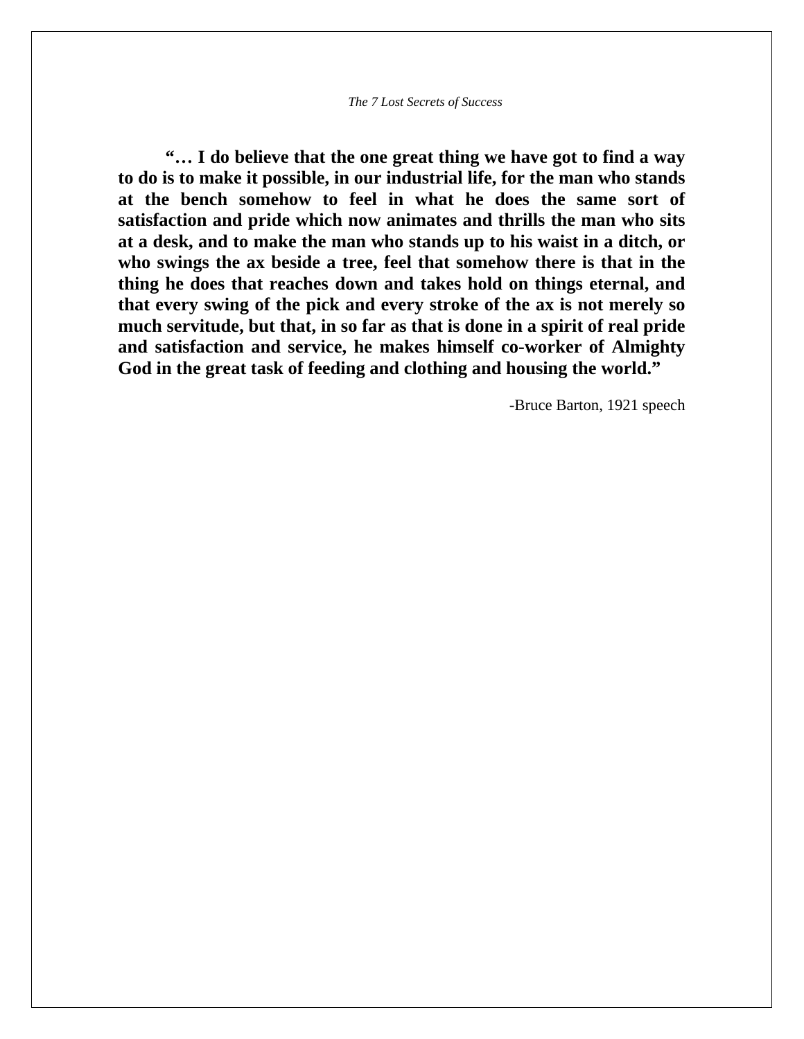**"… I do believe that the one great thing we have got to find a way to do is to make it possible, in our industrial life, for the man who stands at the bench somehow to feel in what he does the same sort of satisfaction and pride which now animates and thrills the man who sits at a desk, and to make the man who stands up to his waist in a ditch, or who swings the ax beside a tree, feel that somehow there is that in the thing he does that reaches down and takes hold on things eternal, and that every swing of the pick and every stroke of the ax is not merely so much servitude, but that, in so far as that is done in a spirit of real pride and satisfaction and service, he makes himself co-worker of Almighty God in the great task of feeding and clothing and housing the world."**

-Bruce Barton, 1921 speech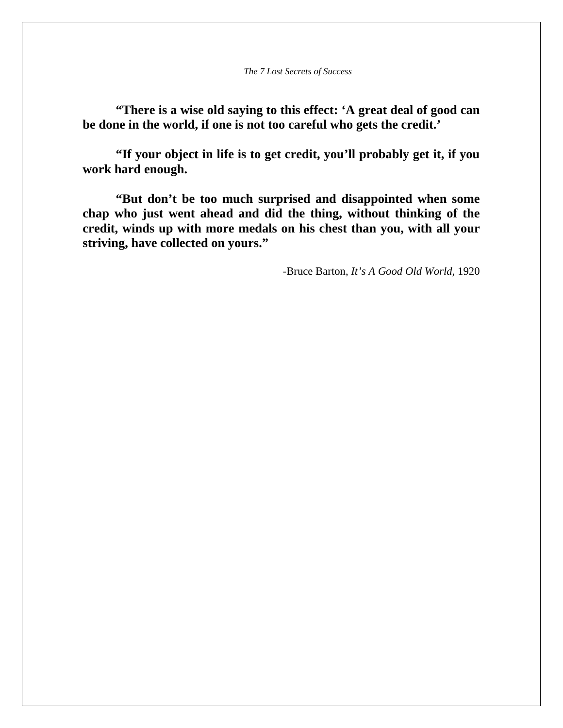**"There is a wise old saying to this effect: 'A great deal of good can be done in the world, if one is not too careful who gets the credit.'**

**"If your object in life is to get credit, you'll probably get it, if you work hard enough.**

**"But don't be too much surprised and disappointed when some chap who just went ahead and did the thing, without thinking of the credit, winds up with more medals on his chest than you, with all your striving, have collected on yours."**

-Bruce Barton, *It's A Good Old World,* 1920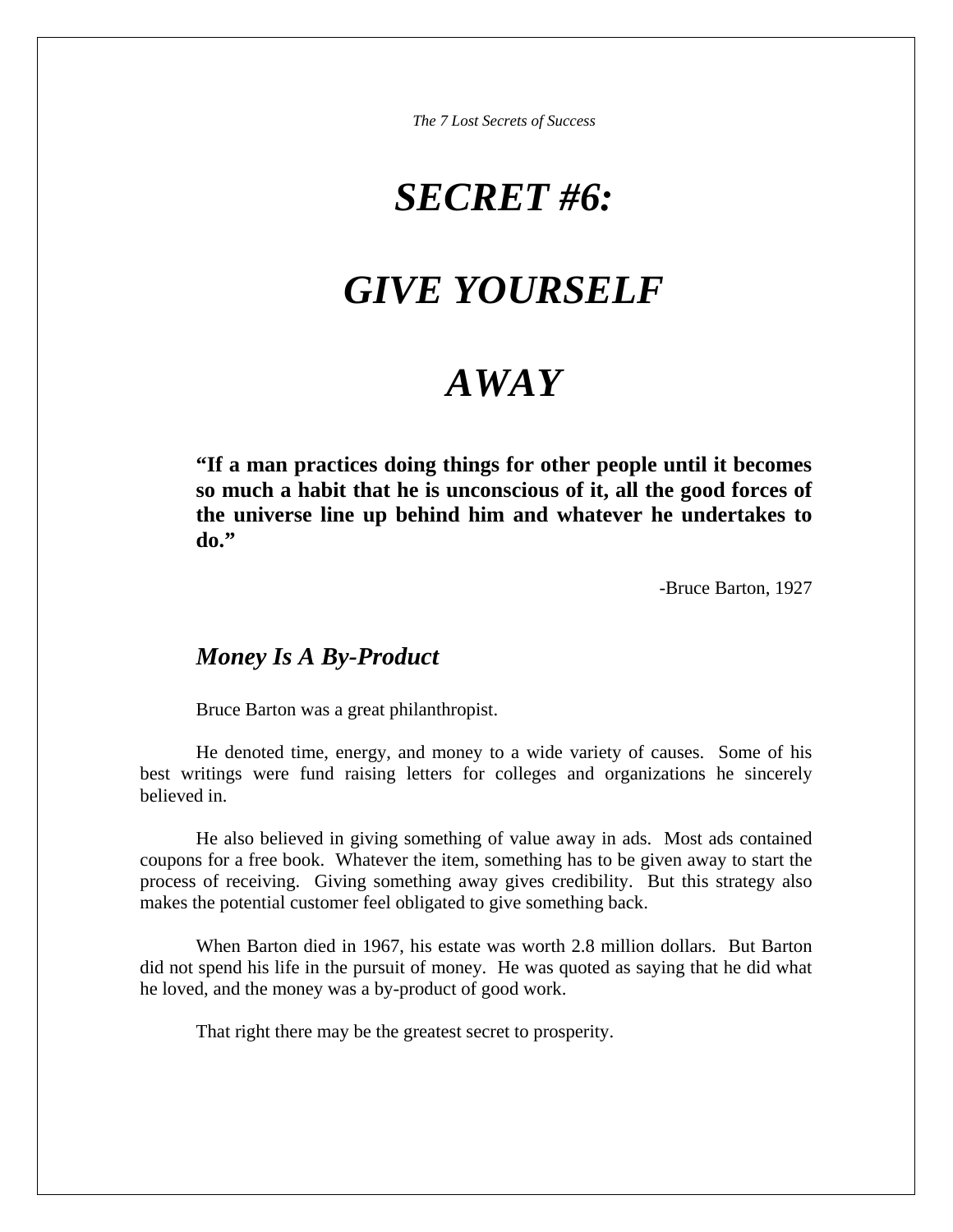# *SECRET #6:*

# *GIVE YOURSELF*

# *AWAY*

> **"If a man practices doing things for other people until it becomes so much a habit that he is unconscious of it, all the good forces of the universe line up behind him and whatever he undertakes to do."**
>
> -Bruce Barton, 1927

## *Money Is A By-Product*

Bruce Barton was a great philanthropist.

He denoted time, energy, and money to a wide variety of causes. Some of his best writings were fund raising letters for colleges and organizations he sincerely believed in.

He also believed in giving something of value away in ads. Most ads contained coupons for a free book. Whatever the item, something has to be given away to start the process of receiving. Giving something away gives credibility. But this strategy also makes the potential customer feel obligated to give something back.

When Barton died in 1967, his estate was worth 2.8 million dollars. But Barton did not spend his life in the pursuit of money. He was quoted as saying that he did what he loved, and the money was a by-product of good work.

That right there may be the greatest secret to prosperity.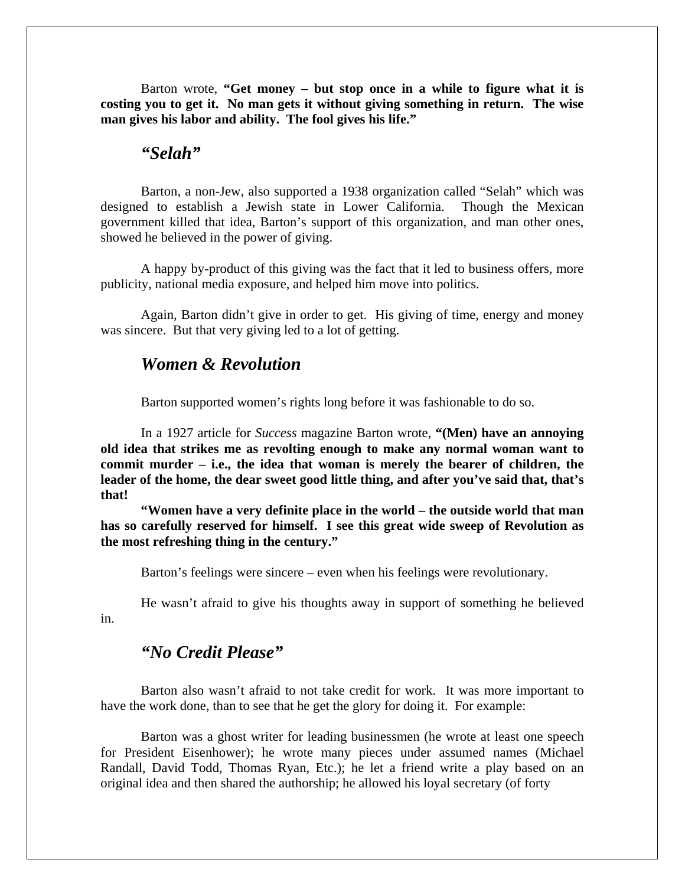Barton wrote, **"Get money – but stop once in a while to figure what it is costing you to get it. No man gets it without giving something in return. The wise man gives his labor and ability. The fool gives his life."**

## *"Selah"*

Barton, a non-Jew, also supported a 1938 organization called "Selah" which was designed to establish a Jewish state in Lower California. Though the Mexican government killed that idea, Barton's support of this organization, and man other ones, showed he believed in the power of giving.

A happy by-product of this giving was the fact that it led to business offers, more publicity, national media exposure, and helped him move into politics.

Again, Barton didn't give in order to get. His giving of time, energy and money was sincere. But that very giving led to a lot of getting.

## *Women & Revolution*

Barton supported women's rights long before it was fashionable to do so.

In a 1927 article for *Success* magazine Barton wrote, **"(Men) have an annoying old idea that strikes me as revolting enough to make any normal woman want to commit murder – i.e., the idea that woman is merely the bearer of children, the leader of the home, the dear sweet good little thing, and after you've said that, that's that!**

**"Women have a very definite place in the world – the outside world that man has so carefully reserved for himself. I see this great wide sweep of Revolution as the most refreshing thing in the century."**

Barton's feelings were sincere – even when his feelings were revolutionary.

He wasn't afraid to give his thoughts away in support of something he believed in.

## *"No Credit Please"*

Barton also wasn't afraid to not take credit for work. It was more important to have the work done, than to see that he get the glory for doing it. For example:

Barton was a ghost writer for leading businessmen (he wrote at least one speech for President Eisenhower); he wrote many pieces under assumed names (Michael Randall, David Todd, Thomas Ryan, Etc.); he let a friend write a play based on an original idea and then shared the authorship; he allowed his loyal secretary (of forty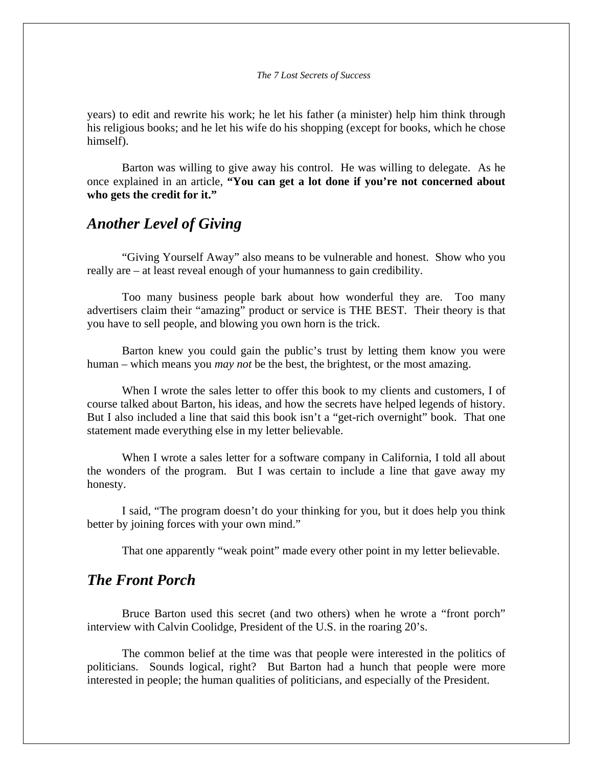years) to edit and rewrite his work; he let his father (a minister) help him think through his religious books; and he let his wife do his shopping (except for books, which he chose himself).

Barton was willing to give away his control. He was willing to delegate. As he once explained in an article, **"You can get a lot done if you're not concerned about who gets the credit for it."**

## *Another Level of Giving*

"Giving Yourself Away" also means to be vulnerable and honest. Show who you really are – at least reveal enough of your humanness to gain credibility.

Too many business people bark about how wonderful they are. Too many advertisers claim their "amazing" product or service is THE BEST. Their theory is that you have to sell people, and blowing you own horn is the trick.

Barton knew you could gain the public's trust by letting them know you were human – which means you *may not* be the best, the brightest, or the most amazing.

When I wrote the sales letter to offer this book to my clients and customers, I of course talked about Barton, his ideas, and how the secrets have helped legends of history. But I also included a line that said this book isn't a "get-rich overnight" book. That one statement made everything else in my letter believable.

When I wrote a sales letter for a software company in California, I told all about the wonders of the program. But I was certain to include a line that gave away my honesty.

I said, "The program doesn't do your thinking for you, but it does help you think better by joining forces with your own mind."

That one apparently "weak point" made every other point in my letter believable.

## *The Front Porch*

Bruce Barton used this secret (and two others) when he wrote a "front porch" interview with Calvin Coolidge, President of the U.S. in the roaring 20's.

The common belief at the time was that people were interested in the politics of politicians. Sounds logical, right? But Barton had a hunch that people were more interested in people; the human qualities of politicians, and especially of the President.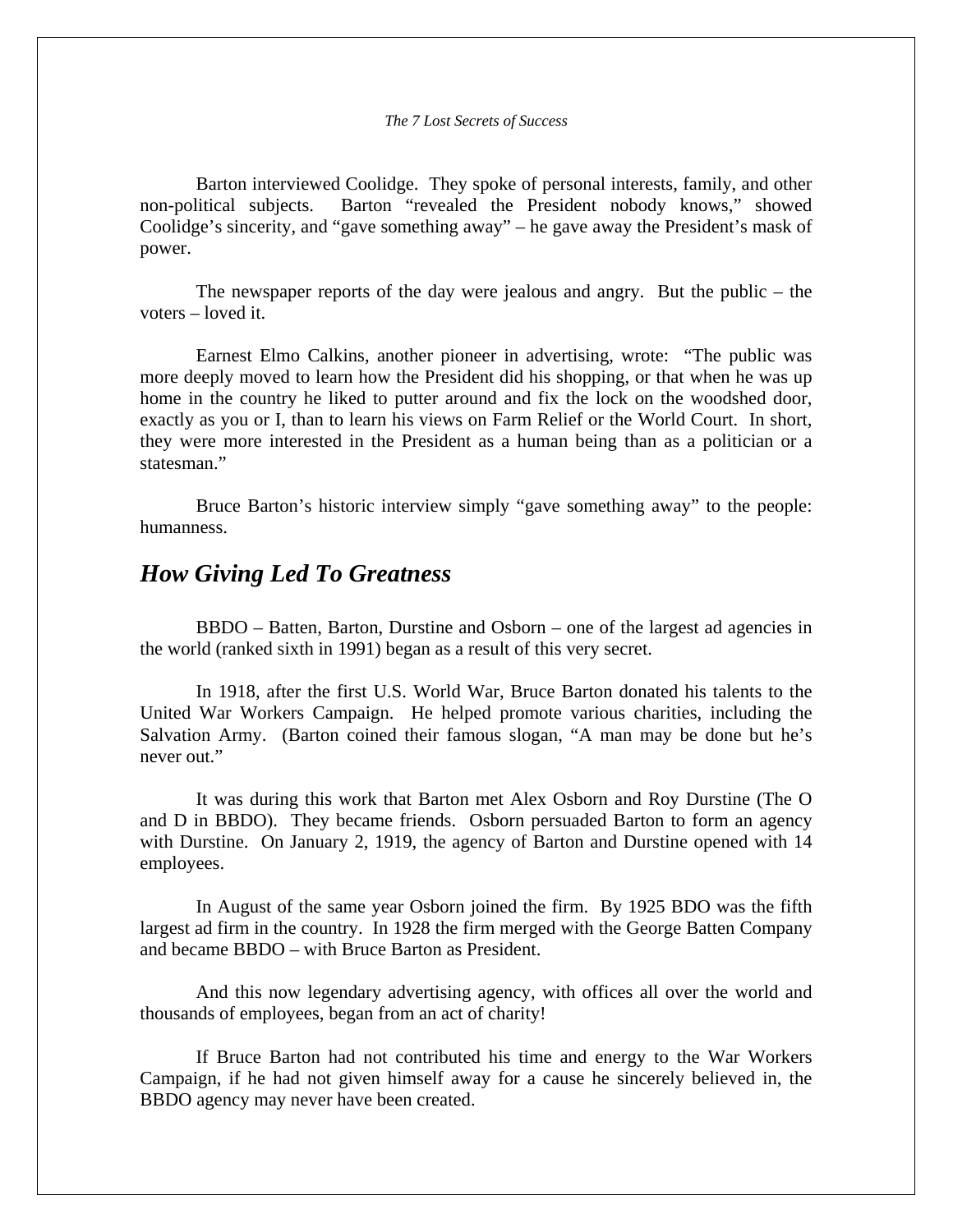Barton interviewed Coolidge. They spoke of personal interests, family, and other non-political subjects. Barton "revealed the President nobody knows," showed Coolidge's sincerity, and "gave something away" – he gave away the President's mask of power.

The newspaper reports of the day were jealous and angry. But the public – the voters – loved it.

Earnest Elmo Calkins, another pioneer in advertising, wrote: "The public was more deeply moved to learn how the President did his shopping, or that when he was up home in the country he liked to putter around and fix the lock on the woodshed door, exactly as you or I, than to learn his views on Farm Relief or the World Court. In short, they were more interested in the President as a human being than as a politician or a statesman."

Bruce Barton's historic interview simply "gave something away" to the people: humanness.

## *How Giving Led To Greatness*

BBDO – Batten, Barton, Durstine and Osborn – one of the largest ad agencies in the world (ranked sixth in 1991) began as a result of this very secret.

In 1918, after the first U.S. World War, Bruce Barton donated his talents to the United War Workers Campaign. He helped promote various charities, including the Salvation Army. (Barton coined their famous slogan, "A man may be done but he's never out."

It was during this work that Barton met Alex Osborn and Roy Durstine (The O and D in BBDO). They became friends. Osborn persuaded Barton to form an agency with Durstine. On January 2, 1919, the agency of Barton and Durstine opened with 14 employees.

In August of the same year Osborn joined the firm. By 1925 BDO was the fifth largest ad firm in the country. In 1928 the firm merged with the George Batten Company and became BBDO – with Bruce Barton as President.

And this now legendary advertising agency, with offices all over the world and thousands of employees, began from an act of charity!

If Bruce Barton had not contributed his time and energy to the War Workers Campaign, if he had not given himself away for a cause he sincerely believed in, the BBDO agency may never have been created.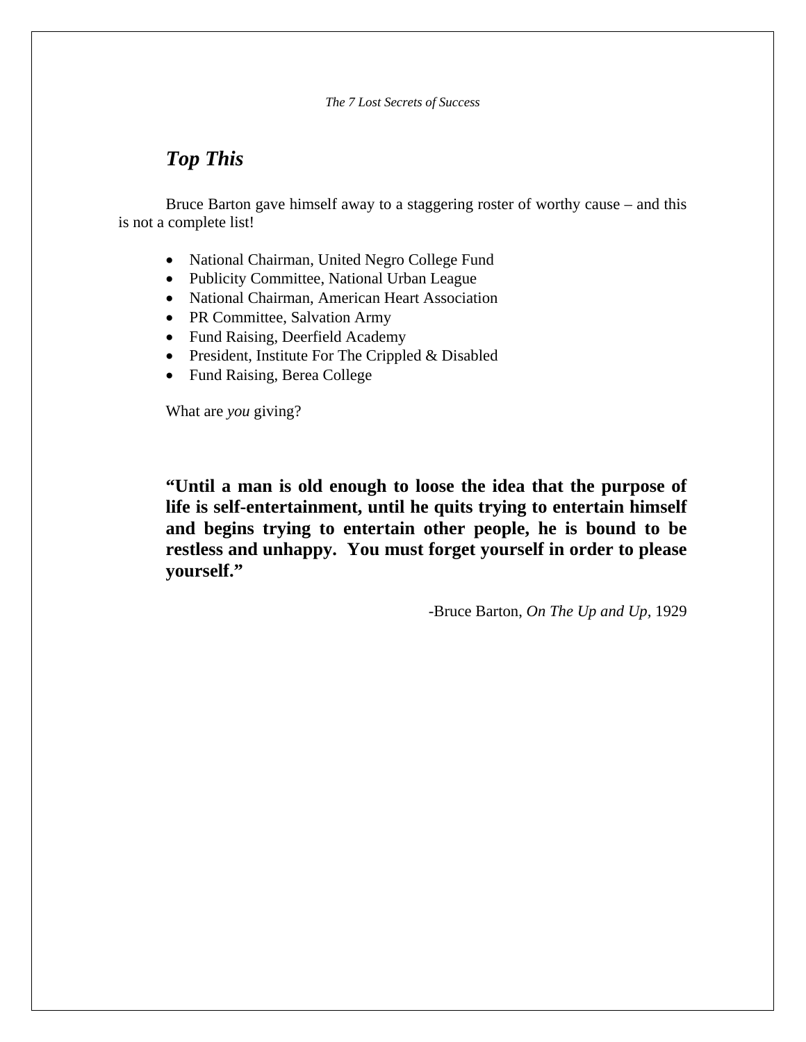## *Top This*

Bruce Barton gave himself away to a staggering roster of worthy cause – and this is not a complete list!

- National Chairman, United Negro College Fund
- Publicity Committee, National Urban League
- National Chairman, American Heart Association
- PR Committee, Salvation Army
- Fund Raising, Deerfield Academy
- President, Institute For The Crippled & Disabled
- Fund Raising, Berea College

What are *you* giving?

**"Until a man is old enough to loose the idea that the purpose of life is self-entertainment, until he quits trying to entertain himself and begins trying to entertain other people, he is bound to be restless and unhappy. You must forget yourself in order to please yourself."**

-Bruce Barton, *On The Up and Up,* 1929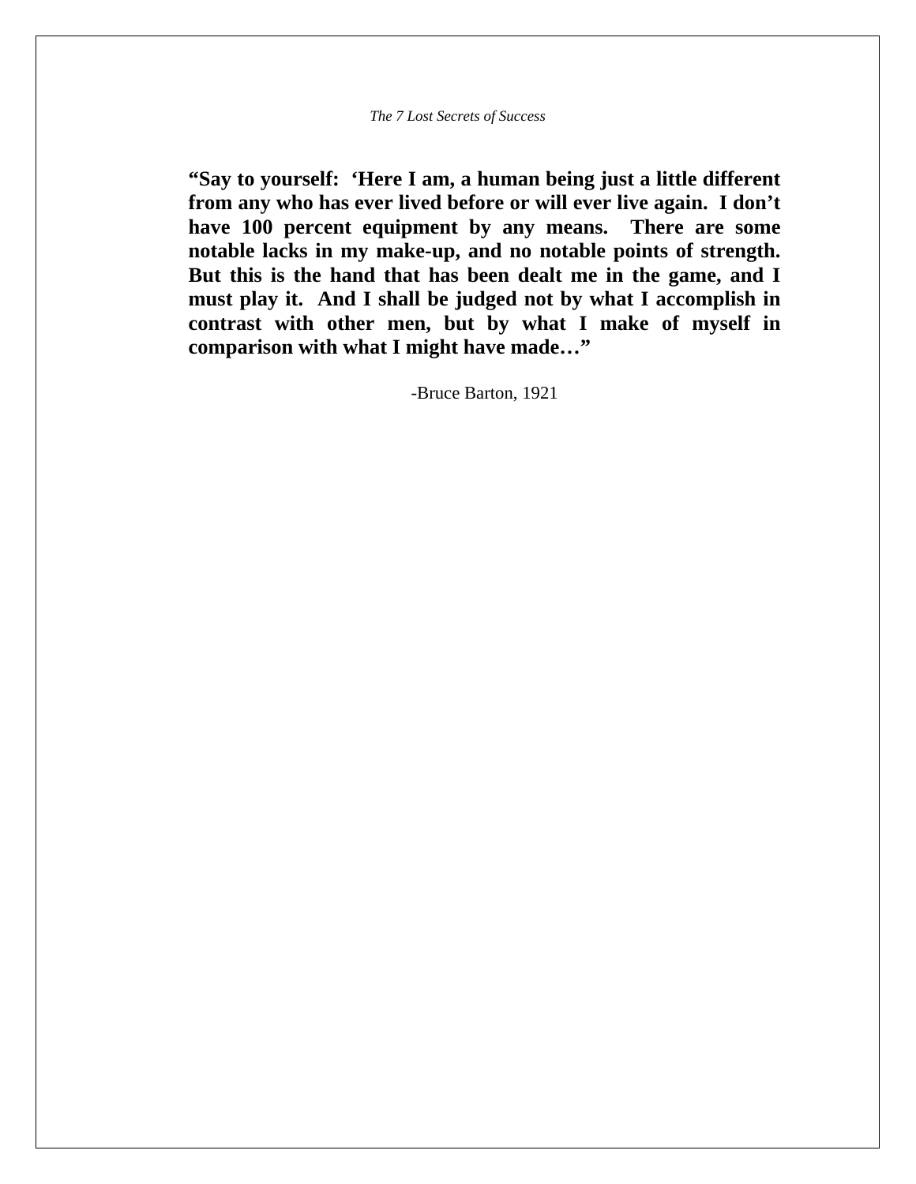**“Say to yourself:  ‘Here I am, a human being just a little different from any who has ever lived before or will ever live again.  I don’t have 100 percent equipment by any means.  There are some notable lacks in my make-up, and no notable points of strength. But this is the hand that has been dealt me in the game, and I must play it.  And I shall be judged not by what I accomplish in contrast with other men, but by what I make of myself in comparison with what I might have made…”**

-Bruce Barton, 1921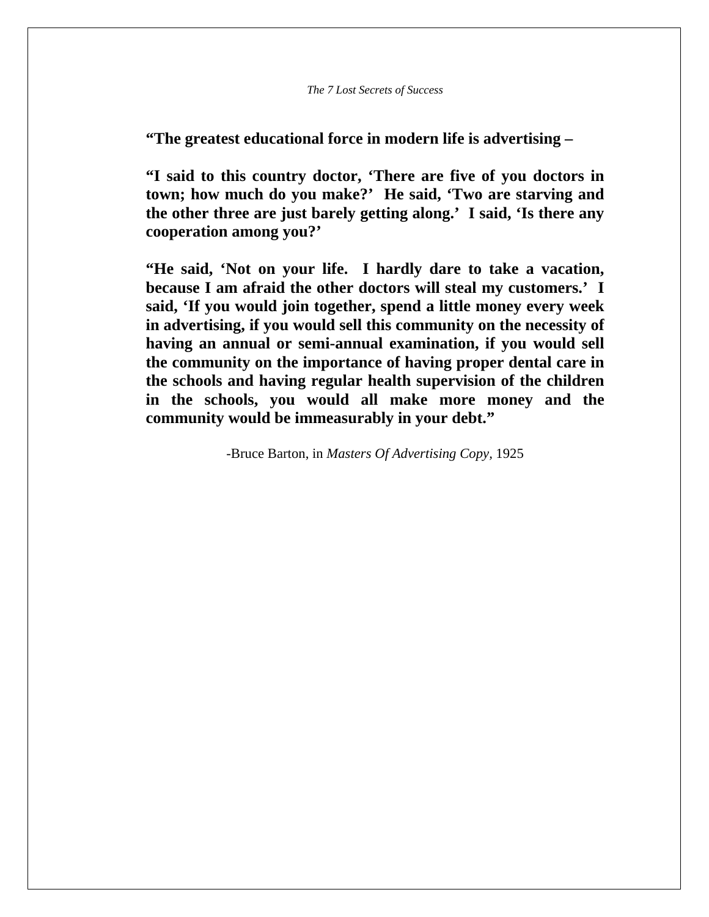**"The greatest educational force in modern life is advertising –**

**"I said to this country doctor, 'There are five of you doctors in town; how much do you make?' He said, 'Two are starving and the other three are just barely getting along.' I said, 'Is there any cooperation among you?'**

**"He said, 'Not on your life. I hardly dare to take a vacation, because I am afraid the other doctors will steal my customers.' I said, 'If you would join together, spend a little money every week in advertising, if you would sell this community on the necessity of having an annual or semi-annual examination, if you would sell the community on the importance of having proper dental care in the schools and having regular health supervision of the children in the schools, you would all make more money and the community would be immeasurably in your debt."**

-Bruce Barton, in *Masters Of Advertising Copy,* 1925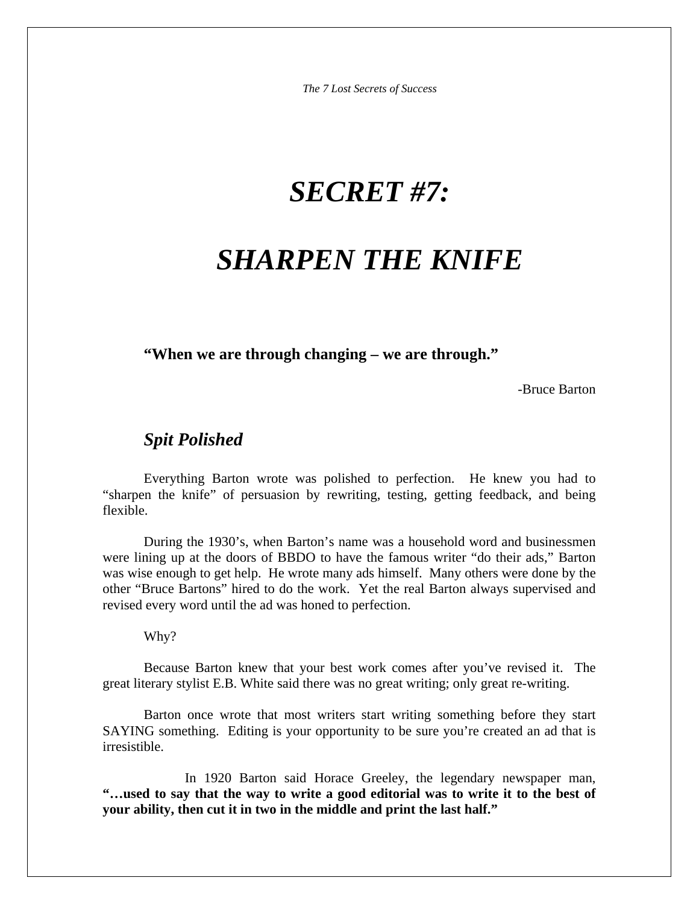# *SECRET #7:*

# *SHARPEN THE KNIFE*

**"When we are through changing – we are through."**

-Bruce Barton

## *Spit Polished*

Everything Barton wrote was polished to perfection. He knew you had to "sharpen the knife" of persuasion by rewriting, testing, getting feedback, and being flexible.

During the 1930's, when Barton's name was a household word and businessmen were lining up at the doors of BBDO to have the famous writer "do their ads," Barton was wise enough to get help. He wrote many ads himself. Many others were done by the other "Bruce Bartons" hired to do the work. Yet the real Barton always supervised and revised every word until the ad was honed to perfection.

Why?

Because Barton knew that your best work comes after you've revised it. The great literary stylist E.B. White said there was no great writing; only great re-writing.

Barton once wrote that most writers start writing something before they start SAYING something. Editing is your opportunity to be sure you're created an ad that is irresistible.

In 1920 Barton said Horace Greeley, the legendary newspaper man, **"…used to say that the way to write a good editorial was to write it to the best of your ability, then cut it in two in the middle and print the last half."**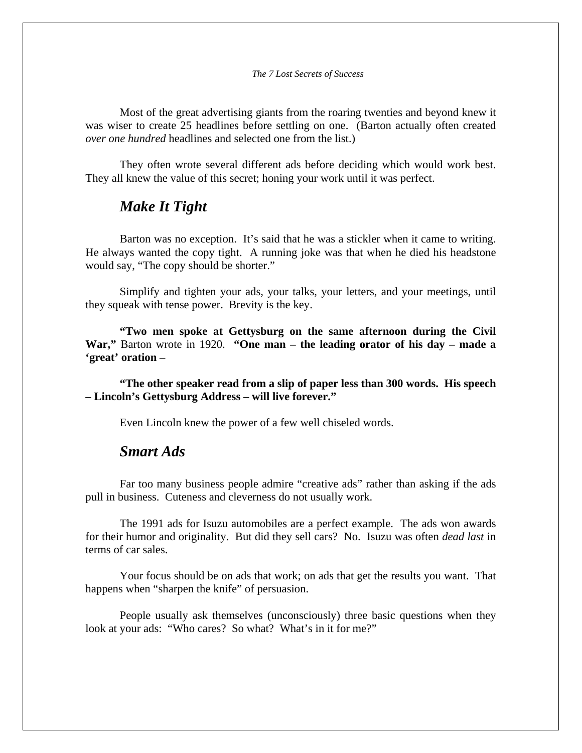Most of the great advertising giants from the roaring twenties and beyond knew it was wiser to create 25 headlines before settling on one. (Barton actually often created *over one hundred* headlines and selected one from the list.)

They often wrote several different ads before deciding which would work best. They all knew the value of this secret; honing your work until it was perfect.

## *Make It Tight*

Barton was no exception. It's said that he was a stickler when it came to writing. He always wanted the copy tight. A running joke was that when he died his headstone would say, "The copy should be shorter."

Simplify and tighten your ads, your talks, your letters, and your meetings, until they squeak with tense power. Brevity is the key.

**"Two men spoke at Gettysburg on the same afternoon during the Civil War,"** Barton wrote in 1920. **"One man – the leading orator of his day – made a 'great' oration –**

**"The other speaker read from a slip of paper less than 300 words. His speech – Lincoln's Gettysburg Address – will live forever."**

Even Lincoln knew the power of a few well chiseled words.

## *Smart Ads*

Far too many business people admire "creative ads" rather than asking if the ads pull in business. Cuteness and cleverness do not usually work.

The 1991 ads for Isuzu automobiles are a perfect example. The ads won awards for their humor and originality. But did they sell cars? No. Isuzu was often *dead last* in terms of car sales.

Your focus should be on ads that work; on ads that get the results you want. That happens when "sharpen the knife" of persuasion.

People usually ask themselves (unconsciously) three basic questions when they look at your ads: "Who cares? So what? What's in it for me?"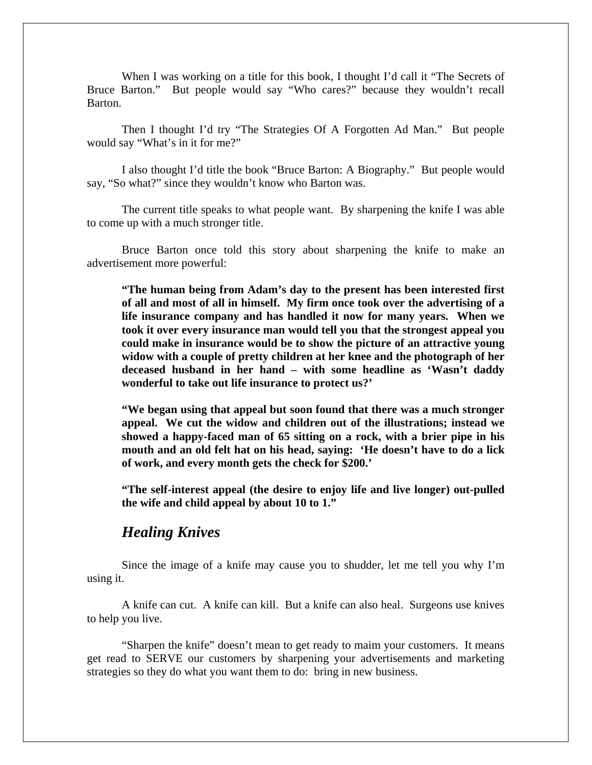When I was working on a title for this book, I thought I'd call it "The Secrets of Bruce Barton." But people would say "Who cares?" because they wouldn't recall Barton.

Then I thought I'd try "The Strategies Of A Forgotten Ad Man." But people would say "What's in it for me?"

I also thought I'd title the book "Bruce Barton: A Biography." But people would say, "So what?" since they wouldn't know who Barton was.

The current title speaks to what people want. By sharpening the knife I was able to come up with a much stronger title.

Bruce Barton once told this story about sharpening the knife to make an advertisement more powerful:

> **"The human being from Adam's day to the present has been interested first of all and most of all in himself. My firm once took over the advertising of a life insurance company and has handled it now for many years. When we took it over every insurance man would tell you that the strongest appeal you could make in insurance would be to show the picture of an attractive young widow with a couple of pretty children at her knee and the photograph of her deceased husband in her hand – with some headline as 'Wasn't daddy wonderful to take out life insurance to protect us?'**
>
> **"We began using that appeal but soon found that there was a much stronger appeal. We cut the widow and children out of the illustrations; instead we showed a happy-faced man of 65 sitting on a rock, with a brier pipe in his mouth and an old felt hat on his head, saying: 'He doesn't have to do a lick of work, and every month gets the check for $200.'**
>
> **"The self-interest appeal (the desire to enjoy life and live longer) out-pulled the wife and child appeal by about 10 to 1."**

## *Healing Knives*

Since the image of a knife may cause you to shudder, let me tell you why I'm using it.

A knife can cut. A knife can kill. But a knife can also heal. Surgeons use knives to help you live.

"Sharpen the knife" doesn't mean to get ready to maim your customers. It means get read to SERVE our customers by sharpening your advertisements and marketing strategies so they do what you want them to do: bring in new business.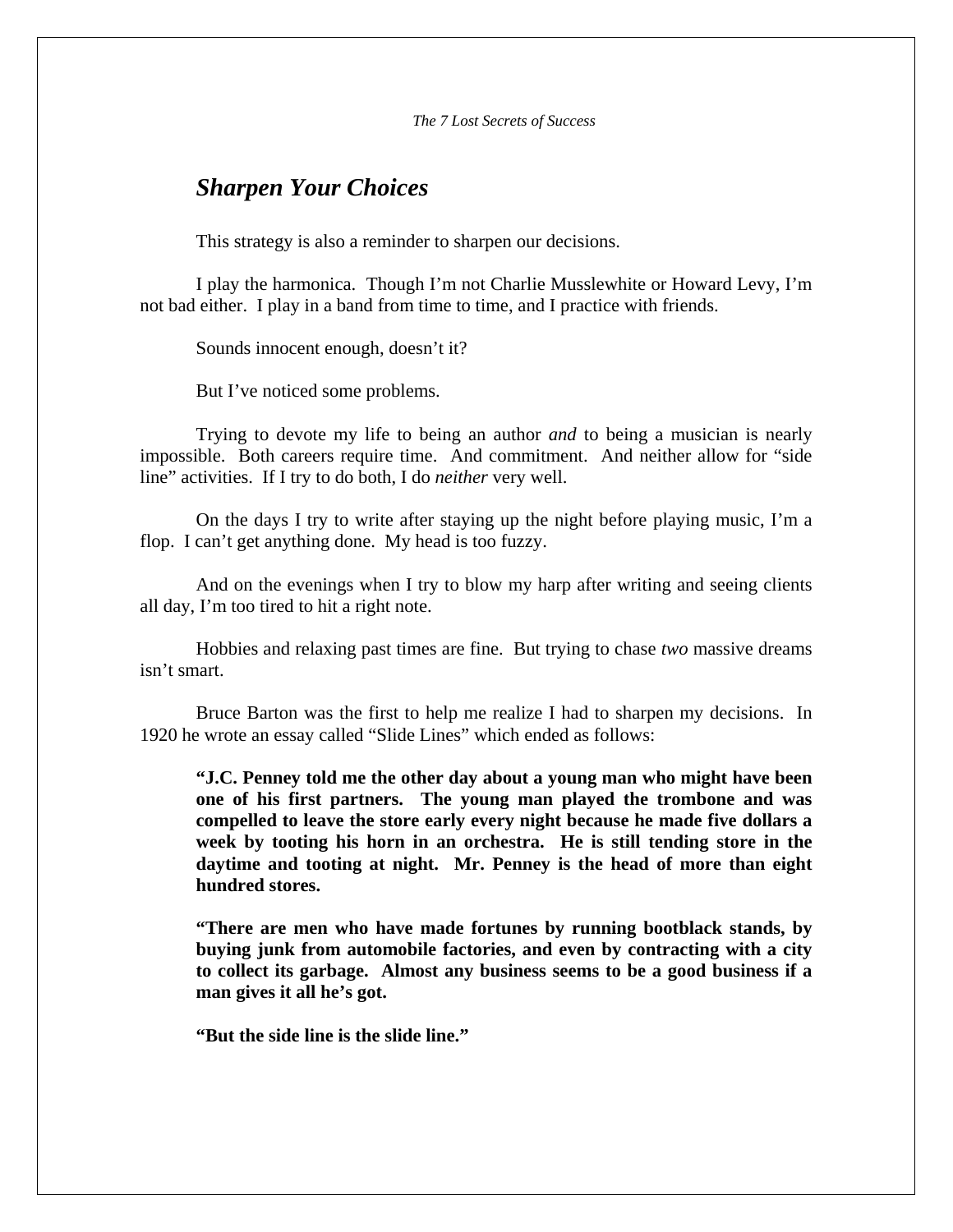## *Sharpen Your Choices*

This strategy is also a reminder to sharpen our decisions.

I play the harmonica. Though I'm not Charlie Musslewhite or Howard Levy, I'm not bad either. I play in a band from time to time, and I practice with friends.

Sounds innocent enough, doesn't it?

But I've noticed some problems.

Trying to devote my life to being an author *and* to being a musician is nearly impossible. Both careers require time. And commitment. And neither allow for "side line" activities. If I try to do both, I do *neither* very well.

On the days I try to write after staying up the night before playing music, I'm a flop. I can't get anything done. My head is too fuzzy.

And on the evenings when I try to blow my harp after writing and seeing clients all day, I'm too tired to hit a right note.

Hobbies and relaxing past times are fine. But trying to chase *two* massive dreams isn't smart.

Bruce Barton was the first to help me realize I had to sharpen my decisions. In 1920 he wrote an essay called "Slide Lines" which ended as follows:

> **"J.C. Penney told me the other day about a young man who might have been one of his first partners. The young man played the trombone and was compelled to leave the store early every night because he made five dollars a week by tooting his horn in an orchestra. He is still tending store in the daytime and tooting at night. Mr. Penney is the head of more than eight hundred stores.**
>
> **"There are men who have made fortunes by running bootblack stands, by buying junk from automobile factories, and even by contracting with a city to collect its garbage. Almost any business seems to be a good business if a man gives it all he's got.**
>
> **"But the side line is the slide line."**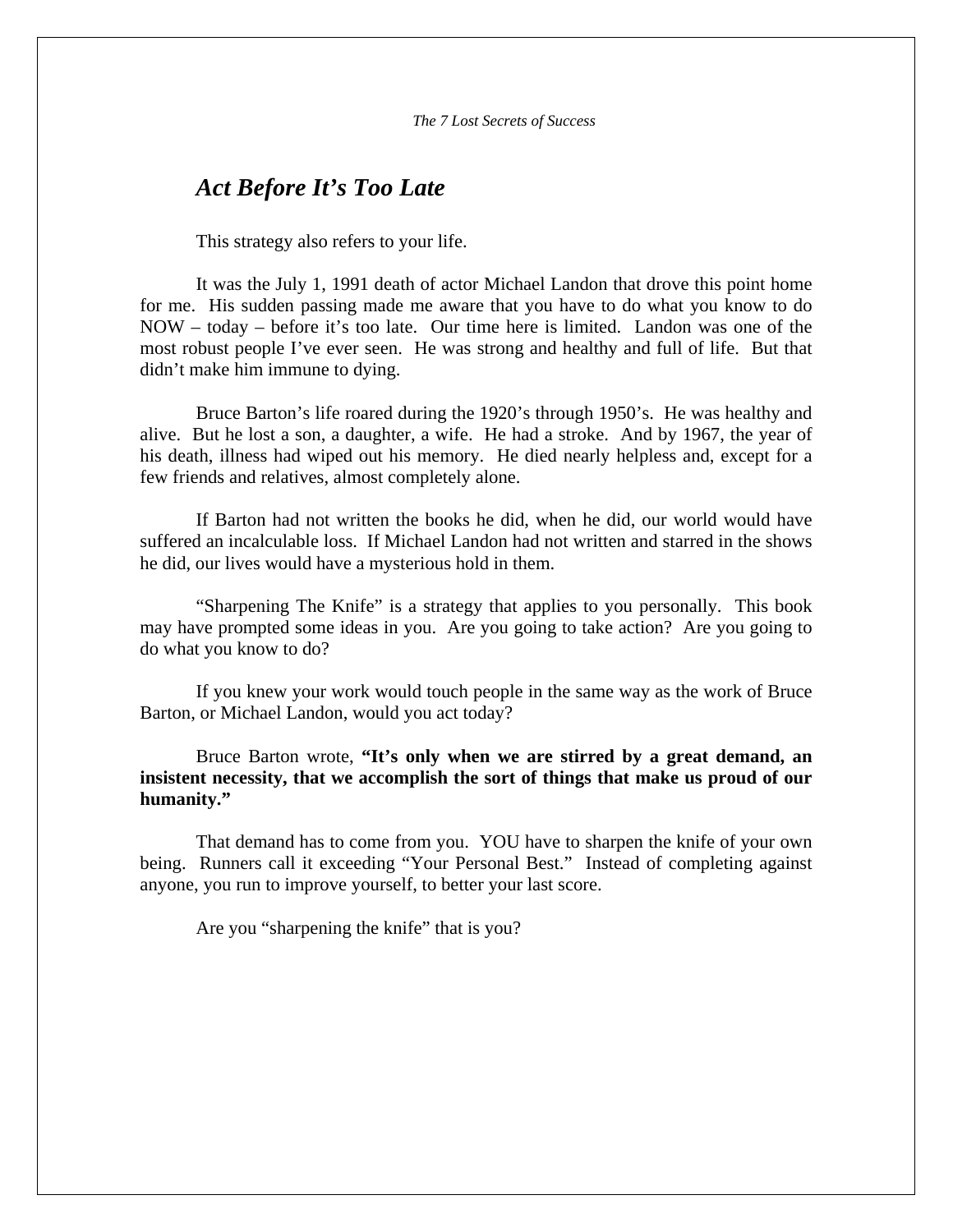## *Act Before It's Too Late*

This strategy also refers to your life.

It was the July 1, 1991 death of actor Michael Landon that drove this point home for me. His sudden passing made me aware that you have to do what you know to do NOW – today – before it's too late. Our time here is limited. Landon was one of the most robust people I've ever seen. He was strong and healthy and full of life. But that didn't make him immune to dying.

Bruce Barton's life roared during the 1920's through 1950's. He was healthy and alive. But he lost a son, a daughter, a wife. He had a stroke. And by 1967, the year of his death, illness had wiped out his memory. He died nearly helpless and, except for a few friends and relatives, almost completely alone.

If Barton had not written the books he did, when he did, our world would have suffered an incalculable loss. If Michael Landon had not written and starred in the shows he did, our lives would have a mysterious hold in them.

"Sharpening The Knife" is a strategy that applies to you personally. This book may have prompted some ideas in you. Are you going to take action? Are you going to do what you know to do?

If you knew your work would touch people in the same way as the work of Bruce Barton, or Michael Landon, would you act today?

Bruce Barton wrote, **"It's only when we are stirred by a great demand, an insistent necessity, that we accomplish the sort of things that make us proud of our humanity."**

That demand has to come from you. YOU have to sharpen the knife of your own being. Runners call it exceeding "Your Personal Best." Instead of completing against anyone, you run to improve yourself, to better your last score.

Are you "sharpening the knife" that is you?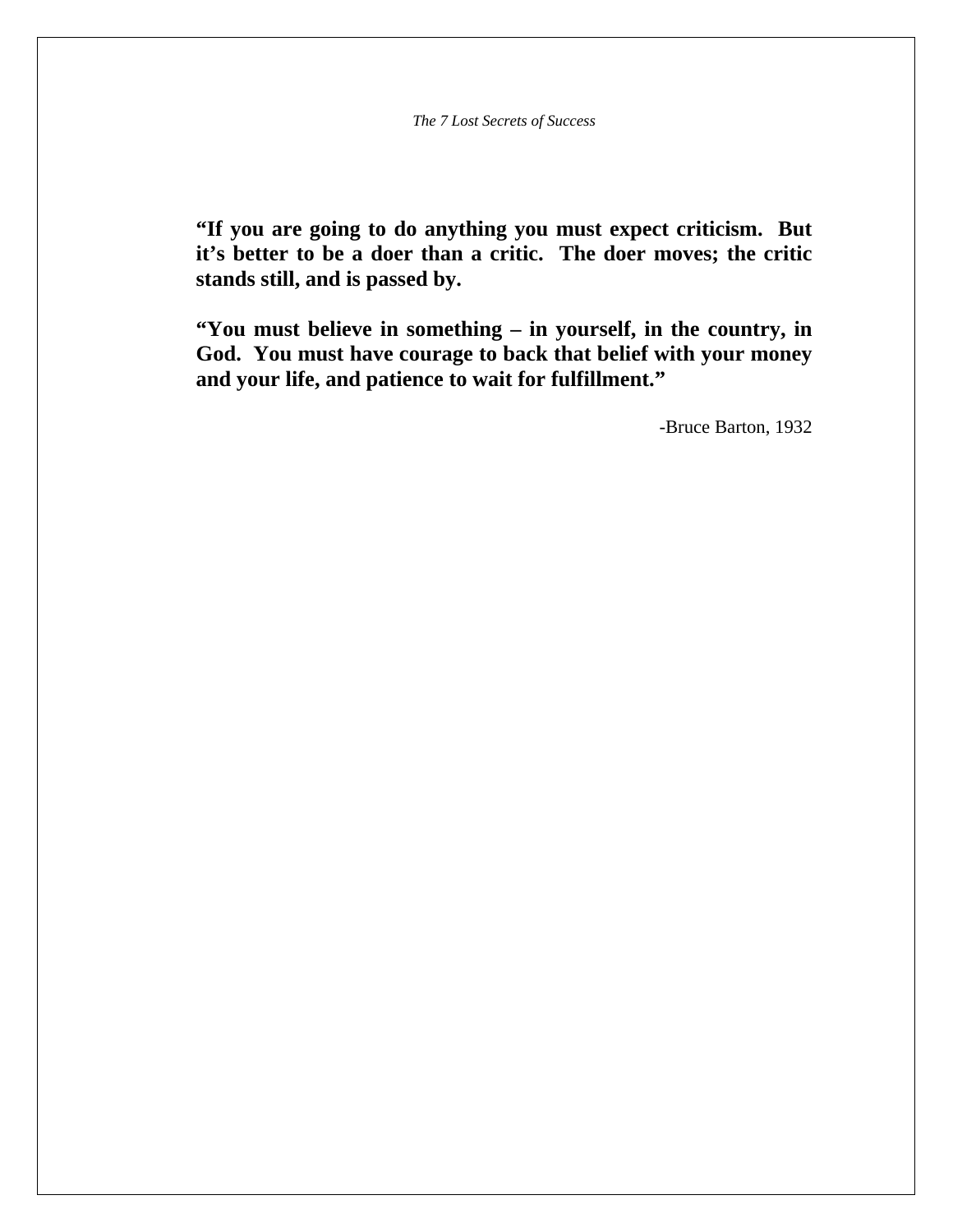**“If you are going to do anything you must expect criticism. But it’s better to be a doer than a critic. The doer moves; the critic stands still, and is passed by.**

**“You must believe in something – in yourself, in the country, in God. You must have courage to back that belief with your money and your life, and patience to wait for fulfillment.”**

-Bruce Barton, 1932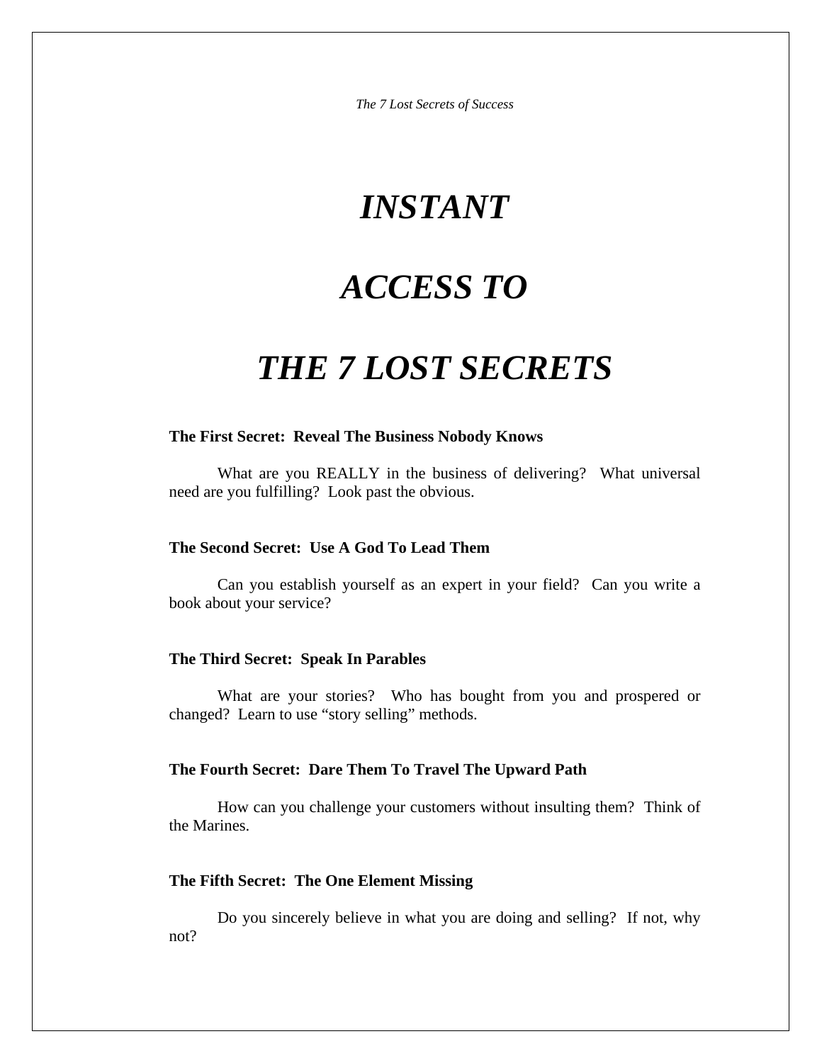# *INSTANT*

# *ACCESS TO*

# *THE 7 LOST SECRETS*

**The First Secret: Reveal The Business Nobody Knows**

What are you REALLY in the business of delivering? What universal need are you fulfilling? Look past the obvious.

**The Second Secret: Use A God To Lead Them**

Can you establish yourself as an expert in your field? Can you write a book about your service?

**The Third Secret: Speak In Parables**

What are your stories? Who has bought from you and prospered or changed? Learn to use "story selling" methods.

**The Fourth Secret: Dare Them To Travel The Upward Path**

How can you challenge your customers without insulting them? Think of the Marines.

**The Fifth Secret: The One Element Missing**

Do you sincerely believe in what you are doing and selling? If not, why not?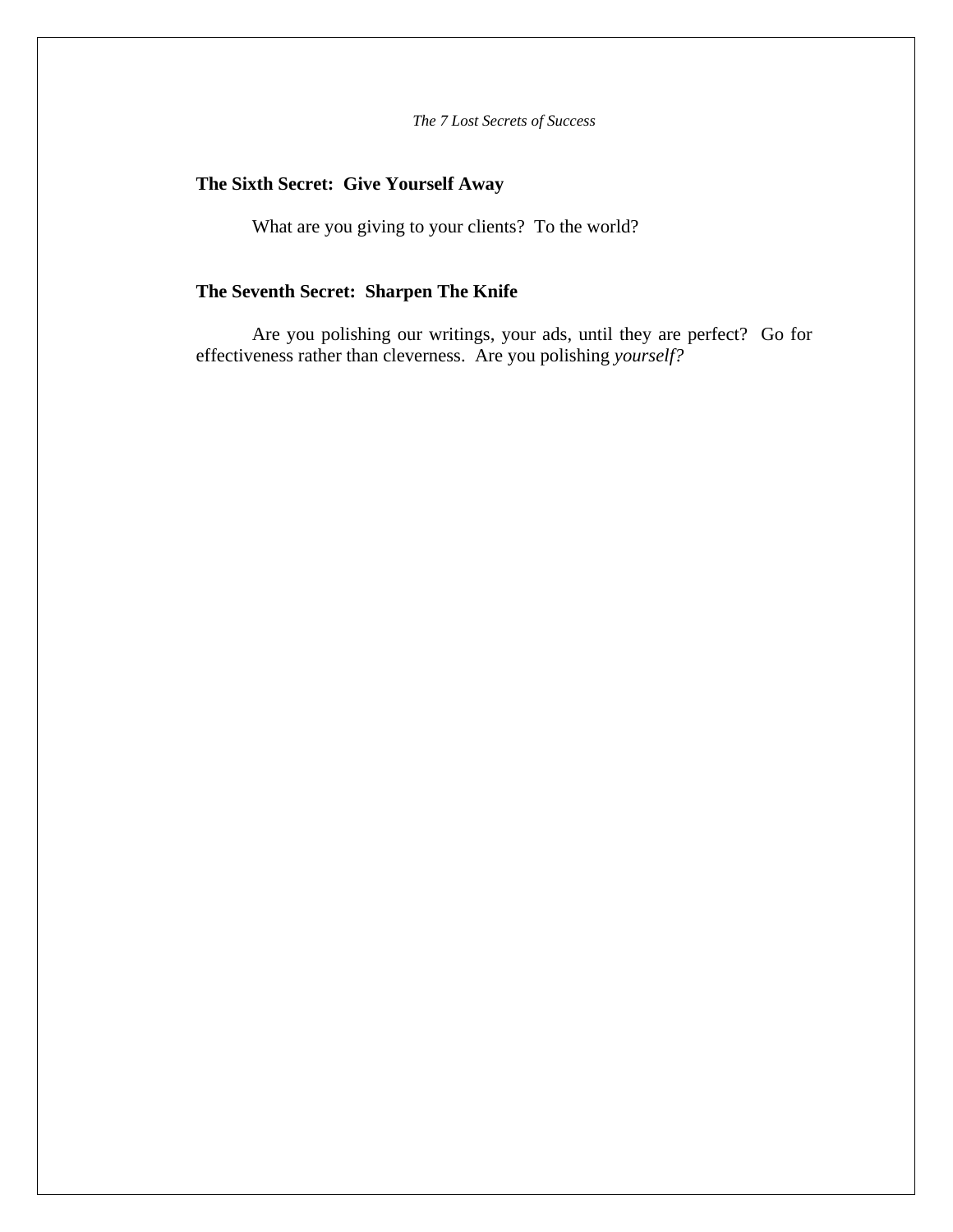**The Sixth Secret:  Give Yourself Away**

What are you giving to your clients?  To the world?

**The Seventh Secret:  Sharpen The Knife**

Are you polishing our writings, your ads, until they are perfect?  Go for effectiveness rather than cleverness.  Are you polishing *yourself?*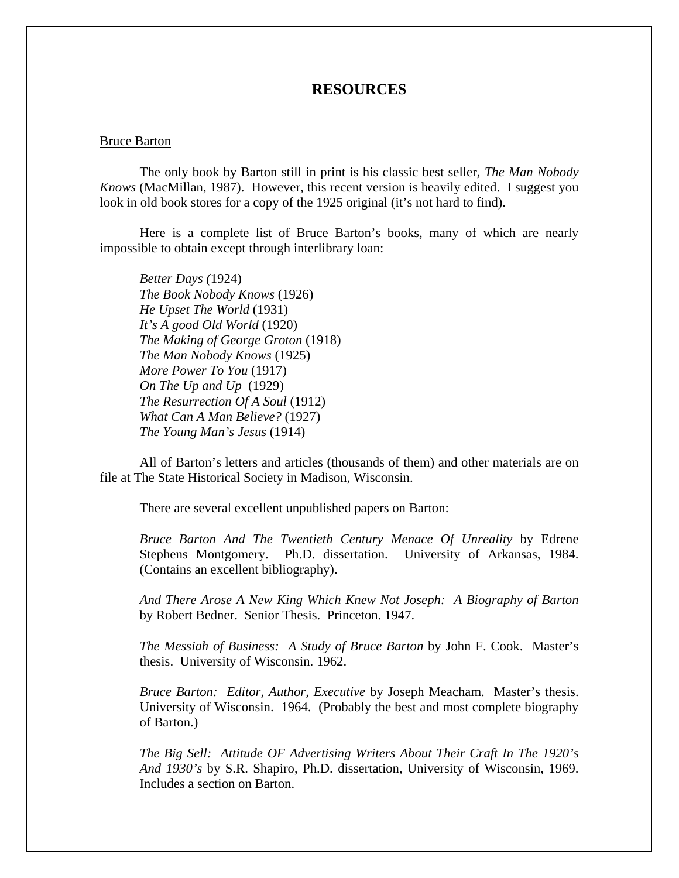# RESOURCES

<u>Bruce Barton</u>

The only book by Barton still in print is his classic best seller, *The Man Nobody Knows* (MacMillan, 1987). However, this recent version is heavily edited. I suggest you look in old book stores for a copy of the 1925 original (it's not hard to find).

Here is a complete list of Bruce Barton's books, many of which are nearly impossible to obtain except through interlibrary loan:

*Better Days (*1924)
*The Book Nobody Knows* (1926)
*He Upset The World* (1931)
*It's A good Old World* (1920)
*The Making of George Groton* (1918)
*The Man Nobody Knows* (1925)
*More Power To You* (1917)
*On The Up and Up* (1929)
*The Resurrection Of A Soul* (1912)
*What Can A Man Believe?* (1927)
*The Young Man's Jesus* (1914)

All of Barton's letters and articles (thousands of them) and other materials are on file at The State Historical Society in Madison, Wisconsin.

There are several excellent unpublished papers on Barton:

*Bruce Barton And The Twentieth Century Menace Of Unreality* by Edrene Stephens Montgomery. Ph.D. dissertation. University of Arkansas, 1984. (Contains an excellent bibliography).

*And There Arose A New King Which Knew Not Joseph: A Biography of Barton* by Robert Bedner. Senior Thesis. Princeton. 1947.

*The Messiah of Business: A Study of Bruce Barton* by John F. Cook. Master's thesis. University of Wisconsin. 1962.

*Bruce Barton: Editor, Author, Executive* by Joseph Meacham. Master's thesis. University of Wisconsin. 1964. (Probably the best and most complete biography of Barton.)

*The Big Sell: Attitude OF Advertising Writers About Their Craft In The 1920's And 1930's* by S.R. Shapiro, Ph.D. dissertation, University of Wisconsin, 1969. Includes a section on Barton.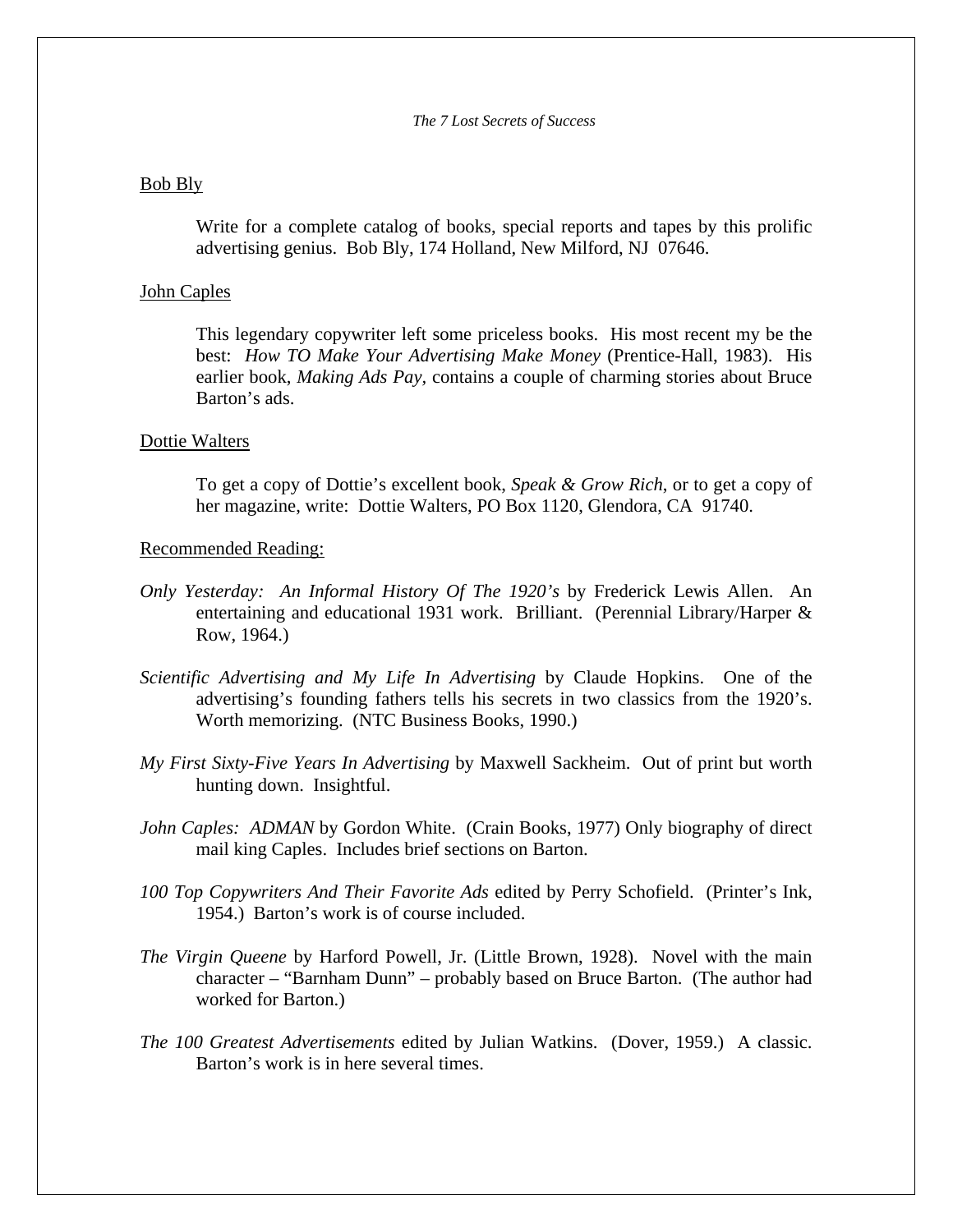Bob Bly

> Write for a complete catalog of books, special reports and tapes by this prolific advertising genius. Bob Bly, 174 Holland, New Milford, NJ 07646.

John Caples

> This legendary copywriter left some priceless books. His most recent my be the best: *How TO Make Your Advertising Make Money* (Prentice-Hall, 1983). His earlier book, *Making Ads Pay,* contains a couple of charming stories about Bruce Barton's ads.

Dottie Walters

> To get a copy of Dottie's excellent book, *Speak & Grow Rich*, or to get a copy of her magazine, write: Dottie Walters, PO Box 1120, Glendora, CA 91740.

Recommended Reading:

*Only Yesterday: An Informal History Of The 1920's* by Frederick Lewis Allen. An entertaining and educational 1931 work. Brilliant. (Perennial Library/Harper & Row, 1964.)

*Scientific Advertising and My Life In Advertising* by Claude Hopkins. One of the advertising's founding fathers tells his secrets in two classics from the 1920's. Worth memorizing. (NTC Business Books, 1990.)

*My First Sixty-Five Years In Advertising* by Maxwell Sackheim. Out of print but worth hunting down. Insightful.

*John Caples: ADMAN* by Gordon White. (Crain Books, 1977) Only biography of direct mail king Caples. Includes brief sections on Barton.

*100 Top Copywriters And Their Favorite Ads* edited by Perry Schofield. (Printer's Ink, 1954.) Barton's work is of course included.

*The Virgin Queene* by Harford Powell, Jr. (Little Brown, 1928). Novel with the main character – "Barnham Dunn" – probably based on Bruce Barton. (The author had worked for Barton.)

*The 100 Greatest Advertisements* edited by Julian Watkins. (Dover, 1959.) A classic. Barton's work is in here several times.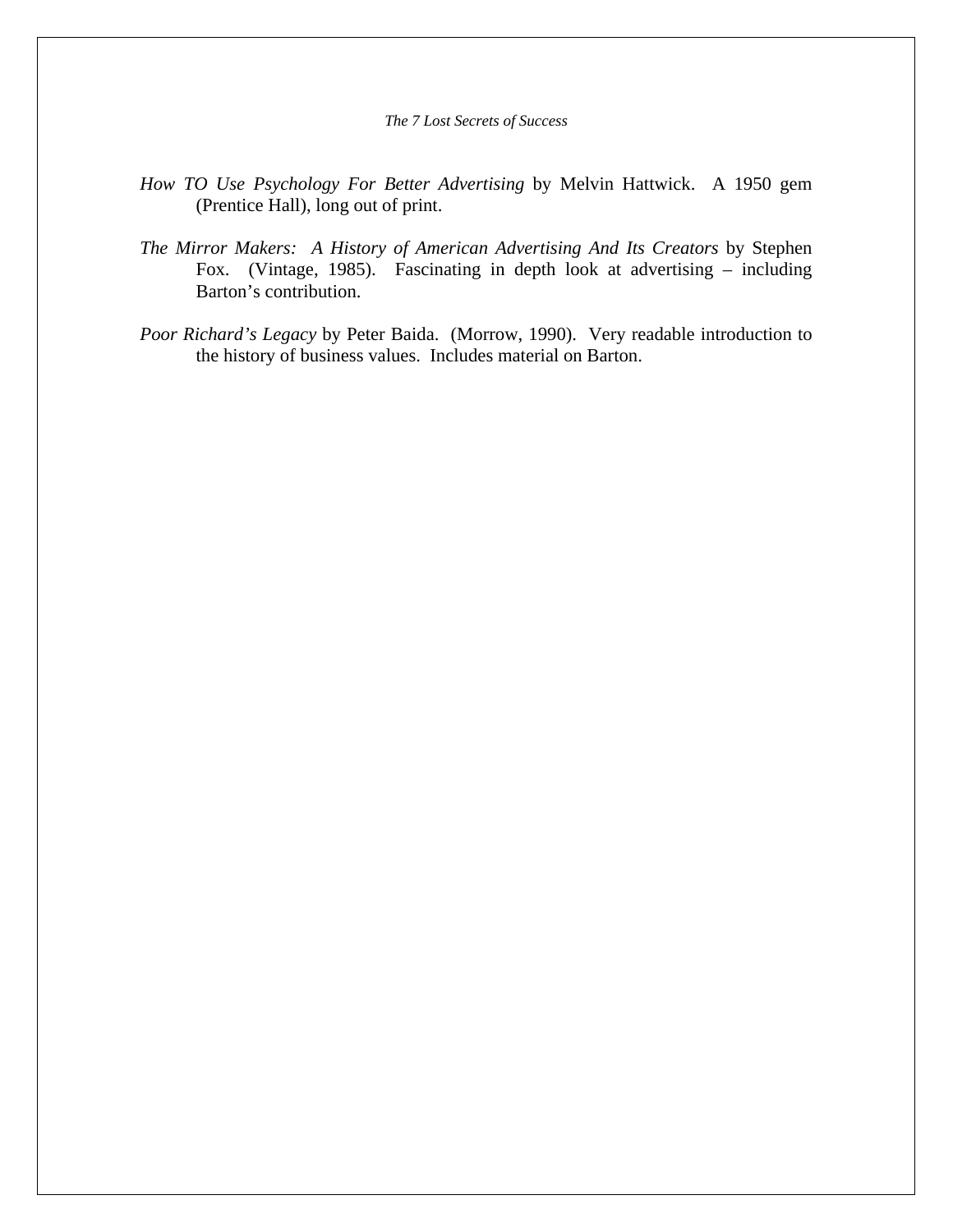*How TO Use Psychology For Better Advertising* by Melvin Hattwick. A 1950 gem (Prentice Hall), long out of print.

*The Mirror Makers: A History of American Advertising And Its Creators* by Stephen Fox. (Vintage, 1985). Fascinating in depth look at advertising – including Barton's contribution.

*Poor Richard's Legacy* by Peter Baida. (Morrow, 1990). Very readable introduction to the history of business values. Includes material on Barton.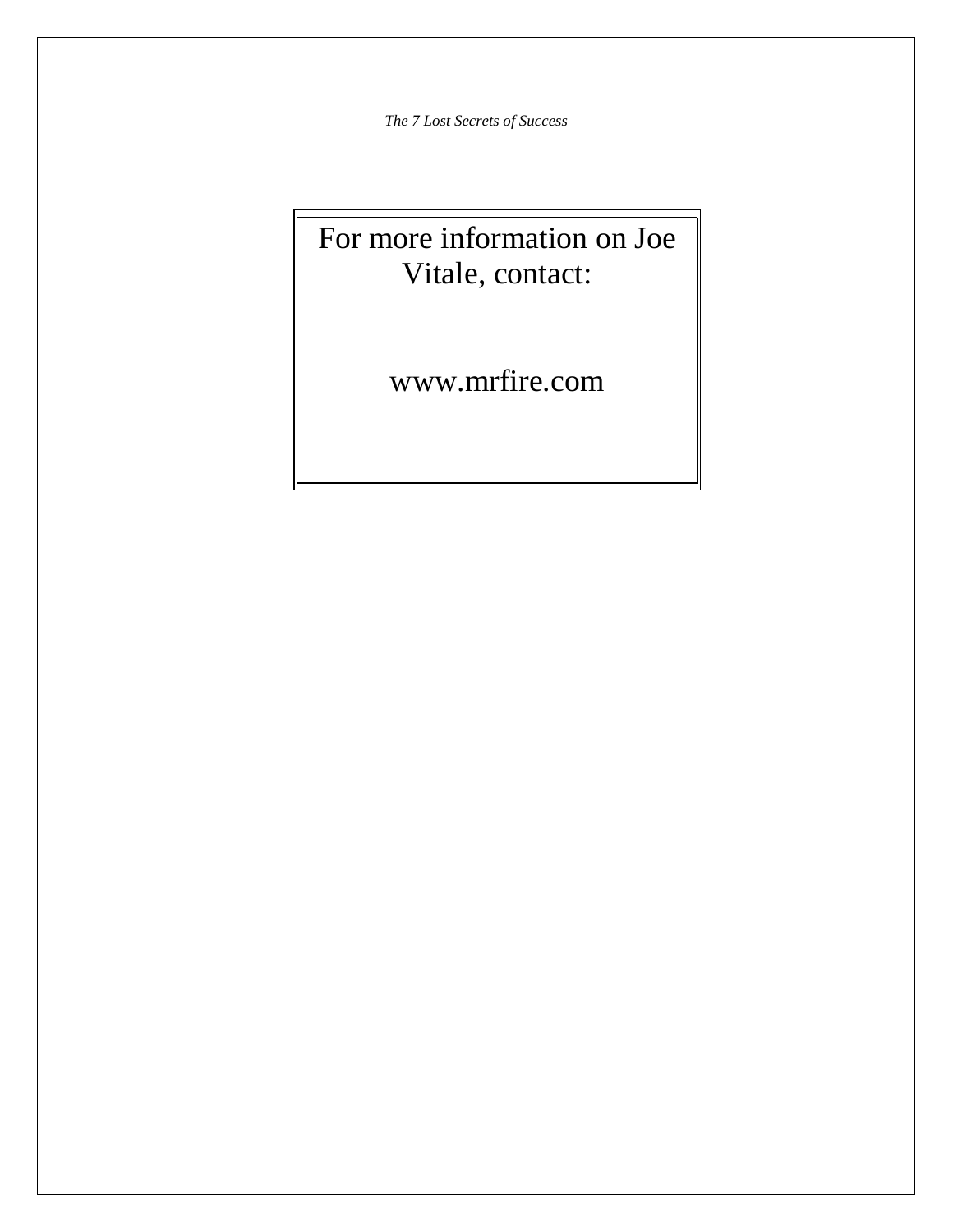For more information on Joe Vitale, contact:

www.mrfire.com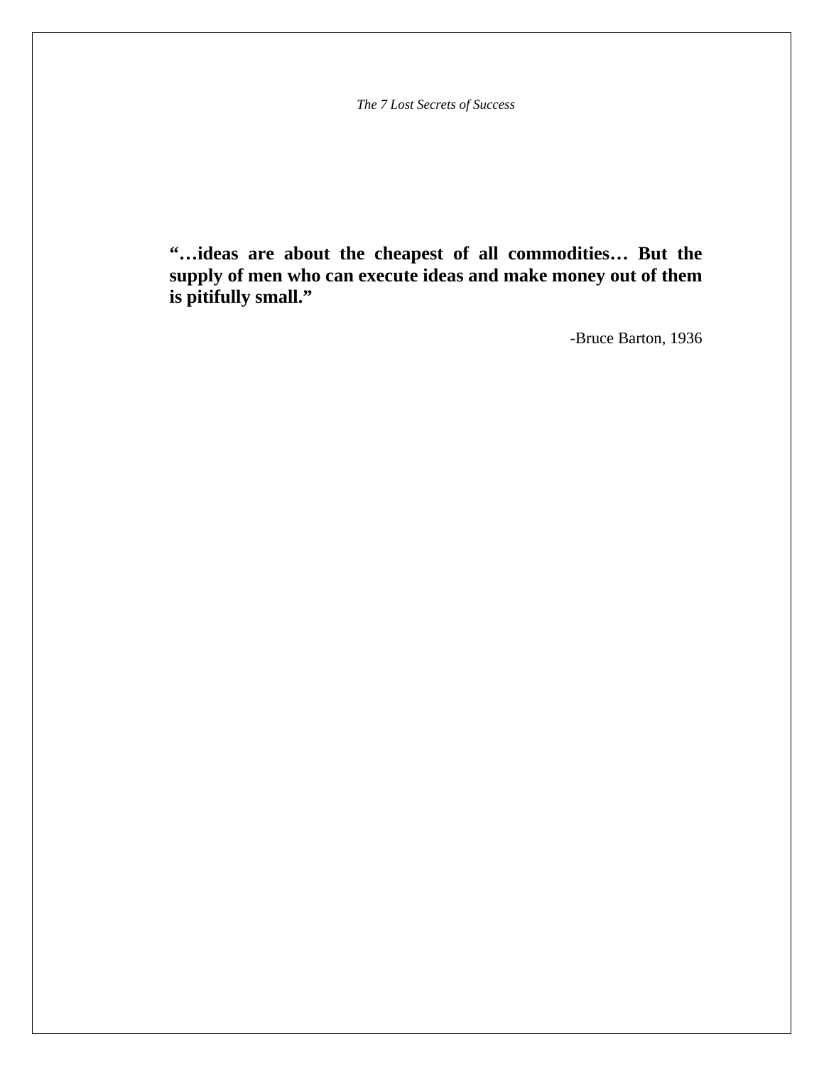**"…ideas are about the cheapest of all commodities… But the supply of men who can execute ideas and make money out of them is pitifully small."**

-Bruce Barton, 1936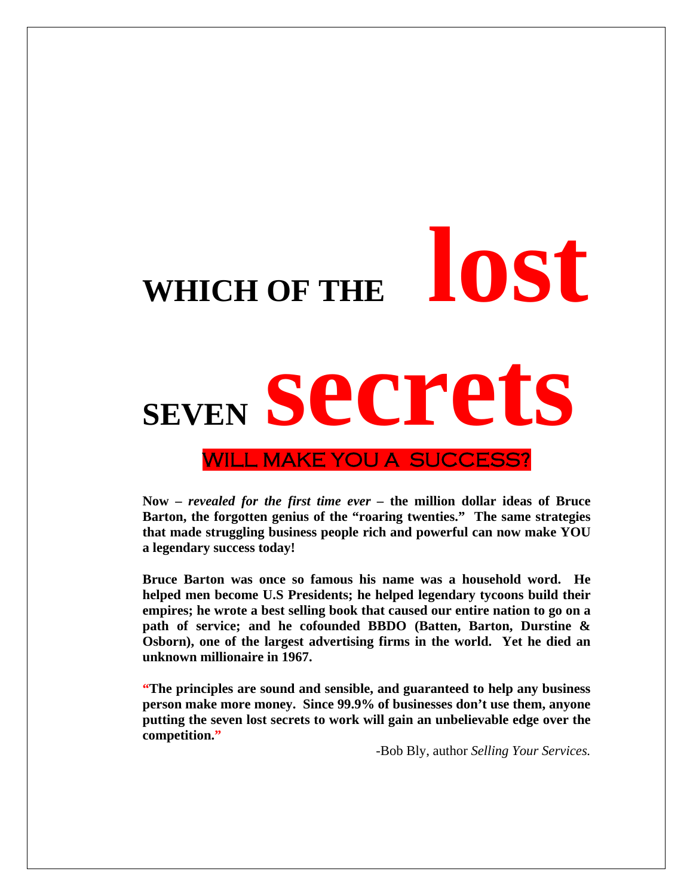# WHICH OF THE lost SEVEN secrets

## WILL MAKE YOU A SUCCESS?

**Now – *revealed for the first time ever* – the million dollar ideas of Bruce Barton, the forgotten genius of the "roaring twenties." The same strategies that made struggling business people rich and powerful can now make YOU a legendary success today!**

**Bruce Barton was once so famous his name was a household word. He helped men become U.S Presidents; he helped legendary tycoons build their empires; he wrote a best selling book that caused our entire nation to go on a path of service; and he cofounded BBDO (Batten, Barton, Durstine & Osborn), one of the largest advertising firms in the world. Yet he died an unknown millionaire in 1967.**

**"The principles are sound and sensible, and guaranteed to help any business person make more money. Since 99.9% of businesses don't use them, anyone putting the seven lost secrets to work will gain an unbelievable edge over the competition."**

-Bob Bly, author *Selling Your Services.*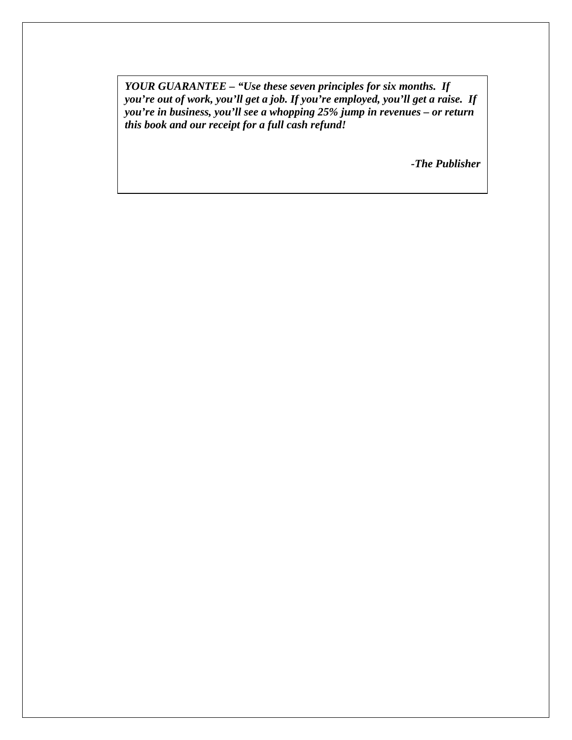***YOUR GUARANTEE – "Use these seven principles for six months. If you're out of work, you'll get a job. If you're employed, you'll get a raise. If you're in business, you'll see a whopping 25% jump in revenues – or return this book and our receipt for a full cash refund!***

***-The Publisher***